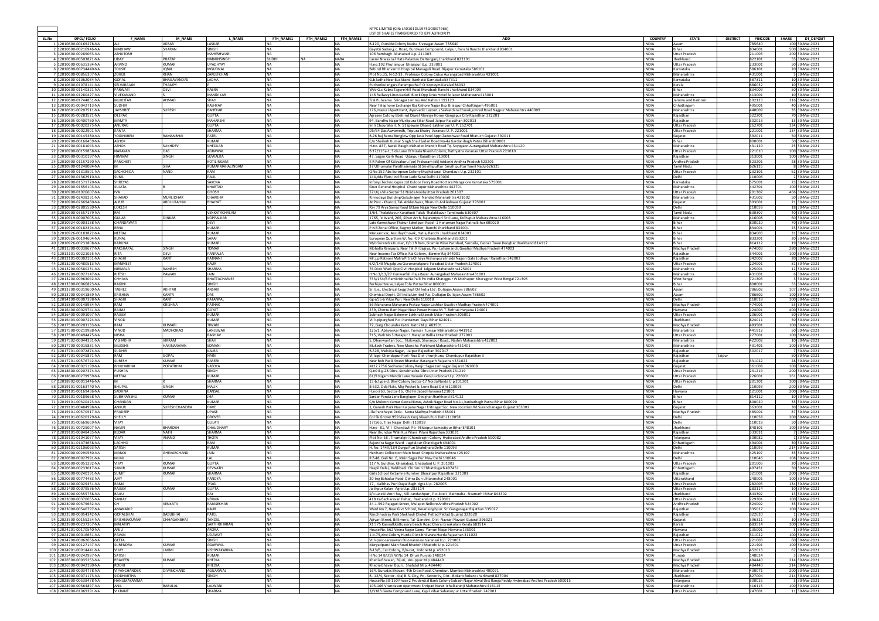NTPC LIMITED (CIN: L40101DL1975GOI007966)

LIST OF SHARES TRANSFERRED TO IEPF AUTHORITY

| SL.No | DPCL/ FOLIO | F_NAME | M_NAME | L_NAME | FTH_NAME1 | FTH_NAME2 | FTH_NAME3 | ADD | COUNTRY | STATE | DISTRICT | PINCODE | SHARE | DT_DEPOSIT |
|---|---|---|---|---|---|---|---|---|---|---|---|---|---|---|
| 1 | 12010600-00169278-NA | ALI | AKBAR | LASKAR | NA | | NA | B-120, Outside Colony Nazira Sivasagar Assam 785640 | INDIA | Assam | | 785640 | 100 | 30-Mar-2021 |
| 2 | 12010600-00216946-NA | MADHAW | SHARAN | SINGH | NA | | NA | Gayatri Sadan,j.c. Road, Burdwan Compound, Lalpur, Ranchi Ranchi Jharkhand 834001 | INDIA | Bihar | | 834001 | 500 | 30-Mar-2021 |
| 3 | 12010600-00289065-NA | ASHUTOSH | | MAHESHWARI | NA | | NA | 106 Rambagh Allahabad U.p. 211003 | INDIA | Uttar Pradesh | | 211003 | 200 | 30-Mar-2021 |
| 4 | 12010600-00503821-NA | UDAY | PRATAP | NARAINSINGH | BUDHI | NA | NARA | Laxmi Niwas Jail Hata Palamau Daltonganj Jharkhand 822101 | INDIA | Jharkhand | | 822101 | 55 | 30-Mar-2021 |
| 5 | 12010600-00635384-NA | ARVIND | KUMAR | UPADHYAY | NA | | NA | H.no.192 Phullanpur Ghazipur U.p. 233001 | INDIA | Uttar Pradesh | | 233001 | 50 | 30-Mar-2021 |
| 6 | 12010600-00734440-NA | TOUSIF | IQBAL | MGUDNAL | NA | | NA | Behind Dhanvantri Hospital Managuli Road Bijapur Karnataka 586101 | INDIA | Karnataka | | 586101 | 20 | 30-Mar-2021 |
| 7 | 12010600-00856307-NA | ZOHEB | KHAN | ZAREEFKHAN | NA | | NA | Plot No.35, N-12-13 , Professor Colony Cidco Aurangabad Maharashtra 431001 | INDIA | Maharashtra | | 431001 | 5 | 30-Mar-2021 |
| 8 | 12010600-01062034-NA | GOPAL | BHAGAVANDAS | LADHA | NA | | NA | G.b.ladha Near Bus Stand Banhatti Karnataka 587311 | INDIA | Karnataka | | 587311 | 10 | 30-Mar-2021 |
| 9 | 12010600-01078141-NA | SELVARAJAN | THAMPY | | NA | | NA | Puthenkulangara Parampuzha P O Kottayam Kerala 686032 | INDIA | Kerala | | 686032 | 10 | 30-Mar-2021 |
| 10 | 12010600-01140321-NA | PARWATI | DEVI | KABRA | NA | | NA | W/o G.c Kabra Tagore Hill Road Morabadi Ranchi Jharkhand 834009 | INDIA | Bihar | | 834009 | 50 | 30-Mar-2021 |
| 11 | 12010600-01280427-NA | VIVEKANAND | S | MAMDIKAR | NA | | NA | 146 Railway Lines Kadadi Block Opp Druv Hotel Solapur Maharastra 413001 | INDIA | Maharashtra | | 413001 | 10 | 30-Mar-2021 |
| 12 | 12010600-01744851-NA | MUKHTAR | AHMAD | SHAH | NA | | NA | Tral Pulwama Srinagar Jammu And Kahmir 192123 | INDIA | Jammu and Kashmir | | 192123 | 116 | 30-Mar-2021 |
| 13 | 12010601-00042713-NA | SUDHIR | | KASHYAP | NA | | NA | Near Telephone Exchange Raj Kishore Nagar Bsp Bilaspur Chhattisgarh 495001 | INDIA | Chhattisgarh | | 495001 | 40 | 30-Mar-2021 |
| 14 | 12010601-00207511-NA | JAYSHREE | SURESH | BAHEKAR | NA | | NA | 176,mayuri Apartment, Ayurvedic Layout,s Sakkardara Chowk,umred Road Nagpur Maharashtra 440009 | INDIA | Maharashtra | | 440009 | 35 | 30-Mar-2021 |
| 15 | 12010605-00283521-NA | DEEPAK | | GUPTA | NA | | NA | Agrasen Colony Bbehind Oswal Marrige Home Gangapur City Rajasthan 322201 | INDIA | Rajasthan | | 322201 | 70 | 30-Mar-2021 |
| 16 | 12010605-00400760-NA | MAMTA | | MAHARSHI | NA | | NA | 94, Bandhu Nagar Murlipura Sikar Road Jaipur Rajasthan 302013 | INDIA | Rajasthan | | 302013 | 15 | 30-Mar-2021 |
| 17 | 12010606-00020275-NA | ANURAG | | GUPTA | NA | | NA | Imli Chouraha H. N. 51 (pawan Dham) Lakhimpur U. P. 262701 | INDIA | Uttar Pradesh | | 262701 | 134 | 30-Mar-2021 |
| 18 | 12010606-00022901-NA | KANTA | | SHARMA | NA | | NA | D5/64 Das Aswamedh, Tripura Bhairy Varanasi U. P. 221001 | INDIA | Uttar Pradesh | | 221001 | 134 | 30-Mar-2021 |
| 19 | 12010700-00145380-NA | YOGINABEN | RAMANBHAI | PATEL | NA | | NA | B-26 Raj Ratna Bunglow Opp Jasu Patel Appt Zadeshwar Road Bharuch Gujarat 392011 | INDIA | Gujarat | | 392011 | 50 | 30-Mar-2021 |
| 20 | 12010700-00168459-NA | ASHOK | | KUMAR | NA | | NA | C/o Shailesh Kumar Singh Shail Sadan Road No-4a Gardanibagh Patna Bihar 800001 | INDIA | Bihar | | 800001 | 50 | 30-Mar-2021 |
| 21 | 12010700-00181043-NA | ASHOK | SUKHDEV | KHEDKAR | NA | | NA | H.no.837, Narali Baugh Mahadeo Mandir Road Tq-Soyegaon Aurangabad Maharashtra 431120 | INDIA | Maharashtra | | 431120 | 25 | 30-Mar-2021 |
| 22 | 12010900-00159858-NA | NARAYAN | DAS | AGRAWAL | NA | | NA | B 37/116a-1, Side Lane Of Nirala Nivesh Colony, Rathyatra Varanasi Uttar Pradesh 221010 | INDIA | Uttar Pradesh | | 221010 | 100 | 30-Mar-2021 |
| 23 | 12010900-00310197-NA | HIMMAT | SINGH | SUWALKA | NA | | NA | 47, Sajjan Garh Road Udaipur Rajasthan 313001 | INDIA | Rajasthan | | 313001 | 100 | 30-Mar-2021 |
| 24 | 12010900-01157290-NA | PANCHETI | | KOTILINGAM | NA | | NA | K R Palem Of Kalavakuru (po) Prakasam (dt) Addanki Andhra Pradesh 523201 | INDIA | Andhra Pradesh | | 523201 | 28 | 30-Mar-2021 |
| 25 | 12010900-01248084-NA | M | SIVA | KUMARMAHALINGAM | NA | | NA | 37 Uthumalai Parathesimada St Srivilliputtur Srivilliputtur Tamil Nadu 626125 | INDIA | Tamil Nadu | | 626125 | 8 | 30-Mar-2021 |
| 26 | 12010900-01318501-NA | SACHCHIDA | NAND | RAM | NA | | NA | Q.No 152 Abc European Colony Mughalsarai Chandauli U.p. 232101 | INDIA | Uttar Pradesh | | 232101 | 62 | 30-Mar-2021 |
| 27 | 12010900-01362910-NA | SUNIL | | PAUL | NA | | NA | 144,dda Flats Iind Floor Lado Sarai Delhi 110006 | INDIA | Delhi | | 110006 | 2 | 30-Mar-2021 |
| 28 | 12010900-01571720-NA | SHREYAS | | SAXENA | NA | | NA | Infosys Technologies Ltd Kuloor Ferry Road Kottara Mangalore Karnataka 575001 | INDIA | Karnataka | | 575001 | 23 | 30-Mar-2021 |
| 29 | 12010900-01656103-NA | SUJATA | B | KHARTAD | NA | | NA | Govt General Hospital Chandrapur Maharashtra 442701 | INDIA | Maharashtra | | 442701 | 100 | 30-Mar-2021 |
| 30 | 12010900-01926607-NA | IVA | | GHOSH | NA | | NA | 57 Urja Vile Sector 51 Noida Noida Uttar Pradesh 201307 | INDIA | Uttar Pradesh | | 201307 | 466 | 30-Mar-2021 |
| 31 | 12010900-02438231-NA | SHARAD | MURLIDHAR | CHARKHA | NA | | NA | Kirnodaya Building Gokulnagar Nanded Maharashtra 431602 | INDIA | Maharashtra | | 431602 | 50 | 30-Mar-2021 |
| 32 | 12010900-02669460-NA | AIYUB | ABDULRAHIM | BHAIYAT | NA | | NA | At Post - Kharod, Tal- Ankleshwar, Bharuch Ankleshwar Gujarat 393001 | INDIA | Gujarat | | 393001 | 21 | 30-Mar-2021 |
| 33 | 12010900-02805530-NA | LOKESH | | | NA | | NA | Rz-I 79 Arya Samaj Road Uttam Nagar New Delhi 110059 | INDIA | Delhi | | 110059 | 18 | 30-Mar-2021 |
| 34 | 12010900-03557179-NA | RM | | VENKATACHALAM | NA | | NA | 3/64, Thalakkavur Karaikudi Taluk Thalakkavur Tamilnadu 630307 | INDIA | Tamil Nadu | | 630307 | 40 | 30-Mar-2021 |
| 35 | 12010919-00007005-NA | GULAB | DINKAR | KOPPALKAR | NA | | NA | 1765, 'e' Ward, 206, Silver Arch, Rajarampuri 3rd Lane, Kolhapur Maharashtra 416008 | INDIA | Maharashtra | | 416008 | 60 | 30-Mar-2021 |
| 36 | 12010924-00003138-NA | CHANDAWATI | | DEVI | NA | | NA | Late Kameshwar Thakur Saketpuri Road - 1 Hanuman Nagar Patna Bihar 800020 | INDIA | Bihar | | 800020 | 70 | 30-Mar-2021 |
| 37 | 12010926-00182394-NA | RENU | | KUMARI | NA | | NA | P N B Zonal Office, Bagroy Market, Ranchi Jharkhand 834001 | INDIA | Bihar | | 834001 | 25 | 30-Mar-2021 |
| 38 | 12010926-00183822-NA | NEERAJ | | KUMAR | NA | | NA | Mansarovar, Ancillay Chowk, Hatia, Ranchi Jharkhand 834003 | INDIA | Bihar | | 834003 | 31 | 30-Mar-2021 |
| 39 | 12010926-00194604-NA | KUNAL | | SARAF | NA | | NA | European Quartters W. No. -09 Chaibasa Jharkhand 833201 | INDIA | Bihar | | 833201 | 20 | 30-Mar-2021 |
| 40 | 12010926-00231808-NA | KARUNA | | KUMARI | NA | | NA | W/o Surendra Kumar, C/o J B Ram, Gramin Vikas Parishad, Surosita, Castair Town Deoghar Jharkhand 814112 | INDIA | Bihar | | 814112 | 19 | 30-Mar-2021 |
| 41 | 12011300-00338677-NA | RAKSHAPAL | SINGH | TOMAR | NA | | NA | Mohalla Ranipura, Near Teli Ki Bagiya, Po.- Lohamandi, Gwalior Madhya Pradesh 474003 | INDIA | Madhya Pradesh | | 474003 | 280 | 30-Mar-2021 |
| 42 | 12012101-00221025-NA | RITA | DEVI | PANPALIA | NA | | NA | Near Income Tax Office, Rai Colony, Barmer Raj 344001 | INDIA | Rajasthan | | 344001 | 100 | 30-Mar-2021 |
| 43 | 12012101-00302161-NA | SHASHI | KANT | RATNANI | NA | | NA | Mr.j.p Ratnani Matra Pitra Chhaya Vishanpura Inside Nagori Gate Jodhpur Rajasthan 342002 | INDIA | Rajasthan | | 342002 | 20 | 30-Mar-2021 |
| 44 | 12013200-00480513-NA | MANMEET | | KAUR | NA | | NA | 6/2/148 Mugalpura Gurunanakpura Faizabad Uttar Pradesh 224001 | INDIA | Uttar Pradesh | | 224001 | 81 | 30-Mar-2021 |
| 45 | 12013200-00580231-NA | NIRMALA | RAMESH | SHARMA | NA | | NA | 76 Dixit Wadi Opp Civil Hospital Jalgaon Maharashtra 425001 | INDIA | Maharashtra | | 425001 | 12 | 30-Mar-2021 |
| 46 | 12013200-00927147-NA | RITESH | PAWAN | JAIN | NA | | NA | H No 3/13/27 Kunwarfalli Raja Bazar Aurangabad Maharashtra 431001 | INDIA | Maharashtra | | 431001 | 6 | 30-Mar-2021 |
| 47 | 12013200-00963042-NA | CHHAYA | | BHATTACHARJEE | NA | | NA | 753/154/b Ramkrishna Na Palli Po India Kharagpur W Midnapur Kharagpur West Bengal 721305 | INDIA | West Bengal | | 721305 | 3 | 30-Mar-2021 |
| 48 | 12013300-00066823-NA | RAGINI | | SINGH | NA | | NA | Barhiya House, Laljee Tola Patna Bihar 800001 | INDIA | Bihar | | 800001 | 53 | 30-Mar-2021 |
| 49 | 12013700-00319600-NA | TABREZ | AKHTAR | ANSARI | NA | | NA | Sr. E.e., Electrical Engg Dept Oil India Ltd . Duliajan Assam 786602 | INDIA | Assam | | 786602 | 107 | 30-Mar-2021 |
| 50 | 12013700-00341869-NA | KRISHNA | KANTA | DAS | NA | | NA | Chemical Deptt. Oil India Limited P.o. Duliajan Duliajan Assam 786602 | INDIA | Assam | | 786602 | 100 | 30-Mar-2021 |
| 51 | 12014100-00007398-NA | SHASHI | KANT | RATANPAL | NA | | NA | Gg-I/56-b Vikas Puri New Delhi 110018 | INDIA | Delhi | | 110018 | 100 | 30-Mar-2021 |
| 52 | 12015800-00148934-NA | RAM | KRISHNA | PATHAK | NA | | NA | 56 Maharana Maharana Pratap Nagar Lashkar Gwalior Madhay Pradesh 474001 | INDIA | Madhya Pradesh | | 474001 | 55 | 30-Mar-2021 |
| 53 | 12016400-00029741-NA | RAJNU | | GOYAT | NA | | NA | 239, Chottu Ram Nagar Near Power House M.T. Rohtak Haryana 124001 | INDIA | Haryana | | 124001 | 400 | 30-Mar-2021 |
| 54 | 12016400-00091097-NA | RAJEEV | | KUMAR | NA | | NA | Subhash Nagar Bakewer Lakhna Etawah Uttar Pradesh 206001 | INDIA | Uttar Pradesh | | 206001 | 50 | 30-Mar-2021 |
| 55 | 12016403-00007224-NA | VINOD | | KUMAR | NA | | NA | Vill:-pipargthati P.o:-hardawan Gaya Bihar 824011 | INDIA | Jharkhand | | 824011 | 50 | 30-Mar-2021 |
| 56 | 12017500-00203133-NA | RAM | KUMARI | TIWARI | NA | | NA | 72, Garg Chouraha Katni Katni M.p. 483501 | INDIA | Madhya Pradesh | | 483501 | 100 | 30-Mar-2021 |
| 57 | 12017500-00219988-NA | VINOD | MADHORAO | LANJEWAR | NA | | NA | 125/1, Abhyankar Nagar, Tumsar Tumsar Maharashtra 441912 | INDIA | Maharashtra | | 441912 | 50 | 30-Mar-2021 |
| 58 | 12017500-00494475-NA | NISHA | | RAGHAV | NA | | NA | 715, Vadr No 3 Harapur 1 Harapur Ballia Uttar Pradesh 277001 | INDIA | Uttar Pradesh | | 277001 | 100 | 30-Mar-2021 |
| 59 | 12017502-00044331-NA | VISHAKHA | VIKRAM | SHAH | NA | | NA | 5, Dhanwantari Soc., Tilakwadi, Sharanpur Road., Nashik Maharashtra 422002 | INDIA | Maharashtra | | 422002 | 10 | 30-Mar-2021 |
| 60 | 12017700-00015831-NA | MUKESH | HARINARAYAN | SOMANI | NA | | NA | Mukesh Traders, New Mondha Parbhani Maharashtra 431401 | INDIA | Maharashtra | | 431401 | 100 | 30-Mar-2021 |
| 61 | 12017701-00072874-NA | SUDHIR | | KALRA | NA | | NA | B-528, Malviya Nagar, Jaipur Rajasthan 302017 | INDIA | Rajasthan | | 302017 | 7 | 30-Mar-2021 |
| 62 | 12017701-00245871-NA | RAM | GOPAL | NAIN | NA | | NA | Village-Chandupur Post -Nua Dist-Jhunjhunu Chandupur Rajasthan 3 | INDIA | Rajasthan | Jaipur | | 50 | 30-Mar-2021 |
| 63 | 12017701-00576742-NA | SURESH | KUMAR | PAREEK | NA | | NA | Near Bob Parik Sweet Bhandar Ratangarh Rajasthan 331022 | INDIA | Rajasthan | | 331022 | 28 | 30-Mar-2021 |
| 64 | 12018000-00025199-NA | BHIKHABHAI | POPATBHAI | VASOYA | NA | | NA | M 22 2756 Sadhana Colony Ranjit Sagar Jamnagar Gujarat 361008 | INDIA | Gujarat | | 361008 | 100 | 30-Mar-2021 |
| 65 | 12018600-00207374-NA | PUSHPA | | SINGH | NA | | NA | Q.n0 8-g-28 Obra-Sonebhadra Obra Utter Pradesh 231219 | INDIA | Uttar Pradesh | | 231219 | 200 | 30-Mar-2021 |
| 66 | 12018600-00279959-NA | NEERAJ | | KUMAR | NA | | NA | 61/9 Nigam Mandir Lane Hussain Ganj Lucknow U.p. 226001 | INDIA | Uttar Pradesh | | 226001 | 261 | 30-Mar-2021 |
| 67 | 12018902-00011446-NA | M | K | SHARMA | NA | | NA | 13-b,type-d, Bhel Colony Sector-17 Noida Noida U.p 201301 | INDIA | Uttar Pradesh | | 201301 | 100 | 30-Mar-2021 |
| 68 | 12019101-00163740-NA | BHUPAL | SINGH | MALIK | NA | | NA | B-632, Dda Flats, Mig Pocket-b, Lone Road Delhi 110093 | INDIA | Delhi | | 110093 | 200 | 30-Mar-2021 |
| 69 | 12019101-00169436-NA | SADHNA | | BANSAL | NA | | NA | H.no-263, Sector-16, Old Fridabad Haryana 121001 | INDIA | Haryana | | 121001 | 200 | 30-Mar-2021 |
| 70 | 12019101-00189668-NA | SUBHRANSHU | KUMAR | JHA | NA | | NA | Sardar Panda Lane Bangalper Deoghar Jharkhand 814112 | INDIA | Bihar | | 814112 | 10 | 30-Mar-2021 |
| 71 | 12019101-00320423-NA | CHANDAN | | KUMAR | NA | | NA | C/o Mukesh Kumar Geeta Niwas, Ashok Nagar Road No-11,kankarbagh Patna Bihar 800020 | INDIA | Bihar | | 800020 | 35 | 30-Mar-2021 |
| 72 | 12019101-00484998-NA | ANKUR | SURESHCHANDRA | DAVE | NA | | NA | 1, Ganesh Park Near Kalpana Nagar Trimagar Soc. New Jocation Rd Surendranagar Gujarat 363001 | INDIA | Gujarat | | 363001 | 30 | 30-Mar-2021 |
| 73 | 12019101-00570517-NA | PRADEEP | | UPASE | NA | | NA | Jila Panchayat Drda . Satna Madhya Pradesh 485001 | INDIA | Madhya Pradesh | | 485001 | 87 | 30-Mar-2021 |
| 74 | 12019101-00620329-NA | SHELLY | | GROVER | NA | | NA | Col Sk Grover 959 Vikash Kunj Vikash Puri Delhi 110058 | INDIA | Delhi | | 110058 | 200 | 30-Mar-2021 |
| 75 | 12019101-00669669-NA | VIJAY | | GULATI | NA | | NA | 37/56b, Tilak Nagar Delhi 110018 | INDIA | Delhi | | 110018 | 50 | 30-Mar-2021 |
| 76 | 12019101-00725007-NA | NAVIN | BHAROSH | CHAUDHARY | NA | | NA | H.no -81, Vill -Chandwili Po -Nikaspur Samastipur Bihar 848101 | INDIA | Jharkhand | | 848101 | 100 | 30-Mar-2021 |
| 77 | 12019101-00848435-NA | KEDAR | NATH | SHARMA | NA | | NA | Near Jhundon Wali Kui Pilani Pilani Rajasthan 333031 | INDIA | Rajasthan | | 333031 | 7 | 30-Mar-2021 |
| 78 | 12019101-01041077-NA | VIJAY | ANAND | THOTA | NA | | NA | Plot No- 58 , Tirumalgiri Chandragiri Colony Hyderabad Andhra Pradesh 500082 | INDIA | Telangana | | 500082 | 1 | 30-Mar-2021 |
| 79 | 12019101-01473658-NA | LACHHO | | RAM | NA | | NA | Rajendra Nagar Ward Jagdalpur Chattisgarh 494001 | INDIA | Chhattisgarh | | 494001 | 30 | 30-Mar-2021 |
| 80 | 12019101-02106093-NA | SATISH | | KUMAR | NA | | NA | H. No. 1449/184 Durga Puri Shahdhara Delhi 110093 | INDIA | Delhi | | 110093 | 214 | 30-Mar-2021 |
| 81 | 12020000-00290580-NA | MANOJ | GHEVARCHAND | JAIN | NA | | NA | Harihant Collection Main Road Chopda Maharashtra 425107 | INDIA | Maharashtra | | 425107 | 35 | 30-Mar-2021 |
| 82 | 12020600-00027991-NA | MUNI | | LAL | NA | | NA | RZ-48, Gali No. 5, Main Sagar Pur New Delhi 110046 | INDIA | Delhi | | 110046 | 108 | 30-Mar-2021 |
| 83 | 12020600-00051292-NA | VIJAY | KUMAR | GUPTA | NA | | NA | 117 A, Guldhar, Ghaziabad, Ghaziabad U. P. 201003 | INDIA | Uttar Pradesh | | 201003 | 20 | 30-Mar-2021 |
| 84 | 12020600-00233017-NA | SAMIR | KUMAR | DEVNATH | NA | | NA | Haspil Dalal, Haldibadi Chirimiri Chhattisgarh 497451 | INDIA | Chhattisgarh | | 497451 | 50 | 30-Mar-2021 |
| 85 | 12020600-00240191-NA | SUMIT | KUMAR | SHARMA | NA | | NA | Girls School Ke Samne Kumher Bharatpur Rajasthan 321001 | INDIA | Rajasthan | | 321001 | 200 | 30-Mar-2021 |
| 86 | 12020600-00774483-NA | AJAY | | PANDYA | NA | | NA | 20-teg Bahadur Road Dehra Dun Uttaranchal 248001 | INDIA | Uttarakhand | | 248001 | 100 | 30-Mar-2021 |
| 87 | 12021400-00029351-NA | RAMA | | TYAGI | NA | | NA | 17 , Vaibhav Puri Dayal Bagh Agra U.p. 282005 | INDIA | Uttar Pradesh | | 282005 | 134 | 30-Mar-2021 |
| 88 | 12021400-00079536-NA | RAJEEV | KUMAR | GUPTA | NA | | NA | Jaithpur Kalan Agra U.p. 283114 | INDIA | Uttar Pradesh | | 283114 | 10 | 30-Mar-2021 |
| 89 | 12023000-00355738-NA | BAIJU | | RAY | NA | | NA | S/o Late Kishori Ray , Vill-tandashpur , P.o-koeli , Bathnaha . Sitamarhi Bihar 843302 | INDIA | Jharkhand | | 843302 | 13 | 30-Mar-2021 |
| 90 | 12023000-00370655-NA | SANJAY | | VERMA | NA | | NA | 418 Ka Bacharavan Dehat, Raebareli U.p. 229301 | INDIA | Uttar Pradesh | | 229301 | 100 | 30-Mar-2021 |
| 91 | 12023000-00379662-NA | CH | VENKATA | RAJASEKHAR | NA | | NA | 24-1-592 Rajagari Street, Mulapet Nellore Andhra Pradesh 524002 | INDIA | Andhra Pradesh | | 524002 | 35 | 30-Mar-2021 |
| 92 | 12023000-00540797-NA | AMANADIP | | KAUR | NA | | NA | Ward No 7, Near Govt School, Kesarisinghpur. Sri Ganganagar Rajasthan 335027 | INDIA | Rajasthan | | 335027 | 100 | 30-Mar-2021 |
| 93 | 12023500-00054342-NA | GOPALBHAI | BABUBHAI | PATEL | NA | | NA | Ranchhodray Park Shekhadi Chokdi Petlad Petlad Gujarat 322620 | INDIA | Rajasthan | | 322620 | 1 | 30-Mar-2021 |
| 94 | 12023500-00155254-NA | KRISHNAKUMAR | CHHAGANBHAI | TANDEL | NA | | NA | Agiyari Street, Billimora, Tal-Gandevi, Dist-Navsari Navsari Gujarat 396321 | INDIA | Gujarat | | 396321 | 10 | 30-Mar-2021 |
| 95 | 12023900-00237367-NA | MALATHY | | SAKTHIDHARAN | NA | | NA | Xl 575 Kannakkottussery Beach Road Cherai Ernakulam Kerala 683514 | INDIA | Kerala | | 683514 | 100 | 30-Mar-2021 |
| 96 | 12024201-00170540-NA | ANJU | | ARORA | NA | | NA | House No. 662 Veena Nagar Camp Yamun Nagar Haryana 135001 | INDIA | Haryana | | 135001 | 5 | 30-Mar-2021 |
| 97 | 12024700-00016651-NA | PAVAN | | UDAWAT | NA | | NA | 1-b-75,rnc Colony Hurda Distt-bhilwara Hurda Rajasthan 311022 | INDIA | Rajasthan | | 311022 | 100 | 30-Mar-2021 |
| 98 | 12024700-00062656-NA | GEETA | | SINGH | NA | | NA | Vill+post-saraiawan Dist-varanasi Varanasi U.p. 221003 | INDIA | Uttar Pradesh | | 221003 | 60 | 30-Mar-2021 |
| 99 | 12024700-00127147-NA | SURENDRA | KUMAR | AGARWAL | NA | | NA | Maryadpatti Main Road Bhadohi Bhadohi U.p. 221401 | INDIA | Uttar Pradesh | | 221401 | 100 | 30-Mar-2021 |
| 100 | 12024901-00014441-NA | VIJAY | LAXMI | VISHWAKARMA | NA | | NA | B-13/6, Cat Colony, P/o-cat, Indore M.p. 452013 | INDIA | Madhya Pradesh | | 452013 | 67 | 30-Mar-2021 |
| 101 | 12025400-00242987-NA | SATISH | | KUMAR | NA | | NA | H No 14 B/319 W No 14 Dhuri Punjab 148024 | INDIA | Punjab | | 148024 | 5 | 30-Mar-2021 |
| 102 | 12026500-00035253-NA | PRAVEEN | KUMAR | KHEDIA | NA | | NA | Khedia Bhawan, Bijuri, Anuppur M.p 484440 | INDIA | Madhya Pradesh | | 484440 | 214 | 30-Mar-2021 |
| 103 | 12026500-00042180-NA | ROOHI | | KHEDIA | NA | | NA | Khedia Bhavan Bijuri, Shahdol M.p. 484440 | INDIA | Madhya Pradesh | | 484440 | 214 | 30-Mar-2021 |
| 104 | 12028100-00034778-NA | VIPANCHANDER | DIVANCHAND | AGGARWAL | NA | | NA | 164, Gurudas Bhavan, 4th Cross Road, Chembur. Mumbai Maharashtra 400071 | INDIA | Maharashtra | | 400071 | 200 | 30-Mar-2021 |
| 105 | 12028900-00071173-NA | SIDDHARTHA | | SINGH | NA | | NA | B - 12/4, Sector - 4(a) B. S. City, Po - Sector Iv, Dist - Bokaro Bokaro Jharkhand 827004 | INDIA | Jharkhand | | 827004 | 214 | 30-Mar-2021 |
| 106 | 12028900-00538478-NA | HANUMAYAMMA | | D | NA | | NA | House No 30-150 Phase 2 Prudential Bank Colony Subash Nagar Alwal Dist Ranga Reddy Hyderabad Andhra Pradesh 500015 | INDIA | Telangana | | 500015 | 5 | 30-Mar-2021 |
| 107 | 12028900-00564897-NA | ANIL | RABULAL | LALWANI | NA | | NA | 105-106 Vrundavan Apartment Shripad Narar Ichalkaranji Maharashtra 416115 | INDIA | Maharashtra | | 416115 | 100 | 30-Mar-2021 |
| 108 | 12028900-01069391-NA | VIKRANT | | SHARMA | NA | | NA | 3/3383 Geeta Compound Lane, Kapil Vihar Saharanpur Uttar Pradesh 247001 | INDIA | Uttar Pradesh | | 247001 | 11 | 30-Mar-2021 |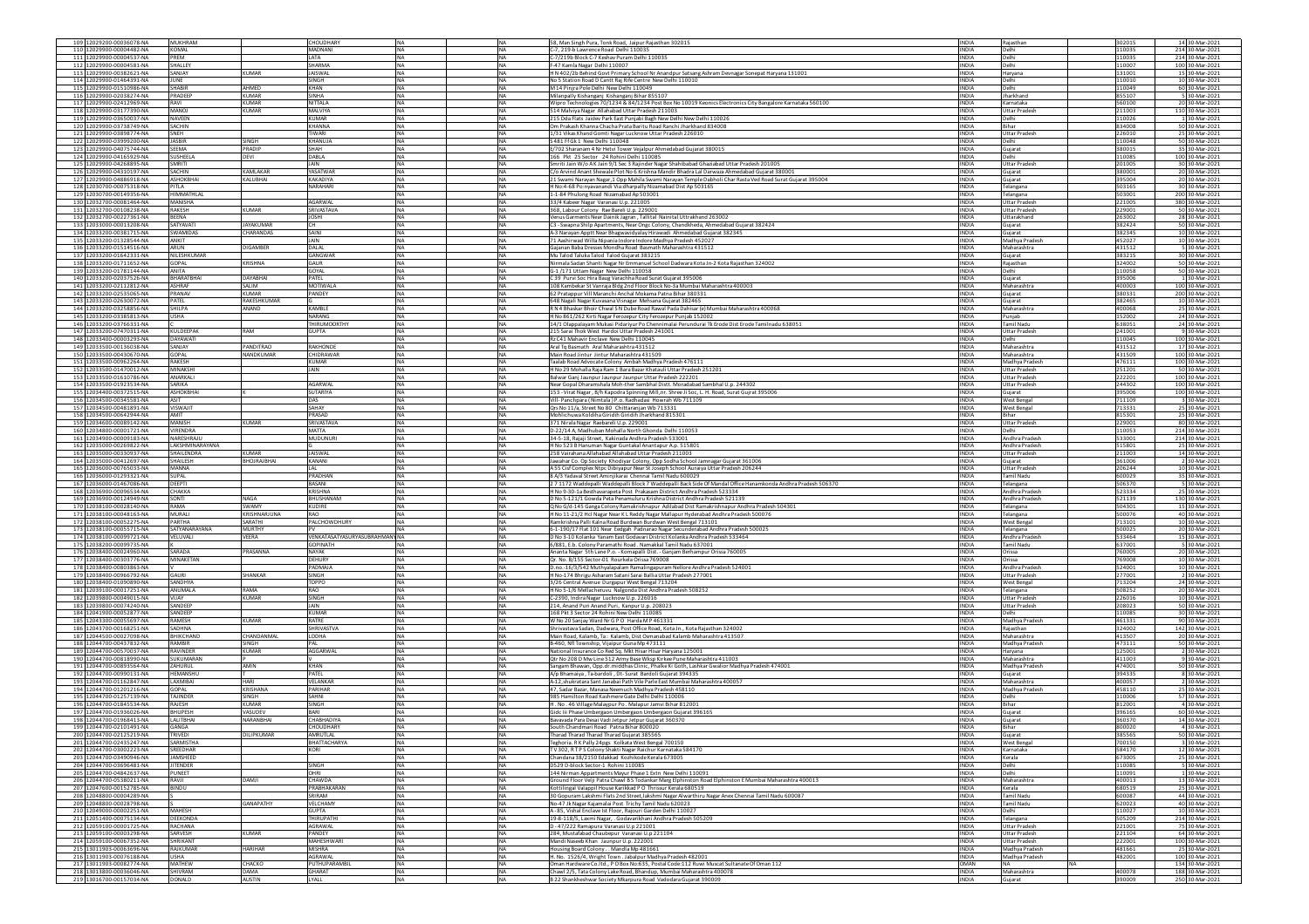| 109 | 12029200-00036078-NA | MUKHRAM | | CHOUDHARY | NA | | NA | 58, Man Singh Pura, Tonk Road, Jaipur Rajasthan 302015 | INDIA | Rajasthan | 302015 | 14 | 30-Mar-2021 |
|---|---|---|---|---|---|---|---|---|---|---|---|---|---|
| 110 | 12029900-00004482-NA | KOMAL | | MADNANI | NA | | NA | C-7, 219-b Lawrence Road Delhi 110035 | INDIA | Delhi | 110035 | 214 | 30-Mar-2021 |
| 111 | 12029900-00004537-NA | PREM | | LATA | NA | | NA | C-7/219b Block C-7 Keshav Puram Delhi 110035 | INDIA | Delhi | 110035 | 214 | 30-Mar-2021 |
| 112 | 12029900-00004581-NA | SHALLEY | | SHARMA | NA | | NA | F-47 Kamla Nagar Delhi 110007 | INDIA | Delhi | 110007 | 100 | 30-Mar-2021 |
| 113 | 12029900-00382621-NA | SANJAY | KUMAR | JAISWAL | NA | | NA | H N 402/2b Behind Govt Primary School Nr Anandpur Satsang Ashram Devnagar Sonepat Haryana 131001 | INDIA | Haryana | 131001 | 15 | 30-Mar-2021 |
| 114 | 12029900-01464391-NA | JUNE | | SINGH | NA | | NA | No 5 Station Road D Cantt Raj Rife Centre New Delhi 110010 | INDIA | Delhi | 110010 | 10 | 30-Mar-2021 |
| 115 | 12029900-01510986-NA | SHABIR | AHMED | KHAN | NA | | NA | M14 Pinjra Pole Delhi New Delhi 110049 | INDIA | Delhi | 110049 | 60 | 30-Mar-2021 |
| 116 | 12029900-02038274-NA | PRADEEP | KUMAR | SINHA | NA | | NA | Milanpally Kishanganj Kishanganj Bihar 855107 | INDIA | Jharkhand | 855107 | 5 | 30-Mar-2021 |
| 117 | 12029900-02412969-NA | RAVI | KUMAR | NITTALA | NA | | NA | Wipro Technologies 70/1234 & 84/1234 Post Box No 10019 Keonics Electronics City Bangalore Karnataka 560100 | INDIA | Karnataka | 560100 | 20 | 30-Mar-2021 |
| 118 | 12029900-03177390-NA | MANOJ | KUMAR | MALVIYA | NA | | NA | 514 Malviya Nagar Allahabad Uttar Pradesh 211003 | INDIA | Uttar Pradesh | 211003 | 110 | 30-Mar-2021 |
| 119 | 12029900-03650037-NA | NAVEEN | | KUMAR | NA | | NA | 215 Dda Flats Jaidev Park East Punjabi Bagh New Delhi New Delhi 110026 | INDIA | Delhi | 110026 | 1 | 30-Mar-2021 |
| 120 | 12029900-03738749-NA | SACHIN | | KHANNA | NA | | NA | Om Prakash Khanna Chacha Prata Baritu Road Ranchi Jharkhand 834008 | INDIA | Bihar | 834008 | 50 | 30-Mar-2021 |
| 121 | 12029900-03898774-NA | SNEH | | TIWARI | NA | | NA | 1/31 Vikas Khand Gomti Nagar Lucknow Uttar Pradesh 226010 | INDIA | Uttar Pradesh | 226010 | 25 | 30-Mar-2021 |
| 122 | 12029900-03999200-NA | JASBIR | SINGH | KHANUJA | NA | | NA | S 481 FF Gk 1 New Delhi 110048 | INDIA | Delhi | 110048 | 50 | 30-Mar-2021 |
| 123 | 12029900-04075744-NA | SEEMA | PRADIP | SHAH | NA | | NA | E/702 Sharanam 4 Nr Hetvi Tower Vejalpur Ahmedabad Gujarat 380015 | INDIA | Gujarat | 380015 | 35 | 30-Mar-2021 |
| 124 | 12029900-04165929-NA | SUSHEELA | DEVI | DABLA | NA | | NA | 166 Pkt 25 Sector 24 Rohini Delhi 110085 | INDIA | Delhi | 110085 | 100 | 30-Mar-2021 |
| 125 | 12029900-04268895-NA | SMRITI | | JAIN | NA | | NA | Smriti Jain W/o AK Jain 9/1 Sec 3 Rajinder Nagar Shahibabad Ghaziabad Uttar Pradesh 201005 | INDIA | Uttar Pradesh | 201005 | 30 | 30-Mar-2021 |
| 126 | 12029900-04310197-NA | SACHIN | KAMLAKAR | YASATWAR | NA | | NA | C/o Arvind Anant Shewale Plot No 6 Krishna Mandir Bhadra Lal Darwaja Ahmedabad Gujarat 380001 | INDIA | Gujarat | 380001 | 20 | 30-Mar-2021 |
| 127 | 12029900-04886918-NA | ASHOKBHAI | KALUBHAI | KAKADIYA | NA | | NA | 21 Swami Narayan Nagar,1 Opp Mahila Swami Narayan Temple Dabholi Char Rasta Ved Road Surat Gujarat 395004 | INDIA | Gujarat | 395004 | 20 | 30-Mar-2021 |
| 128 | 12030700-00075318-NA | PITLA | | NARAHARI | NA | | NA | H No 4-68 Po nyavanandi Via dharpally Nizamabad Dist Ap 503165 | INDIA | Telangana | 503165 | 30 | 30-Mar-2021 |
| 129 | 12030700-00149356-NA | HIMMATHLAL | | | NA | | NA | 1-1-84 Phulong Road Nizamabad Ap 503001 | INDIA | Telangana | 503001 | 200 | 30-Mar-2021 |
| 130 | 12032700-00081464-NA | MANISHA | | AGARWAL | NA | | NA | 33/4 Kabeer Nagar Varanasi U.p. 221005 | INDIA | Uttar Pradesh | 221005 | 380 | 30-Mar-2021 |
| 131 | 12032700-00108238-NA | RAKESH | KUMAR | SRIVASTAVA | NA | | NA | 368, Labour Colony Rae Bareli U.p. 229001 | INDIA | Uttar Pradesh | 229001 | 50 | 30-Mar-2021 |
| 132 | 12032700-00227361-NA | BEENA | | JOSHI | NA | | NA | Venus Garments Near Dainik Jagran , Tallital Nainital Uttrakhand 263002 | INDIA | Uttarakhand | 263002 | 28 | 30-Mar-2021 |
| 133 | 12033000-00013208-NA | SATYAVATI | JAYAKUMAR | CH | NA | | NA | C3 - Swapna Shilp Apartments, Near Ongc Colony, Chandkheda, Ahmedabad Gujarat 382424 | INDIA | Gujarat | 382424 | 50 | 30-Mar-2021 |
| 134 | 12033200-00381715-NA | SWAMIDAS | CHARANDAS | SAINI | NA | | NA | A-3 Narayan Apptt Near Bhagwavidyalay Hirawadi Ahmedabad Gujarat 382345 | INDIA | Gujarat | 382345 | 10 | 30-Mar-2021 |
| 135 | 12033200-01328544-NA | ANKIT | | JAIN | NA | | NA | 71 Aashirwad Willa Nipania Indore Indore Madhya Pradesh 452027 | INDIA | Madhya Pradesh | 452027 | 10 | 30-Mar-2021 |
| 136 | 12033200-01514516-NA | ARUN | DIGAMBER | DALAL | NA | | NA | Gajanan Baba Dresses Mondha Road Basmath Maharashtra 431512 | INDIA | Maharashtra | 431512 | 5 | 30-Mar-2021 |
| 137 | 12033200-01642331-NA | NILESHKUMAR | | GANGWAR | NA | | NA | Mu Talod Taluka Talod Talod Gujarat 383215 | INDIA | Gujarat | 383215 | 30 | 30-Mar-2021 |
| 138 | 12033200-01711652-NA | GOPAL | KRISHNA | GAUR | NA | | NA | Nirmala Sadan Shanti Nagar Nr Emmanuel School Dadwara Kota Jn-2 Kota Rajasthan 324002 | INDIA | Rajasthan | 324002 | 50 | 30-Mar-2021 |
| 139 | 12033200-01781144-NA | ANITA | | GOYAL | NA | | NA | G-1 /171 Uttam Nagar New Delhi 110058 | INDIA | Delhi | 110058 | 50 | 30-Mar-2021 |
| 140 | 12033200-02037526-NA | BHARATBHAI | DAYABHAI | PATEL | NA | | NA | C 39 Purvi Soc Hira Baug Varachha Road Surat Gujarat 395006 | INDIA | Gujarat | 395006 | 1 | 30-Mar-2021 |
| 141 | 12033200-02112812-NA | ASHRAF | SALIM | MOTIWALA | NA | | NA | 108 Kambekar St Vanraja Bldg 2nd Floor Block No-3a Mumbai Maharashtra 400003 | INDIA | Maharashtra | 400003 | 100 | 30-Mar-2021 |
| 142 | 12033200-02535065-NA | PRANAV | KUMAR | PANDEY | NA | | NA | 62 Pratappur Vill Maranchi Anchal Mokama Patna Bihar 380331 | INDIA | Gujarat | 380331 | 200 | 30-Mar-2021 |
| 143 | 12033200-02650072-NA | PATEL | RAKESHKUMAR | G | NA | | NA | 648 Nagali Nagar Kuvasana Visnagar Mehsana Gujarat 382465 | INDIA | Gujarat | 382465 | 10 | 30-Mar-2021 |
| 144 | 12033200-03258856-NA | SHILPA | ANAND | KAMBLE | NA | | NA | R N 4 Bhaskar Bhoir Chwal S N Dube Road Rawal Pada Dahisar (e) Mumbai Maharashtra 400068 | INDIA | Maharashtra | 400068 | 25 | 30-Mar-2021 |
| 145 | 12033200-03385815-NA | USHA | | NARANG | NA | | NA | H No 861/262 Kirti Nagar Ferozepur City Ferozepur Punjab 152002 | INDIA | Punjab | 152002 | 24 | 30-Mar-2021 |
| 146 | 12033200-03766331-NA | C | | THIRUMOORTHY | NA | | NA | 14/1 Olappalayam Mukasi Pidariyur Po Chennimalai Perundurai Tk Erode Dist Erode Tamilnadu 638051 | INDIA | Tamil Nadu | 638051 | 24 | 30-Mar-2021 |
| 147 | 12033200-07470311-NA | KULDEEPAK | RAM | GUPTA | NA | | NA | 215 Sarai Thok West Hardoi Uttar Pradesh 241001 | INDIA | Uttar Pradesh | 241001 | 9 | 30-Mar-2021 |
| 148 | 12033400-00003293-NA | DAYAWATI | | | NA | | NA | Rz C41 Mahavir Enclave New Delhi 110045 | INDIA | Delhi | 110045 | 100 | 30-Mar-2021 |
| 149 | 12033500-00136038-NA | SANJAY | PANDITRAO | RAKHONDE | NA | | NA | Aral Tq Basmath Aral Maharashtra 431512 | INDIA | Maharashtra | 431512 | 17 | 30-Mar-2021 |
| 150 | 12033500-00430670-NA | GOPAL | NANDKUMAR | CHIDRAWAR | NA | | NA | Main Road Jintur Jintur Maharashtra 431509 | INDIA | Maharashtra | 431509 | 100 | 30-Mar-2021 |
| 151 | 12033500-00962264-NA | RAKESH | | KUMAR | NA | | NA | Taalab Road Advocate Colony Ambah Madhya Pradesh 476111 | INDIA | Madhya Pradesh | 476111 | 100 | 30-Mar-2021 |
| 152 | 12033500-01470012-NA | MINAKSHI | | JAIN | NA | | NA | H No 29 Mohalla Raja Ram 1 Bara Bazar Khatauli Uttar Pradesh 251201 | INDIA | Uttar Pradesh | 251201 | 50 | 30-Mar-2021 |
| 153 | 12033500-01610786-NA | ANARKALI | | | NA | | NA | Balwar Ganj Jaunpur Jaunpur Jaunpur Utter Pradesh 222201 | INDIA | Uttar Pradesh | 222201 | 100 | 30-Mar-2021 |
| 154 | 12033500-01923534-NA | SARIKA | | AGARWAL | NA | | NA | Near Gopal Dharamshala Moh-ther Sambhal Distt. Moradabad Sambhal U.p. 244302 | INDIA | Uttar Pradesh | 244302 | 100 | 30-Mar-2021 |
| 155 | 12034400-00372515-NA | ASHOKBHAI | K | SUTARIYA | NA | | NA | 153 - Virat Nagar , B/h Kapodra Spinning Mill,nr. Shree Ji Soc, L. H. Road, Surat Gujrat 395006 | INDIA | Gujarat | 395006 | 100 | 30-Mar-2021 |
| 156 | 12034500-00345581-NA | ASIT | | DAS | NA | | NA | Vill- Panchpara (Nimtala) P.o. Radhadasi Howrah Wb 711109 | INDIA | West Bengal | 711109 | 3 | 30-Mar-2021 |
| 157 | 12034500-00481891-NA | VISWAJIT | | SAHAY | NA | | NA | Qrs No 11/a, Street No 80 Chittaranjan Wb 713331 | INDIA | West Bengal | 713331 | 25 | 30-Mar-2021 |
| 158 | 12034500-00642944-NA | AMIT | | PRASAD | NA | | NA | Mohlichuwa Koldiha Giridih Giridih Jharkhand 815301 | INDIA | Bihar | 815301 | 25 | 30-Mar-2021 |
| 159 | 12034600-00089142-NA | MANISH | KUMAR | SRIVASTAVA | NA | | NA | 371 Nirala Nagar Raebareli U.p. 229001 | INDIA | Uttar Pradesh | 229001 | 80 | 30-Mar-2021 |
| 160 | 12034800-00001721-NA | VIRENDRA | | MATTA | NA | | NA | D-22/14 A, Madhuban Mohalla North Ghonda Delhi 110053 | INDIA | Delhi | 110053 | 214 | 30-Mar-2021 |
| 161 | 12034900-00009183-NA | NARESHRAJU | | MUDUNURI | NA | | NA | 34-5-18, Rajaji Street, Kakinada Andhra Pradesh 533001 | INDIA | Andhra Pradesh | 533001 | 214 | 30-Mar-2021 |
| 162 | 12035000-00269822-NA | LAKSHMINARAYANA | | G | NA | | NA | H No 523 B Hanuman Nagar Guntakal Anantapur A.p. 515801 | INDIA | Andhra Pradesh | 515801 | 25 | 30-Mar-2021 |
| 163 | 12035000-00309937-NA | SHAILENDRA | KUMAR | JAISWAL | NA | | NA | 258 Vairahana Allahabad Allahabad Uttar Pradesh 211003 | INDIA | Uttar Pradesh | 211003 | 14 | 30-Mar-2021 |
| 164 | 12035000-00412697-NA | SHAILESH | BHOJRAJBHAI | KANANI | NA | | NA | Jawahar Co. Op Society Khodiyar Colony, Opp Sodha School Jamnagar Gujarat 361006 | INDIA | Gujarat | 361006 | 2 | 30-Mar-2021 |
| 165 | 12036000-00765033-NA | MANNA | | LAL | NA | | NA | A 55 Cisf Complex Ntpc Dibiyapur Near St Joseph School Auraiya Uttar Pradesh 206244 | INDIA | Uttar Pradesh | 206244 | 10 | 30-Mar-2021 |
| 166 | 12036000-01293321-NA | SUPAL | | PRADHAN | NA | | NA | 8 A/3 Yadaval Street Aminjikarai Chennai Tamil Nadu 600029 | INDIA | Tamil Nadu | 600029 | 35 | 30-Mar-2021 |
| 167 | 12036000-01467086-NA | DEEPTI | | BASANI | NA | | NA | 27 1172 Waddepalli Waddepalli Block 7 Waddepalli Back Side Of Mandal Office Hanamkonda Andhra Pradesh 506370 | INDIA | Telangana | 506370 | 5 | 30-Mar-2021 |
| 168 | 12036900-00096534-NA | CHAKKA | | KRISHNA | NA | | NA | H No 9-30-1a Besthavaripeta Post Prakasam District Andhra Pradesh 523334 | INDIA | Andhra Pradesh | 523334 | 25 | 30-Mar-2021 |
| 169 | 12036900-00124949-NA | SONTI | NAGA | BHUSHANAM | NA | | NA | D No 5-121/1 Gowda Peta Penamuluru Krishna District Andhra Pradesh 521139 | INDIA | Andhra Pradesh | 521139 | 130 | 30-Mar-2021 |
| 170 | 12038100-00028140-NA | RAMA | SWAMY | KUDIRE | NA | | NA | Q No G/d-145 Ganga Colony Ramakrishnapur Adilabad Dist Ramakrishnapur Andhra Pradesh 504301 | INDIA | Telangana | 504301 | 15 | 30-Mar-2021 |
| 171 | 12038100-00048163-NA | MURALI | KRISHNARJUNA | RAO | NA | | NA | H No 11-21/2 Hcl Nagar Near K L Reddy Nagar Mallapur Hyderabad Andhra Pradesh 500076 | INDIA | Telangana | 500076 | 40 | 30-Mar-2021 |
| 172 | 12038100-00052275-NA | PARTHA | SARATHI | PALCHOWDHURY | NA | | NA | Ramkrishna Palli Kalna Road Burdwan Burdwan West Bengal 713101 | INDIA | West Bengal | 713101 | 10 | 30-Mar-2021 |
| 173 | 12038100-00055715-NA | SATYANARAYANA | MURTHY | PV | NA | | NA | 6-1-190/17 Flat 101 Near Eedgah Padnarao Nagar Secunderabad Andhra Pradesh 500025 | INDIA | Telangana | 500025 | 20 | 30-Mar-2021 |
| 174 | 12038100-00099721-NA | VELUVALI | VEERA | VENKATASATYASURYASUBRAHMANYAM | NA | | NA | D No 3-10 Kolanka Yanam East Godavari District Kolanka Andhra Pradesh 533464 | INDIA | Andhra Pradesh | 533464 | 15 | 30-Mar-2021 |
| 175 | 12038200-00099735-NA | K | | GOPINATH | NA | | NA | 6/881, E.b. Colony Paramathi Road . Namakkal Tamil Nadu 637001 | INDIA | Tamil Nadu | 637001 | 5 | 30-Mar-2021 |
| 176 | 12038400-00024960-NA | SARADA | PRASANNA | NAYAK | NA | | NA | Ananta Nagar 5th Lane P.o. - Komapalli Dist. - Ganjam Berhampur Orissa 760005 | INDIA | Orissa | 760005 | 20 | 30-Mar-2021 |
| 177 | 12038400-00303776-NA | MINAKETAN | | DEHURY | NA | | NA | Qr. No. B/155 Sector-01 Rourkela Orissa 769008 | INDIA | Orissa | 769008 | 10 | 30-Mar-2021 |
| 178 | 12038400-00803863-NA | V | | PADMAJA | NA | | NA | D.no.-16/3/542 Muthyalapalam Ramalingapuram Nellore Andhra Pradesh 524001 | INDIA | Andhra Pradesh | 524001 | 10 | 30-Mar-2021 |
| 179 | 12038400-00966792-NA | GAURI | SHANKAR | SINGH | NA | | NA | H No-174 Bhrigu Asharam Satani Sarai Ballia Uttar Pradesh 277001 | INDIA | Uttar Pradesh | 277001 | 2 | 30-Mar-2021 |
| 180 | 12038400-01090890-NA | SANDHYA | | TOPPO | NA | | NA | 3/26 Central Avenue Durgapur West Bengal 713204 | INDIA | West Bengal | 713204 | 24 | 30-Mar-2021 |
| 181 | 12039100-00017251-NA | ANUMALA | RAMA | RAO | NA | | NA | H No 5-1/6 Mellacheruvu Nalgonda Dist Andhra Pradesh 508252 | INDIA | Telangana | 508252 | 20 | 30-Mar-2021 |
| 182 | 12039800-00049015-NA | VIJAY | KUMAR | SINGH | NA | | NA | C-2390, Indira Nagar Lucknow U.p. 226016 | INDIA | Uttar Pradesh | 226016 | 10 | 30-Mar-2021 |
| 183 | 12039800-00074240-NA | SANDEEP | | JAIN | NA | | NA | 214, Anand Puri Anand Puri, Kanpur U.p. 208023 | INDIA | Uttar Pradesh | 208023 | 50 | 30-Mar-2021 |
| 184 | 12041900-00052877-NA | SANDEEP | | KUMAR | NA | | NA | 168 Pkt 3 Sector 24 Rohini New Delhi 110085 | INDIA | Delhi | 110085 | 30 | 30-Mar-2021 |
| 185 | 12043300-00055697-NA | RAMESH | KUMAR | RATRE | NA | | NA | W No 20 Sanjay Ward Nr G P O Harda M P 461331 | INDIA | Madhya Pradesh | 461331 | 90 | 30-Mar-2021 |
| 186 | 12043700-00168251-NA | SADHNA | | SHRIVASTVA | NA | | NA | Shrivastava Sadan, Dadwara, Post Office Road, Kota Jn., Kota Rajasthan 324002 | INDIA | Rajasthan | 324002 | 142 | 30-Mar-2021 |
| 187 | 12044500-00027098-NA | BHIKCHAND | CHANDANMAL | LODHA | NA | | NA | Main Road, Kalamb, Ta:- Kalamb, Dist Osmanabad Kalamb Maharashtra 413507 | INDIA | Maharashtra | 413507 | 20 | 30-Mar-2021 |
| 188 | 12044700-00437832-NA | RAMBIR | SINGH | PAL | NA | | NA | B-460, Nfl Township, Vijaipur Guna Mp 473111 | INDIA | Madhya Pradesh | 473111 | 50 | 30-Mar-2021 |
| 189 | 12044700-00570037-NA | RAVINDER | KUMAR | AGGARWAL | NA | | NA | National Insurance Co Fed Sq. Mkt Hisar Hisar Haryana 125001 | INDIA | Haryana | 125001 | 2 | 30-Mar-2021 |
| 190 | 12044700-00818990-NA | SUKUMARAN | | N | NA | | NA | Qtr No 208 D Mw Line 512 Army Base Wksp Kirkee Pune Maharashtra 411003 | INDIA | Maharashtra | 411003 | 9 | 30-Mar-2021 |
| 191 | 12044700-00893564-NA | ZAHURUL | AMIN | KHAN | NA | | NA | Sangam Bhawan, Opp.dr.middha Clinic, Phalke Ki Goth, Lashkar Gwalior Madhya Pradesh 474001 | INDIA | Madhya Pradesh | 474001 | 50 | 30-Mar-2021 |
| 192 | 12044700-00990131-NA | HEMANSHU | | PATEL | NA | | NA | A/p Bhamaiya , Ta-bardoli , Dt- Surat Bardoli Gujarat 394335 | INDIA | Gujarat | 394335 | 8 | 30-Mar-2021 |
| 193 | 12044700-01162847-NA | LAXMIBAI | HARI | VELANKAR | NA | | NA | A-12,shukratara Sant Janabai Path Vile Parle East Mumbai Maharashtra 400057 | INDIA | Maharashtra | 400057 | 2 | 30-Mar-2021 |
| 194 | 12044700-01201216-NA | GOPAL | KRISHANA | PARIHAR | NA | | NA | 47, Sadar Bazar, Manasa Neemuch Madhya Pradesh 458110 | INDIA | Madhya Pradesh | 458110 | 25 | 30-Mar-2021 |
| 195 | 12044700-01257139-NA | TAJINDER | SINGH | SAHNI | NA | | NA | 985 Hamilton Road Kashmere Gate Delhi Delhi 110006 | INDIA | Delhi | 110006 | 57 | 30-Mar-2021 |
| 196 | 12044700-01845534-NA | RAJESH | KUMAR | SINGH | NA | | NA | H. No. 46 Village Malaypur Po. Malapur Jamui Bihar 812001 | INDIA | Bihar | 812001 | 4 | 30-Mar-2021 |
| 197 | 12044700-01936026-NA | BHUPESH | VASUDEV | BARI | NA | | NA | Gidc Iii Phase Umbergaon Umbergaon Umbergaon Gujarat 396165 | INDIA | Gujarat | 396165 | 60 | 30-Mar-2021 |
| 198 | 12044700-01968413-NA | LALITBHAI | NARANBHAI | CHARKHDIYA | NA | | NA | Bavavada Para Desai Vadi Jetpur Jetpur Gujarat 360370 | INDIA | Gujarat | 360370 | 14 | 30-Mar-2021 |
| 199 | 12044700-02101491-NA | GANGA | | CHOUDHARY | NA | | NA | South Chandmari Road Patna Bihar 800020 | INDIA | Bihar | 800020 | 4 | 30-Mar-2021 |
| 200 | 12044700-02125219-NA | TRIVEDI | DILIPKUMAR | AMRUTLAL | NA | | NA | Tharad Tharad Tharad Tharad Gujarat 385565 | INDIA | Gujarat | 385565 | 50 | 30-Mar-2021 |
| 201 | 12044700-02435247-NA | SARMISTHA | | BHATTACHARYA | NA | | NA | Teghoria. R K Pally 24pgs Kolkata West Bengal 700150 | INDIA | West Bengal | 700150 | 3 | 30-Mar-2021 |
| 202 | 12044700-03002223-NA | SREEDHAR | | KORI | NA | | NA | T V 302, R T P S Colony Shakti Nagar Raichur Karnataka 584170 | INDIA | Karnataka | 584170 | 12 | 30-Mar-2021 |
| 203 | 12044700-03490946-NA | JAMSHEED | | | NA | | NA | Chandana 38/2150 Edakkad Kozhikode Kerala 673005 | INDIA | Kerala | 673005 | 25 | 30-Mar-2021 |
| 204 | 12044700-03696481-NA | JITENDER | | SINGH | NA | | NA | D529 D-block Sector-1 Rohini 110085 | INDIA | Delhi | 110085 | 5 | 30-Mar-2021 |
| 205 | 12044700-04842637-NA | PUNEET | | OHRI | NA | | NA | 144 Nirman Appartments Mayur Phase 1 Extn New Delhi 110091 | INDIA | Delhi | 110091 | 1 | 30-Mar-2021 |
| 206 | 12044700-05380211-NA | RAVJI | DAMJI | CHAWDA | NA | | NA | Ground Floor Velji Patra Chawl B S Todarkar Marg Elphinston Road Elphinstone E Mumbai Maharashtra 400013 | INDIA | Maharashtra | 400013 | 13 | 30-Mar-2021 |
| 207 | 12047600-00152785-NA | BINDU | | PRABHAKARAN | NA | | NA | Kottilingal Valappil House Karikkad P O Thrissur Kerala 680519 | INDIA | Kerala | 680519 | 25 | 30-Mar-2021 |
| 208 | 12048800-00004289-NA | S | | SRIRAM | NA | | NA | 30 Gopuram Lakshmi Flats 2nd Street,lakshmi Nagar Alwarthiru Nagar Anex Chennai Tamil Nadu 600087 | INDIA | Tamil Nadu | 600087 | 44 | 30-Mar-2021 |
| 209 | 12048800-00028798-NA | S | GANAPATHY | VELCHAMY | NA | | NA | No-47 Jk Nagar Kajamalai Post Trichy Tamil Nadu 620023 | INDIA | Tamil Nadu | 620023 | 40 | 30-Mar-2021 |
| 210 | 12049000-00002251-NA | MAHESH | | GUPTA | NA | | NA | A-85, Vishal Enclave Ist Floor, Rajouri Garden Delhi 110027 | INDIA | Delhi | 110027 | 10 | 30-Mar-2021 |
| 211 | 12051400-00075134-NA | DEEKONDA | | THIRUPATHI | NA | | NA | 19-8-118/5, Laxmi Nagar, , Godavarikhani Andhra Pradesh 505209 | INDIA | Telangana | 505209 | 214 | 30-Mar-2021 |
| 212 | 12059100-00001725-NA | RACHANA | | AGRAWAL | NA | | NA | D - 47/222 Ramapura Varanasi U.p 221001 | INDIA | Uttar Pradesh | 221001 | 75 | 30-Mar-2021 |
| 213 | 12059100-00003298-NA | SARVESH | KUMAR | PANDEY | NA | | NA | 284, Mustafabad Chaubepur Varanasi U.p 221104 | INDIA | Uttar Pradesh | 221104 | 64 | 30-Mar-2021 |
| 214 | 12059100-00067352-NA | SHRIKANT | | MAHESHWARI | NA | | NA | Mandi Naseeb Khan Jaunpur U.p. 222001 | INDIA | Uttar Pradesh | 222001 | 100 | 30-Mar-2021 |
| 215 | 13011903-00063696-NA | RAJKUMAR | HARIHAR | MISHRA | NA | | NA | Housing Board Colony . . Mandla Mp 481661 | INDIA | Madhya Pradesh | 481661 | 25 | 30-Mar-2021 |
| 216 | 13011903-00076188-NA | USHA | | AGRAWAL | NA | | NA | H. No. 1526/4, Wright Town . Jabalpur Madhya Pradesh 482001 | INDIA | Madhya Pradesh | 482001 | 100 | 30-Mar-2021 |
| 217 | 13011903-00082774-NA | MATHEW | CHACKO | PUTHUPARAMBIL | NA | | NA | Oman Hardware Co.ltd., P O Box No:635, Postal Code:112 Ruwi Muscat Sultanate Of Oman 112 | OMAN | NA | NA | 134 | 30-Mar-2021 |
| 218 | 13018300-00036046-NA | SHIVRAM | DAMA | GHARAT | NA | | NA | Chawl 2/5, Tata Colony Lake Road, Bhandup, Mumbai Maharashtra 400078 | INDIA | Maharashtra | 400078 | 188 | 30-Mar-2021 |
| 219 | 13016700-00157034-NA | DONALD | AUSTIN | LYALL | NA | | NA | B 22 Shankheshwar Society Mkarpura Road Vadodara Gujarat 390009 | INDIA | Gujarat | 390009 | 250 | 30-Mar-2021 |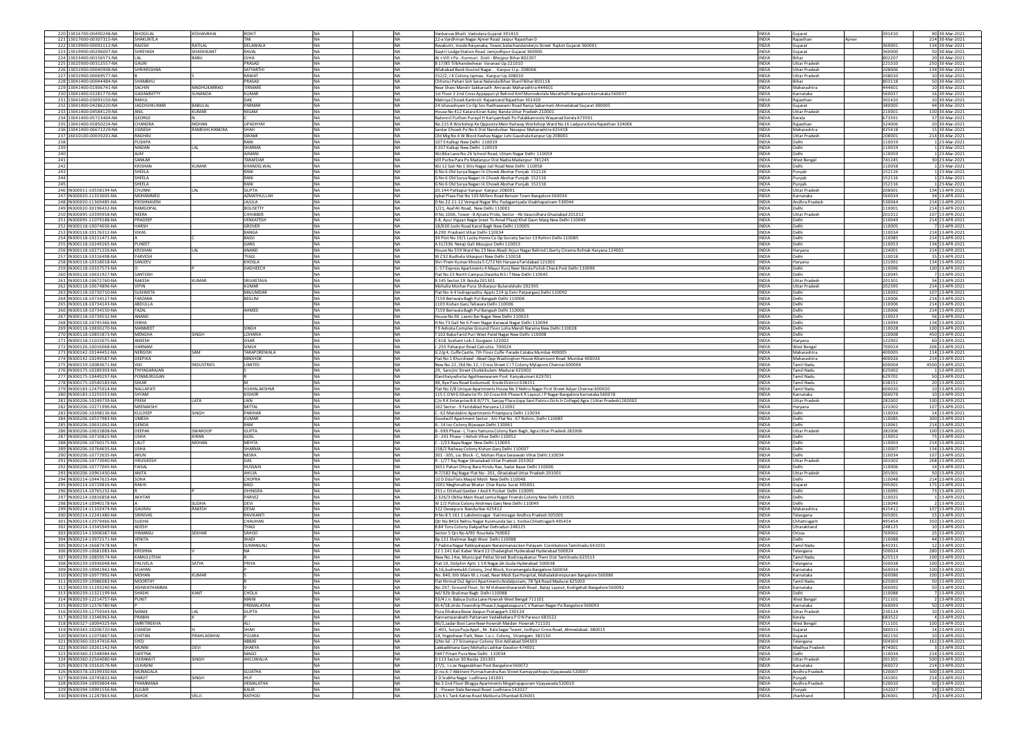| | | | | | | | | | | | | | | |
|---|---|---|---|---|---|---|---|---|---|---|---|---|---|---|
| 220 | 13016700-00490248-NA | BHOGILAL | KESHAVBHAI | ROHIT | NA | | NA | Vankarvas Bhaili Vadodara Gujarat 391410 | INDIA | Gujarat | | 391410 | 90 | 30-Mar-2021 |
| 221 | 13017600-00307315-NA | SHAKUNTLA | | TAK | NA | | NA | 22-a Vardhman Nagar Ajmer Road Jaipur Rajasthan 0 | INDIA | Rajasthan | Ajmer | | 214 | 30-Mar-2021 |
| 222 | 13019900-00092112-NA | RAJESH | RATILAL | DELAWALA | NA | | NA | Revakutir, Inside Raiyanaka, Tower,balachandanderjis Street Rajkot Gujarat 360001 | INDIA | Gujarat | | 360001 | 134 | 30-Mar-2021 |
| 223 | 13019900-00296007-NA | SHREYASH | SHASHIKANT | RAVAL | NA | | NA | Gaytri Lodge Station Road Jamjodhpur Gujarat 360000 | INDIA | Gujarat | | 360000 | 50 | 30-Mar-2021 |
| 224 | 13023400-00156571-NA | LAL | BABU | OJHA | NA | | NA | At+Vill+Po - Kurmuri Distt - Bhojpur Bihar 802207 | INDIA | Bihar | | 802207 | 20 | 30-Mar-2021 |
| 225 | 13025900-00312557-NA | GAURI | | PRASAD | NA | | NA | B 17/85 Tilbhandeshwar Varanasi Up 221010 | INDIA | Uttar Pradesh | | 221010 | 250 | 30-Mar-2021 |
| 226 | 13031900-00040908-NA | SHRIKRISHNA | | SATYARTHI | NA | | NA | Allahabad Bank Govind Nagar . . Kanpur U.p. 208006 | INDIA | Uttar Pradesh | | 208006 | 134 | 30-Mar-2021 |
| 227 | 13031900-00069577-NA | B | S | RAWAT | NA | | NA | 152/2, J K Colony Jajmau . Kanpur Up 208010 | INDIA | Uttar Pradesh | | 208010 | 10 | 30-Mar-2021 |
| 228 | 13041400-00044484-NA | SHAMBHU | | PRASAD | NA | | NA | Chhotui Pahari Soh Sarai Nalanda Bihar Sharif Bihar 803118 | INDIA | Bihar | | 803118 | 50 | 30-Mar-2021 |
| 229 | 13041400-01906741-NA | SACHIN | MADHUKARRAO | TIRMARE | NA | | NA | Near Shani Mandir Sakkarsath Amravati Maharashtra 444601 | INDIA | Maharashtra | | 444601 | 10 | 30-Mar-2021 |
| 230 | 13041400-02281770-NA | GADAMSETTY | SUNANDA | KUMAR | NA | | NA | 1st Floor 2 2nd Cross Ayyappa Lyt Behind Kmf Munnekolala Marathalli Bangalore Karnataka 560037 | INDIA | Karnataka | | 560037 | 16 | 30-Mar-2021 |
| 231 | 13041400-03093150-NA | RAHUL | | DAK | NA | | NA | Malviya Chowk Kankroli Rajsamand Rajasthan 301420 | INDIA | Rajasthan | | 301420 | 10 | 30-Mar-2021 |
| 232 | 13041400-04286220-NA | JAGDISHKUMAR | BABULAL | PARMAR | NA | | NA | 24 Ishwarbhuvan Co Op Soc Radhaswami Road Ranip Sabarmati Ahmedabad Gujarat 380005 | INDIA | Gujarat | | 380005 | 44 | 30-Mar-2021 |
| 233 | 13041400-04584129-NA | ANIL | KUMAR | NIGAM | NA | | NA | House No 412 Katara Kiran Kalej Banda Uttar Pradesh 210001 | INDIA | Uttar Pradesh | | 210001 | 100 | 30-Mar-2021 |
| 234 | 13041400-05723404-NA | GEORGE | N | C | NA | | NA | Nalonnil Puthen Purayil H Kariyambadi Po Palakkamoola Wayanad Kerala 673591 | INDIA | Kerala | | 673591 | 37 | 30-Mar-2021 |
| 235 | 13041400-05850224-NA | CHANDRA | MOHAN | UPADHYAY | NA | | NA | No 215 B Workshop Ke Opposite Mein Railway Workshop Ward No 16 Ladpura Kota Rajasthan 324006 | INDIA | Rajasthan | | 324006 | 20 | 30-Mar-2021 |
| 236 | 13041400-06672229-NA | JIGNESH | RAMESHCHANDRA | SHAH | NA | | NA | Sardar Chowk Po No 6 Dist Nandurbar Navapur Maharashtra 425418 | INDIA | Maharashtra | | 425418 | 15 | 30-Mar-2021 |
| 237 | 16010100-00039201-NA | RAGHAV | | SWAMI | NA | | NA | Old Mig No 4 W Block Keshav Nagar Juhi Gaushala Kanpur Up 208001 | INDIA | Uttar Pradesh | | 208001 | 214 | 30-Mar-2021 |
| 238 | | PUSHPA | | RANI | NA | | NA | 107 E Kalkaji New Delhi 110019 | INDIA | Delhi | | 110019 | 1 | 23-Mar-2021 |
| 239 | | MADAN | LAL | SHARMA | NA | | NA | E 107 Kalkaji New Delhi 110019 | INDIA | Delhi | | 110019 | 1 | 23-Mar-2021 |
| 240 | | AJAY | | AJMANI | NA | | NA | Wz-86a Lane No.26 School Road, Uttam Nagar Delhi 110059 | INDIA | Delhi | | 110059 | 1 | 23-Mar-2021 |
| 241 | | SANKAR | | TARAFDAR | NA | | NA | Vill Purba Para Po Madanpur Dist Nadia Madanpur 741245 | INDIA | West Bengal | | 741245 | 30 | 23-Mar-2021 |
| 242 | | KRISHAN | KUMAR | KHANDELWAL | NA | | NA | Wz 12 Gali No 1 Shiv Nagar Jail Road New Delhi 110058 | INDIA | Delhi | | 110058 | 1 | 23-Mar-2021 |
| 243 | | SHEELA | | RANI | NA | | NA | G No 6 Old Surya Nagari Iii Chowk Abohar Punjab 152116 | INDIA | Punjab | | 152116 | 1 | 23-Mar-2021 |
| 244 | | SHEELA | | RANI | NA | | NA | G No 6 Old Surya Nagari Iii Chowk Abohar Punjab 152116 | INDIA | Punjab | | 152116 | 1 | 23-Mar-2021 |
| 245 | | SHEELA | | RANI | NA | | NA | G No 6 Old Surya Nagari Iii Chowk Abohar Punjab 152116 | INDIA | Punjab | | 152116 | 1 | 23-Mar-2021 |
| 246 | IN300011-10558194-NA | CHUNNI | LAL | GUPTA | NA | | NA | 20.144 Patkapur Kanpur Kanpur 208001 | INDIA | Uttar Pradesh | | 208001 | 134 | 13-APR-2021 |
| 247 | IN300020-11353005-NA | MOHAMMED | | AZMATHULLAH | NA | | NA | Iqbal Plaza Flat No 103 Millers Road Benson Town Bangalore 560034 | INDIA | Karnataka | | 560034 | 34 | 13-APR-2021 |
| 248 | IN300020-11369485-NA | KRISHNAVENI | | JAJULA | NA | | NA | D No 22-11-12 Vempal Nagar Rhc Padagantyada Visakhapatnam 530044 | INDIA | Andhra Pradesh | | 530044 | 214 | 13-APR-2021 |
| 249 | IN300020-30196432-NA | RAMGOPAL | | BOLISETTY | NA | | NA | 1/21, Asaf Ali Road, New Delhi 110001 | INDIA | Delhi | | 110001 | 214 | 13-APR-2021 |
| 250 | IN300095-10399958-NA | NEERA | | CHHIBBER | NA | | NA | H No 1006, Tower - B Ajnara Pride, Sector - 4b Vasundhara Ghaziabad 201012 | INDIA | Uttar Pradesh | | 201012 | 107 | 13-APR-2021 |
| 251 | IN300095-11079188-NA | PRADEEP | | VENKATESH | NA | | NA | E-8, Ayur Vigyan Nagar (next To Ansal Plaza) Khel Gaon Marg New Delhi 110049 | INDIA | Delhi | | 110049 | 214 | 13-APR-2021 |
| 252 | IN300118-10074036-NA | HARSH | | GROVER | NA | | NA | 18/630 Joshi Road Karol Bagh New Delhi 110005 | INDIA | Delhi | | 110005 | 7 | 13-APR-2021 |
| 253 | IN300118-10176312-NA | VIKAS | | BANGA | NA | | NA | A 290 Prashant Vihar Delhi 110034 | INDIA | Delhi | | 110034 | 214 | 13-APR-2021 |
| 254 | IN300118-10211471-NA | A | C | BASSI | NA | | NA | 39 Plot No 19/1 Lucky Home Co Op Society Sector 13 Rohini Delhi 110085 | INDIA | Delhi | | 110085 | 214 | 13-APR-2021 |
| 255 | IN300118-10249265-NA | PUNEET | | GARG | NA | | NA | A 31/33b Netaji Gali Moujpur Delhi 110053 | INDIA | Delhi | | 110053 | 134 | 13-APR-2021 |
| 256 | IN300118-10271226-NA | KRISHAN | LAL | ANAND | NA | | NA | House No 559 Ward No 23 New Abadi Arjun Nagar Behind Liberty Cinema Rohtak Haryana 124001 | INDIA | Haryana | | 124001 | 214 | 13-APR-2021 |
| 257 | IN300118-10316498-NA | PARVESH | | TYAGI | NA | | NA | W Z 92 Budhela Vikaspuri New Delhi 110018 | INDIA | Delhi | | 110018 | 35 | 13-APR-2021 |
| 258 | IN300118-10318018-NA | SANJEEV | | KHOSLA | NA | | NA | Shri Prem Kumar Khosla 5 C/72 Nit Haryana Faridabad 121001 | INDIA | Haryana | | 121001 | 134 | 13-APR-2021 |
| 259 | IN300118-10337573-NA | O | P | DADHEECH | NA | | NA | C-57 Express Apartments 4 Mayur Kunj Near Noida Polish Check Post Delhi 110096 | INDIA | Delhi | | 110096 | 100 | 13-APR-2021 |
| 260 | IN300118-10631927-NA | SANTOSH | | | NA | | NA | Flat No 23 North Campus Dwarka N S I T New Delhi 110045 | INDIA | Delhi | | 110045 | 7 | 13-APR-2021 |
| 261 | IN300118-10672760-NA | RAKESH | KUMAR | SRIVASTAVA | NA | | NA | B 145 Sector 19 Noida 201301 | INDIA | Uttar Pradesh | | 201301 | 34 | 13-APR-2021 |
| 262 | IN300118-10674896-NA | VIPIN | | KUMAR | NA | | NA | Mohalla Mothar Pura Shikarpur Bulandshahr 202395 | INDIA | Uttar Pradesh | | 202395 | 214 | 13-APR-2021 |
| 263 | IN300118-10730710-NA | SUSHMITA | | MAJUMDAR | NA | | NA | Flat No-k 4 Indraprastha Appts 114 Ip Extn Patparganj Delhi 110092 | INDIA | Delhi | | 110092 | 107 | 13-APR-2021 |
| 264 | IN300118-10734127-NA | FARZANA | | BEGUM | NA | | NA | 7159 Beriwala Bagh Pul Bangash Delhi 110006 | INDIA | Delhi | | 110006 | 214 | 13-APR-2021 |
| 265 | IN300118-10734143-NA | ABDULLA | | | NA | | NA | 1103 Kishan Ganj Teliwara Delhi 110006 | INDIA | Delhi | | 110006 | 214 | 13-APR-2021 |
| 266 | IN300118-10734150-NA | FAZAL | | AHMED | NA | | NA | 7159 Beriwala Bagh Pul Bangash Delhi 110006 | INDIA | Delhi | | 110006 | 214 | 13-APR-2021 |
| 267 | IN300118-10739532-NA | ANAND | | | NA | | NA | House No 96 Laxmi Bai Nagar New Delhi 110023 | INDIA | Delhi | | 110023 | 56 | 13-APR-2021 |
| 268 | IN300118-10745366-NA | VIBHA | | | NA | | NA | H No 73 Gali No 6 Prem Nagar Karawal Nagar Delhi 110094 | INDIA | Delhi | | 110094 | 134 | 13-APR-2021 |
| 269 | IN300118-10830270-NA | MANMEET | | SINGH | NA | | NA | F 9 Ashoka Complex Ground Floor Loha Mandi Naraina New Delhi 110028 | INDIA | Delhi | | 110028 | 100 | 13-APR-2021 |
| 270 | IN300118-10855873-NA | MENGHA | SINGH | LOHARIA | NA | | NA | F 102 Baba Farid Puri West Patel Nagar New Delhi 110008 | INDIA | Delhi | | 110008 | 450 | 13-APR-2021 |
| 271 | IN300118-11015075-NA | ANEESH | | ISSAR | NA | | NA | C 618 Sushant Lok-1 Gurgaon 122002 | INDIA | Haryana | | 122002 | 60 | 13-APR-2021 |
| 272 | IN300126-10016068-NA | HARNAM | | SINGH | NA | | NA | J-255 Paharpur Road Calcutta 700024 | INDIA | West Bengal | | 700024 | 206 | 13-APR-2021 |
| 273 | IN300142-10144452-NA | NERGISH | SAM | TARAPOREWALA | NA | | NA | G 2/g 4, Cuffe Castle, 7th Floor Cuffe Parade Colaba Mumbai 400005 | INDIA | Maharashtra | | 400005 | 114 | 13-APR-2021 |
| 274 | IN300142-10249587-NA | DEEPIKA | | MADHOK | NA | | NA | Flat No 1 Khursheed - Abad Opp Washington House Altamount Road Mumbai 400026 | INDIA | Maharashtra | | 400026 | 214 | 13-APR-2021 |
| 275 | IN300159-10083671-NA | VIKI | INDUSTRIES | LIMITED | NA | | NA | New No.22, Old No.12, I Cross Street C I T Colony Mylapore Chennai 600004 | INDIA | Tamil Nadu | | 600004 | 4500 | 13-APR-2021 |
| 276 | IN300175-10289303-NA | THIYAGARAJAN | | S | NA | | NA | 29, Sarojini Street Chokkikulam Madurai 625002 | INDIA | Tamil Nadu | | 625002 | 1 | 13-APR-2021 |
| 277 | IN300175-10449297-NA | PONMURUGAN | | R | NA | | NA | Ilanthaiyadivilai Agatheeswaram Post Kanyakumari 629701 | INDIA | Tamil Nadu | | 629701 | 50 | 13-APR-2021 |
| 278 | IN300175-10540183-NA | SEKAR | | M | NA | | NA | 48, Bye Pass Road Kodumudi Erode District 638151 | INDIA | Tamil Nadu | | 638151 | 20 | 13-APR-2021 |
| 279 | IN300183-12475014-NA | NALLAPATI | | VIJAYALAKSHMI | NA | | NA | Flat No 2/8 Unique Apartments House No 3 Nehru Nagar First Street Adyar Chennai 600020 | INDIA | Tamil Nadu | | 600020 | 10 | 13-APR-2021 |
| 280 | IN300183-13255553-NA | SHYAM | | KISHOR | NA | | NA | 115 C D M G Ghate Ist Flr 20 Cross 6th Phase K R Layout J P Nagar Bangalore Karnataka 560078 | INDIA | Karnataka | | 560078 | 10 | 13-APR-2021 |
| 281 | IN300206-10249739-NA | PREM | LATA | JAIN | NA | | NA | C/o R K Enterprise B B-9/775, Sanjay Place (opp Sant Patrics Girls Jr College) Agra (Uttar Pradesh) 282002 | INDIA | Uttar Pradesh | | 282002 | 100 | 13-APR-2021 |
| 282 | IN300206-10271996-NA | MEENAKSHI | | MITTAL | NA | | NA | 162 Sector - 9 Faridabad Haryana 121002 | INDIA | Haryana | | 121002 | 107 | 13-APR-2021 |
| 283 | IN300206-10398136-NA | KULDEEP | SINGH | PARIHAR | NA | | NA | C - 62 Mandakini Apartments Pitampura Delhi 110034 | INDIA | Delhi | | 110034 | 14 | 13-APR-2021 |
| 284 | IN300206-10557983-NA | UMESH | | KUMAR | NA | | NA | Goodwill Apartment Sector - Xiii Flat No - 67 Rohini, Delhi 110085 | INDIA | Delhi | | 110085 | 300 | 13-APR-2021 |
| 285 | IN300206-10631062-NA | GENDA | | RAM | NA | | NA | A - 14 Ioc Colony Bijwasan Delhi 110061 | INDIA | Delhi | | 110061 | 214 | 13-APR-2021 |
| 286 | IN300206-10633808-NA | DEEPAK | SWAROOP | GUPTA | NA | | NA | B - 690 Phase - I, Trans Yamuna Colony Ram Bagh, Agra Uttar Pradesh 282006 | INDIA | Uttar Pradesh | | 282006 | 100 | 13-APR-2021 |
| 287 | IN300206-10710825-NA | USHA | KIRAN | GOEL | NA | | NA | D - 241 Phase - I Ashok Vihar Delhi 110052 | INDIA | Delhi | | 110052 | 75 | 13-APR-2021 |
| 288 | IN300206-10760175-NA | LALIT | MOHAN | MEHTA | NA | | NA | C - 1/23 Bapa Nagar New Delhi 110003 | INDIA | Delhi | | 110003 | 214 | 13-APR-2021 |
| 289 | IN300206-10764635-NA | USHA | | SHARMA | NA | | NA | 158/2 Railway Colony Kishan Ganj Delhi 110007 | INDIA | Delhi | | 110007 | 134 | 13-APR-2021 |
| 290 | IN300206-10772635-NA | ARUN | | MISRA | NA | | NA | 301 - 305, Lsc Block - C, Mohan Place Saraswati Vihar Delhi 110034 | INDIA | Delhi | | 110034 | 107 | 13-APR-2021 |
| 291 | IN300206-10773040-NA | HRUSIKESH | | DAS | NA | | NA | R - 1/77 Raj Nagar Ghaziabad Uttar Pradesh 201002 | INDIA | Uttar Pradesh | | 201002 | 268 | 13-APR-2021 |
| 292 | IN300206-10777045-NA | FAISAL | | HUSSAIN | NA | | NA | 3651 Pahari Dhiraj Bara Hindu Rao, Sadar Bazar Delhi 110006 | INDIA | Delhi | | 110006 | 14 | 13-APR-2021 |
| 293 | IN300206-10961430-NA | ANITA | | AHUJA | NA | | NA | R-7/182 Raj Nagar Flat No - 201, Ghaziabad Uttar Pradesh 201001 | INDIA | Uttar Pradesh | | 201001 | 50 | 13-APR-2021 |
| 294 | IN300214-10447615-NA | SOHA | | CHOPRA | NA | | NA | 10 D Dda Flats Masjid Moth New Delhi 110048 | INDIA | Delhi | | 110048 | 214 | 13-APR-2021 |
| 295 | IN300214-10729816-NA | RAKHI | | BAID | NA | | NA | 1001 Meghmalhar Bhatar Char Rasta Surat 395001 | INDIA | Gujarat | | 395001 | 175 | 13-APR-2021 |
| 296 | IN300214-10765232-NA | R | | DHINGRA | NA | | NA | 351-c Dilshad Garden J And K Pocket Delhi 110095 | INDIA | Delhi | | 110095 | 73 | 13-APR-2021 |
| 297 | IN300214-10816858-NA | AKHTAR | | PARVEZ | NA | | NA | Z-326/3 Okhla Main Road Jamia Nagar Friends Colony New Delhi 110025 | INDIA | Delhi | | 110025 | 1 | 13-APR-2021 |
| 298 | IN300214-10940178-NA | A | SUDHA | DEVI | NA | | NA | W 1/2 Police Colony Andrews Ganj New Delhi 110049 | INDIA | Delhi | | 110049 | 2 | 13-APR-2021 |
| 299 | IN300214-11102474-NA | GAURAV | RAKESH | DESAI | NA | | NA | 322 Desaipura Nandurbar 425412 | INDIA | Maharashtra | | 425412 | 107 | 13-APR-2021 |
| 300 | IN300214-12241480-NA | SRINIVAS | | RAVIKANTI | NA | | NA | H No 8 5 161 1 Lakshminagar Karimnagar Andhra Pradesh 505001 | INDIA | Telangana | | 505001 | 15 | 13-APR-2021 |
| 301 | IN300214-12979466-NA | SUDHA | | CHAUHAN | NA | | NA | Qtr No 8416 Nehru Nagar Kusmunda Sec L Korba Chhattisgarh 495454 | INDIA | Chhattisgarh | | 495454 | 350 | 13-APR-2021 |
| 302 | IN300214-13345949-NA | ADESH | | TYAGI | NA | | NA | B 84 Tons Colony Dakpathar Dehradun 248125 | INDIA | Uttarakhand | | 248125 | 10 | 13-APR-2021 |
| 303 | IN300214-13908387-NA | HIMANSU | SEKHAR | SAHOO | NA | | NA | Sector 5 Qrs No A/90 Rourkela 769002 | INDIA | Orissa | | 769002 | 25 | 13-APR-2021 |
| 304 | IN300214-13972171-NA | VENITA | | WADI | NA | | NA | Bp 121 Shalimar Bagh West Delhi 110088 | INDIA | Delhi | | 110088 | 44 | 13-APR-2021 |
| 305 | IN300214-16687478-NA | R | | SUMANGALI | NA | | NA | 7 Padma Nagar Rakkipalayam Narasimanaicken Palayam Coimbatore Tamilnadu 641031 | INDIA | Tamil Nadu | | 641031 | 12 | 13-APR-2021 |
| 306 | IN300239-10681083-NA | KRISHNA | V | NA | NA | | NA | 22 1 241 Kali Kaber Ward 22 Chaderghat Hyderabad Hyderabad 500024 | INDIA | Telangana | | 500024 | 280 | 13-APR-2021 |
| 307 | IN300239-10859574-NA | KAMULUTHAI | | R | NA | | NA | New No.14w, Municipal Pettai Street Bodinayakanur Theni Dist Tamilnadu 625513 | INDIA | Tamil Nadu | | 625513 | 100 | 13-APR-2021 |
| 308 | IN300239-10936048-NA | PALIVELA | SATYA | PRIYA | NA | | NA | Flat 10, Dolphin Apts 1 S R Nagar,bk Guda Hyderabad 500038 | INDIA | Telangana | | 500038 | 100 | 13-APR-2021 |
| 309 | IN300239-10941942-NA | VIJAYAN | | P | NA | | NA | A 16,kudremukh Colony, 2nd Block, Koramangala Bangalore 560034 | INDIA | Karnataka | | 560034 | 100 | 13-APR-2021 |
| 310 | IN300239-10977992-NA | MOHAN | KUMAR | S | NA | | NA | No. 840, 6th Main W.c.road, Near Modi Eye Hospital, Mahalakshmipuram Bangalore 560086 | INDIA | Karnataka | | 560086 | 100 | 13-APR-2021 |
| 311 | IN300239-10986083-NA | MOORTHY | | R | NA | | NA | Flat Nirmal Ds2 Agrini Apartments Andalpuram, 78 Tpk Road Madurai 625003 | INDIA | Tamil Nadu | | 625003 | 50 | 13-APR-2021 |
| 312 | IN300239-11193240-NA | ASHWATHAMMA | | V | NA | | NA | No.297, Ground Floor, Sri M Vishweshwaraiah Road , Balaji Layout, Kodigehalli Bangalore 560092 | INDIA | Karnataka | | 560092 | 50 | 13-APR-2021 |
| 313 | IN300239-11321199-NA | SHASHI | KANT | CHOLA | NA | | NA | Ad/ 92b Shalimar Bagh Delhi 110088 | INDIA | Delhi | | 110088 | 7 | 13-APR-2021 |
| 314 | IN300239-12214757-NA | PUNIT | | MAINI | NA | | NA | 93/4 J.n. Babua Dutta Lane Howrah West Bengal 711101 | INDIA | West Bengal | | 711101 | 2 | 13-APR-2021 |
| 315 | IN300239-12376780-NA | P | | PREMALATHA | NA | | NA | Sh 4/18,drdo Township Phase 2,kagadasapura C V Raman Nagar Po Bangalore 560093 | INDIA | Karnataka | | 560093 | 50 | 13-APR-2021 |
| 316 | IN300239-12759343-NA | MANIK | LAL | GUPTA | NA | | NA | Pura Dhakwa Bazar Aaspur Pratapgarh 230124 | INDIA | Uttar Pradesh | | 230124 | 10 | 13-APR-2021 |
| 317 | IN300239-13346063-NA | PRABIN | | K | NA | | NA | Kannamparabath Pattanam Vadakkekara P O N Paravur 683522 | INDIA | Kerala | | 683522 | 4 | 13-APR-2021 |
| 318 | IN300327-10094325-NA | SMRITIREKHA | | ALI | NA | | NA | 86/1,sadar Boxi Lane Near-howrah Maidan Howrah 711101 | INDIA | West Bengal | | 711101 | 100 | 13-APR-2021 |
| 319 | IN300343-10206720-NA | JIGNESH | H | SHAH | NA | | NA | C-401, Surya Puja Appt., Nr. Kala Sagar Tower, Jodhpur Cross Road, Ahmedabad. 380015 | INDIA | Gujarat | | 380015 | 14 | 13-APR-2021 |
| 320 | IN300343-11075867-NA | CHETAN | PRAHLADBHAI | PUJARA | NA | | NA | 14, Yogeshwar Park, Near. I.o.c. Colony, Viramgam. 382150 | INDIA | Gujarat | | 382150 | 10 | 13-APR-2021 |
| 321 | IN300360-10147416-NA | SYED | | ABBAS | NA | | NA | Q No Sd - 27 Srirampur Colony Dist Adilabad 504303 | INDIA | Telangana | | 504303 | 161 | 13-APR-2021 |
| 322 | IN300360-10261142-NA | MUNNI | DEVI | SHAKYA | NA | | NA | Lakkadkhana Ganj Mohalla Lashkar Gwalior 474001 | INDIA | Madhya Pradesh | | 474001 | 3 | 13-APR-2021 |
| 323 | IN300360-21548084-NA | SWETNA | | MAGO | NA | | NA | Fd47 Pitam Pura New Delhi 110034 | INDIA | Delhi | | 110034 | 214 | 13-APR-2021 |
| 324 | IN300360-22564080-NA | VIKRAMJIT | SINGH | AHLUWALIA | NA | | NA | D 113 Sector 50 Noida 201301 | INDIA | Uttar Pradesh | | 201301 | 500 | 13-APR-2021 |
| 325 | IN300378-10163576-NA | LILHASINI | | | NA | | NA | 17/1, I.s.ec Nagarabhavi Post Bangalore 560072 | INDIA | Karnataka | | 560072 | 214 | 13-APR-2021 |
| 326 | IN300378-10199330-NA | MUNAGALA | | SUJATHA | NA | | NA | D.no.6-7 Akkineni Purnachandra Rao Street Kamayyathopu Vijayawada 520007 | INDIA | Andhra Pradesh | | 520007 | 300 | 13-APR-2021 |
| 327 | IN300394-10745832-NA | HARJIT | SINGH | HUF | NA | | NA | 2 D Srabha Nagar Ludhiana 141001 | INDIA | Punjab | | 141001 | 214 | 13-APR-2021 |
| 328 | IN300394-10959804-NA | THAMMANA | | HEMALATHA | NA | | NA | No 3 2nd Floor Bhagya Apartments Mogalrajapuram Vijayawada 520010 | INDIA | Andhra Pradesh | | 520010 | 50 | 13-APR-2021 |
| 329 | IN300394-10991556-NA | KULBIR | | KAUR | NA | | NA | 3 - Flower Dale Barewal Road Ludhiana 142027 | INDIA | Punjab | | 142027 | 14 | 13-APR-2021 |
| 330 | IN300394-11287863-NA | ASHOK | VELJI | RATHOD | NA | | NA | C/o K L Tank Katras Road Matkuria Dhanbad 826001 | INDIA | Jharkhand | | 826001 | 25 | 13-APR-2021 |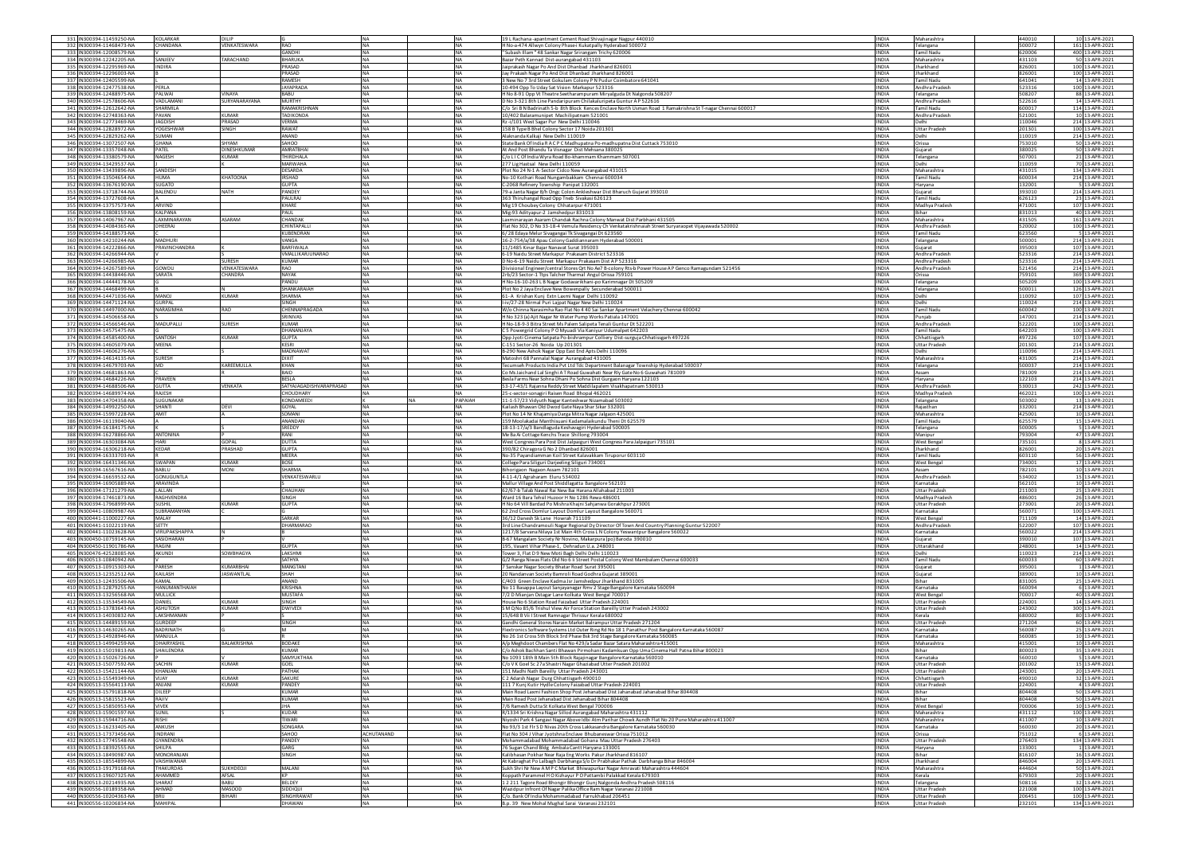| | | | | | | | | | | | | | |
|---|---|---|---|---|---|---|---|---|---|---|---|---|---|
| 331 | IN300394-11459250-NA | KOLARKAR | DILIP | G | NA | | NA | 19 L Rachana -apartment Cement Road Shivajinagar Nagpur 440010 | INDIA | Maharashtra | 440010 | 10 | 13-APR-2021 |
| 332 | IN300394-11468473-NA | CHANDANA | VENKATESWARA | RAO | NA | | NA | H No-a-474 Allwyn Colony Phase-i Kukatpally Hyderabad 500072 | INDIA | Telangana | 500072 | 161 | 13-APR-2021 |
| 333 | IN300394-12008579-NA | V | | GANDHI | NA | | NA | "Subash Illam " 48 Sankar Nagar Srirangam Trichy 620006 | INDIA | Tamil Nadu | 620006 | 400 | 13-APR-2021 |
| 334 | IN300394-12242205-NA | SANJEEV | TARACHAND | BHARUKA | NA | | NA | Bazar Peth Kannad Dist-aurangabad 431103 | INDIA | Maharashtra | 431103 | 50 | 13-APR-2021 |
| 335 | IN300394-12295969-NA | INDIRA | | PRASAD | NA | | NA | Jaiprakash Nagar Po And Dist Dhanbad Jharkhand 826001 | INDIA | Jharkhand | 826001 | 100 | 13-APR-2021 |
| 336 | IN300394-12296003-NA | B | | PRASAD | NA | | NA | Jay Prakash Nagar Po And Dist Dhanbad Jharkhand 826001 | INDIA | Jharkhand | 826001 | 100 | 13-APR-2021 |
| 337 | IN300394-12405599-NA | L | | RAMESH | NA | | NA | 3 New No 7 3rd Street Gokulam Colony P N Pudur Coimbatore 641041 | INDIA | Tamil Nadu | 641041 | 14 | 13-APR-2021 |
| 338 | IN300394-12477558-NA | PERLA | | JAYAPRADA | NA | | NA | 10-494 Opp To Uday Sat Vision Markapur 523316 | INDIA | Andhra Pradesh | 523316 | 100 | 13-APR-2021 |
| 339 | IN300394-12488975-NA | PALWAI | VINAYA | BABU | NA | | NA | H No 8-91 Opp Vt Theatre Seetharampuram Miryalguda Dt Nalgonda 508207 | INDIA | Telangana | 508207 | 88 | 13-APR-2021 |
| 340 | IN300394-12578606-NA | VADLAMANI | SURYANARAYANA | MURTHY | NA | | NA | D No 3-321 8th Line Pandaripuram Chilakaluripeta Guntur A P 522616 | INDIA | Andhra Pradesh | 522616 | 14 | 13-APR-2021 |
| 341 | IN300394-12612642-NA | SHARMILA | | RAMAKRISHNAN | NA | | NA | C/o Sri B N Badrinath 5-b 8th Block Kences Enclave North Usman Road 1 Ramakrishna St T-nagar Chennai 600017 | INDIA | Tamil Nadu | 600017 | 114 | 13-APR-2021 |
| 342 | IN300394-12748363-NA | PAVAN | KUMAR | TADIKONDA | NA | | NA | 10/402 Balaramunipet Machilipatnam 521001 | INDIA | Andhra Pradesh | 521001 | 10 | 13-APR-2021 |
| 343 | IN300394-12773469-NA | JAGDISH | PRASAD | VERMA | NA | | NA | Rz -c/101 West Sagar Pur New Delhi 110046 | INDIA | Delhi | 110046 | 214 | 13-APR-2021 |
| 344 | IN300394-12828972-NA | YOGESHWAR | SINGH | RAWAT | NA | | NA | 158 B Type B Bhel Colony Sector 17 Noida 201301 | INDIA | Uttar Pradesh | 201301 | 100 | 13-APR-2021 |
| 345 | IN300394-12829262-NA | SUMAN | | ANAND | NA | | NA | Alaknanda Kalkaji New Delhi 110019 | INDIA | Delhi | 110019 | 214 | 13-APR-2021 |
| 346 | IN300394-13072507-NA | GHANA | SHYAM | SAHOO | NA | | NA | State Bank Of India R A C P C Madhupatna Po-madhupatna Dist Cuttack 753010 | INDIA | Orissa | 753010 | 50 | 13-APR-2021 |
| 347 | IN300394-13357048-NA | PATEL | DINESHKUMAR | AMRATBHAI | NA | | NA | At And Post Bhandu Ta Visnagar Dist Mehsana 380025 | INDIA | Gujarat | 380025 | 50 | 13-APR-2021 |
| 348 | IN300394-13380579-NA | NAGESH | KUMAR | THIRDHALA | NA | | NA | C/o L I C Of India Wyra Road Bo-khammam Khammam 507001 | INDIA | Telangana | 507001 | 21 | 13-APR-2021 |
| 349 | IN300394-13429537-NA | R | | MARWAHA | NA | | NA | 277 Lig Hastsal New Delhi 110059 | INDIA | Delhi | 110059 | 70 | 13-APR-2021 |
| 350 | IN300394-13439896-NA | SANDESH | | DESARDA | NA | | NA | Plot No 24 N-1 A-Sector Cidco New Aurangabad 431015 | INDIA | Maharashtra | 431015 | 134 | 13-APR-2021 |
| 351 | IN300394-13504654-NA | HUMA | KHATOONA | IRSHAD | NA | | NA | No-10 Kothari Road Nungambakkam Chennai 600034 | INDIA | Tamil Nadu | 600034 | 214 | 13-APR-2021 |
| 352 | IN300394-13676190-NA | SUGATO | | GUPTA | NA | | NA | C-2068 Refinery Township Panipat 132001 | INDIA | Haryana | 132001 | 5 | 13-APR-2021 |
| 353 | IN300394-13718744-NA | BALENDU | NATH | PANDEY | NA | | NA | 79-a Janta Nagar B/h Ongc Colon Ankleshwar Dist Bharuch Gujarat 393010 | INDIA | Gujarat | 393010 | 214 | 13-APR-2021 |
| 354 | IN300394-13727608-NA | A | | PAULRAJ | NA | | NA | 363 Thiruhangal Road Opp Tneb Sivakasi 626123 | INDIA | Tamil Nadu | 626123 | 23 | 13-APR-2021 |
| 355 | IN300394-13757573-NA | ARVIND | | KHARE | NA | | NA | Mig 19 Choubey Colony Chhatarpur 471001 | INDIA | Madhya Pradesh | 471001 | 107 | 13-APR-2021 |
| 356 | IN300394-13808159-NA | KALPANA | | PAUL | NA | | NA | Mig-93 Adityapur-2 Jamshedpur 831013 | INDIA | Bihar | 831013 | 40 | 13-APR-2021 |
| 357 | IN300394-14067967-NA | LAXMINARAYAN | ASARAM | CHANDAK | NA | | NA | Laxminarayan Asaram Chandak Rachna Colony Manwat Dist Parbhani 431505 | INDIA | Maharashtra | 431505 | 161 | 13-APR-2021 |
| 358 | IN300394-14084365-NA | DHEERAJ | | CHINTAPALLI | NA | | NA | Flat No 502, D No 33-18-4 Vemula Residency Ch Venkatakrishnaiah Street Suryaraopet Vijayawada 520002 | INDIA | Andhra Pradesh | 520002 | 100 | 13-APR-2021 |
| 359 | IN300394-14188573-NA | C | | KUBENDRAN | NA | | NA | 6/ 28 Edaya Metur Sivagangai Tk Sivagangai Dt 623560 | INDIA | Tamil Nadu | 623560 | 5 | 13-APR-2021 |
| 360 | IN300394-14210244-NA | MADHURI | | VANGA | NA | | NA | 16-2-754/a/38 Apau Colony Gaddiannaram Hyderabad 500001 | INDIA | Telangana | 500001 | 214 | 13-APR-2021 |
| 361 | IN300394-14222866-NA | PRAVINCHANDRA | K | BARFIWALA | NA | | NA | 11/1485 Kinar Bajar Nanavat Surat 395003 | INDIA | Gujarat | 395003 | 107 | 13-APR-2021 |
| 362 | IN300394-14266944-NA | V | S | VMALLIKARJUNARAO | NA | | NA | 6-19 Naidu Street Markapur Prakasam District 523316 | INDIA | Andhra Pradesh | 523316 | 214 | 13-APR-2021 |
| 363 | IN300394-14266985-NA | V | SURESH | KUMAR | NA | | NA | D No-6-19 Naidu Street Markapur Prakasam Dist A P 523316 | INDIA | Andhra Pradesh | 523316 | 214 | 13-APR-2021 |
| 364 | IN300394-14267589-NA | GOWDU | VENKATESWARA | RAO | NA | | NA | Divisional Engineer/central Stores Qrt No Ae7 B-colony Rts-b Power House A P Genco Ramagundam 521456 | INDIA | Andhra Pradesh | 521456 | 214 | 13-APR-2021 |
| 365 | IN300394-14438446-NA | SARATA | CHANDRA | NAYAK | NA | | NA | 2rb/23 Sector-1 Ttps Talcher Thermal Angul Orissa 759101 | INDIA | Orissa | 759101 | 369 | 13-APR-2021 |
| 366 | IN300394-14444178-NA | G | | PANDU | NA | | NA | H No-16-10-263 L B Nagar Godavarikhani-po Karimnagar Dt 505209 | INDIA | Telangana | 505209 | 100 | 13-APR-2021 |
| 367 | IN300394-14468499-NA | B | N | SHANKARAIAH | NA | | NA | Plot No 2 Jaya Enclave New Bowenpally Secunderabad 500011 | INDIA | Telangana | 500011 | 128 | 13-APR-2021 |
| 368 | IN300394-14471036-NA | MANOJ | KUMAR | SHARMA | NA | | NA | 61-A Krishan Kunj Extn Laxmi Nagar Delhi 110092 | INDIA | Delhi | 110092 | 107 | 13-APR-2021 |
| 369 | IN300394-14471124-NA | GURPAL | | SINGH | NA | | NA | I-iv/27-28 Nirmal Puri Lajpat Nagar New Delhi 110024 | INDIA | Delhi | 110024 | 214 | 13-APR-2021 |
| 370 | IN300394-14497000-NA | NARASIMHA | RAO | CHENNAPRAGADA | NA | | NA | W/o Chinna Narasimha Rao Flat No 4 40 Sai Sankar Apartment Velachery Chennai 600042 | INDIA | Tamil Nadu | 600042 | 100 | 13-APR-2021 |
| 371 | IN300394-14506658-NA | S | | SRINIVAS | NA | | NA | H No 323 (a) Ajit Nagar Nr Water Pump Works Patiala 147001 | INDIA | Punjab | 147001 | 214 | 13-APR-2021 |
| 372 | IN300394-14566546-NA | MADUPALLI | SURESH | KUMAR | NA | | NA | H No-18-9-3 Bitra Street Ms Palem Salipeta Tenali Guntur Dt 522201 | INDIA | Andhra Pradesh | 522201 | 100 | 13-APR-2021 |
| 373 | IN300394-14575475-NA | G | | DHANANJAYA | NA | | NA | C 5 Powergrid Colony P O Myuadi Via Kaniyur Udumalpet 642203 | INDIA | Tamil Nadu | 642203 | 100 | 13-APR-2021 |
| 374 | IN300394-14585400-NA | SANTOSH | KUMAR | GUPTA | NA | | NA | Opp Jyoti Cinema Satpala Po-bishrampur Colliery Dist-surguja Chhatisgarh 497226 | INDIA | Chhattisgarh | 497226 | 107 | 13-APR-2021 |
| 375 | IN300394-14605079-NA | MEENA | | KESRI | NA | | NA | C-151 Sector-26 Noida Up 201301 | INDIA | Uttar Pradesh | 201301 | 214 | 13-APR-2021 |
| 376 | IN300394-14606276-NA | C | S | MADNAWAT | NA | | NA | B-290 New Ashok Nagar Opp East End Apts Delhi 110096 | INDIA | Delhi | 110096 | 214 | 13-APR-2021 |
| 377 | IN300394-14614135-NA | SURESH | | DIXIT | NA | | NA | Matoshri 68 Pannalal Nagar Aurangabad 431005 | INDIA | Maharashtra | 431005 | 214 | 13-APR-2021 |
| 378 | IN300394-14679703-NA | MD | KAREEMULLA | KHAN | NA | | NA | Tecumseh Products India Pvt Ltd Tdc Department Balanagar Township Hyderabad 500037 | INDIA | Telangana | 500037 | 214 | 13-APR-2021 |
| 379 | IN300394-14681863-NA | C | R | BAID | NA | | NA | Co Ms Jaichand Lal Singhi A T Road Guwahati Near Rly Gate No 6 Guwahati 781009 | INDIA | Assam | 781009 | 214 | 13-APR-2021 |
| 380 | IN300394-14684226-NA | PRAVEEN | | BESLA | NA | | NA | Besla Farms Near Sohna Dham Po Sohna Dist Gurgaon Haryana 122103 | INDIA | Haryana | 122103 | 214 | 13-APR-2021 |
| 381 | IN300394-14688506-NA | GUTTA | VENKATA | SATYALAGADISHVARAPRASAD | NA | | NA | 53-17-43/1 Rajanna Reddy Street Maddilapalem Visakhapatnam 530013 | INDIA | Andhra Pradesh | 530013 | 242 | 13-APR-2021 |
| 382 | IN300394-14689974-NA | RAJESH | | CHOUDHARY | NA | | NA | 25-c-sector-sonagiri Raisen Road Bhopal 462021 | INDIA | Madhya Pradesh | 462021 | 100 | 13-APR-2021 |
| 383 | IN300394-14704358-NA | SUGUNAKAR | | KONDAMEEDI | K | NA | PAPAIAH | 11-1-57/23 Vidyuth Nagar Kanteshwar Nizamabad 503002 | INDIA | Telangana | 503002 | 13 | 13-APR-2021 |
| 384 | IN300394-14992250-NA | SHANTI | DEVI | GOYAL | NA | | NA | Kailash Bhawan Old Dwod Gate Naya Shar Sikar 332001 | INDIA | Rajasthan | 332001 | 214 | 13-APR-2021 |
| 385 | IN300394-15997228-NA | AMIT | A | SOMANI | NA | | NA | Plot No 14 Nr Khajamiya Darga Mitra Nagar Jalgaon 425001 | INDIA | Maharashtra | 425001 | 10 | 13-APR-2021 |
| 386 | IN300394-16119040-NA | A | | ANANDAN | NA | | NA | 159 Moolakadai Manthisuani Kadamalaikundu Theni Dt 625579 | INDIA | Tamil Nadu | 625579 | 15 | 13-APR-2021 |
| 387 | IN300394-16184175-NA | K | S | SREDDY | NA | | NA | 18-13-17/a/5 Bandlaguda Keshavagiri Hyderabad 500005 | INDIA | Telangana | 500005 | 5 | 13-APR-2021 |
| 388 | IN300394-16278866-NA | ANTONINA | P | RANI | NA | | NA | Me Ba Ai Cottage Kenchs Trace Shillong 793004 | INDIA | Manipur | 793004 | 47 | 13-APR-2021 |
| 389 | IN300394-16303084-NA | HARI | GOPAL | DUTTA | NA | | NA | West Congress Para Post Dist Jalpaiguri West Congress Para Jalpaiguri 735101 | INDIA | West Bengal | 735101 | 8 | 13-APR-2021 |
| 390 | IN300394-16306218-NA | KEDAR | PRASHAD | GUPTA | NA | | NA | 390/82 Chiragora G No 2 Dhanbad 826001 | INDIA | Jharkhand | 826001 | 20 | 13-APR-2021 |
| 391 | IN300394-16333703-NA | R | | MEERA | NA | | NA | No-35 Payandiamman Koil Street Kalavakkam Tiruporur 603110 | INDIA | Tamil Nadu | 603110 | 56 | 13-APR-2021 |
| 392 | IN300394-16431346-NA | SWAPAN | KUMAR | BOSE | NA | | NA | College Para Siliguri Darjeeling Siliguri 734001 | INDIA | West Bengal | 734001 | 17 | 13-APR-2021 |
| 393 | IN300394-16567616-NA | BABLU | MONI | SHARMA | NA | | NA | Bihorigaon Nagaon Assam 782101 | INDIA | Assam | 782101 | 10 | 13-APR-2021 |
| 394 | IN300394-16659532-NA | GONUGUNTLA | | VENKATESWARLU | NA | | NA | 4-11-4/1 Agraharam Eluru 534002 | INDIA | Andhra Pradesh | 534002 | 15 | 13-APR-2021 |
| 395 | IN300394-16905889-NA | ARAVINDA | | S | NA | | NA | Mallur Village And Post Shiddlagatta Bangalore 562101 | INDIA | Karnataka | 562101 | 10 | 13-APR-2021 |
| 396 | IN300394-17121279-NA | LALLAN | | CHAUHAN | NA | | NA | 62/67-b Talab Nawal Rai New Bai Harana Allahabad 211003 | INDIA | Uttar Pradesh | 211003 | 25 | 13-APR-2021 |
| 397 | IN300394-17461873-NA | RAGHVENDRA | | SINGH | NA | | NA | Ward 16 Bara Tehsil Huzoor H No 1286 Rewa 486001 | INDIA | Madhya Pradesh | 486001 | 26 | 13-APR-2021 |
| 398 | IN300394-17968999-NA | SUSHIL | KUMAR | GUPTA | NA | | NA | H No 64 Vill Barded Po Mishra Khajni Sahjanwa Gorakhpur 273001 | INDIA | Uttar Pradesh | 273001 | 20 | 13-APR-2021 |
| 399 | IN300441-10809987-NA | SUBRAMANYAN | C | G | NA | | NA | 62 2nd Cross Domlur Layout Domlur Layout Bangalore 560071 | INDIA | Karnataka | 560071 | 100 | 13-APR-2021 |
| 400 | IN300441-11000227-NA | MALAY | | SARKAR | NA | | NA | 36/12 Danesh Sk Lane Howrah 711109 | INDIA | West Bengal | 711109 | 14 | 13-APR-2021 |
| 401 | IN300441-11022119-NA | SETTY | | DHARMARAO | NA | | NA | 3rd Line Chandramouli Nagar Regional Dy Director Of Town And Country Planning Guntur 522007 | INDIA | Andhra Pradesh | 522007 | 107 | 13-APR-2021 |
| 402 | IN300441-11023628-NA | VIRUPAKSHAPPA | N | B | NA | | NA | 121/78 Sarvana Nilaya 1st Main 4th Cross L N Colony Yeswantpur Bangalore 560022 | INDIA | Karnataka | 560022 | 214 | 13-APR-2021 |
| 403 | IN300450-10759145-NA | SASIDHARAN | P | V | NA | | NA | B-67 Mangalam Society Nr Novino, Makarpura (po) Baroda 390010 | INDIA | Gujarat | 390010 | 107 | 13-APR-2021 |
| 404 | IN300450-11901786-NA | RAGINI | | GUPTA | NA | | NA | 195, Vasant Vihar Phase-1, Dehradun U.a. 248001 | INDIA | Uttarakhand | 248001 | 14 | 13-APR-2021 |
| 405 | IN300476-42528085-NA | AKUNDI | SOWBHAGYA | LAKSHMI | NA | | NA | Tower 3, Flat D 9 New Moti Bagh Delhi Delhi 110023 | INDIA | Delhi | 110023 | 214 | 13-APR-2021 |
| 406 | IN300513-10840942-NA | V | | SATHYA | NA | | NA | G/2 Ranga Niwas Flats Old No 6 Ii Street Postal Colony West Mambalam Chennai 600033 | INDIA | Tamil Nadu | 600033 | 60 | 13-APR-2021 |
| 407 | IN300513-10915303-NA | PARESH | KUMARBHAI | MANKLTANI | NA | | NA | 7 Sanskar Nagar Society Bhatar Road Surat 395001 | INDIA | Gujarat | 395001 | 1 | 13-APR-2021 |
| 408 | IN300513-12352512-NA | KAILASH | JASWANTLAL | SHAH | NA | | NA | 20 Nandanvan Society Bamroli Road Godhra Gujarat 389001 | INDIA | Gujarat | 389001 | 10 | 13-APR-2021 |
| 409 | IN300513-12435506-NA | KAMAL | | ANAND | NA | | NA | C/403 Green Enclave Kadma Isr Jamshedpur Jharkhand 831005 | INDIA | Bihar | 831005 | 25 | 13-APR-2021 |
| 410 | IN300513-12879255-NA | HANUMANTHAIAH | | KRISHNA | NA | | NA | No 11 Basappa Layout Sanjayanagar Rmv 2 Stage Bangalore Karnataka 560094 | INDIA | Karnataka | 560094 | 6 | 13-APR-2021 |
| 411 | IN300513-13256568-NA | MULLICK | | MUSTAFA | NA | | NA | 7/2 D Manjan Ostagar Lane Kolkata West Bengal 700017 | INDIA | West Bengal | 700017 | 40 | 13-APR-2021 |
| 412 | IN300513-13534549-NA | DANIEL | KUMAR | SINGH | NA | | NA | House No 6 Station Road Faizabad Uttar Pradesh 224001 | INDIA | Uttar Pradesh | 224001 | 14 | 13-APR-2021 |
| 413 | IN300513-13783643-NA | ASHUTOSH | KUMAR | DWIVEDI | NA | | NA | S M Q No 85/6 Trishul View Air Force Station Bareilly Uttar Pradesh 243002 | INDIA | Uttar Pradesh | 243002 | 300 | 13-APR-2021 |
| 414 | IN300513-14030832-NA | LAKSHMANAN | P | S | NA | | NA | 15/648 B Vii I Street Ramnagar Thrissur Kerala 680002 | INDIA | Kerala | 680002 | 80 | 13-APR-2021 |
| 415 | IN300513-14489159-NA | GURDEEP | | SINGH | NA | | NA | Gandhi General Stores Nanain Market Balrampur Uttar Pradesh 271204 | INDIA | Uttar Pradesh | 271204 | 60 | 13-APR-2021 |
| 416 | IN300513-14630265-NA | BADRINATH | G | M | NA | | NA | Flextronics Software Systems Ltd Outer Ring Rd No 18 1 Panathur Post Bangalore Karnataka 560087 | INDIA | Karnataka | 560087 | 25 | 13-APR-2021 |
| 417 | IN300513-14928946-NA | MANJULA | | R | NA | | NA | No 26 1st Cross 5th Block 3rd Phase Bsk 3rd Stage Bangalore Karnataka 560085 | INDIA | Karnataka | 560085 | 10 | 13-APR-2021 |
| 418 | IN300513-14994259-NA | DHAIRYASHIL | BALAKRISHNA | BODAKE | NA | | NA | A/p Meghdoot Chambers Flat No 429/a Sadar Bazar Satara Maharashtra 415001 | INDIA | Maharashtra | 415001 | 10 | 13-APR-2021 |
| 419 | IN300513-15019813-NA | SHAILENDRA | | KUMAR | NA | | NA | C/o Ashok Bachhan Santi Bhawan Pirmohani Kadamkuan Opp Uma Cinema Hall Patna Bihar 800023 | INDIA | Bihar | 800023 | 35 | 13-APR-2021 |
| 420 | IN300513-15026726-NA | P | | SAMYUKTHAA | NA | | NA | No 1093 18th B Main 5th Block Rajajinagar Bangalore Karnataka 560010 | INDIA | Karnataka | 560010 | 5 | 13-APR-2021 |
| 421 | IN300513-15077592-NA | SACHIN | KUMAR | GOEL | NA | | NA | C/o V K Goel Sc 27a Shastri Nagar Ghaziabad Uttar Pradesh 201002 | INDIA | Uttar Pradesh | 201002 | 15 | 13-APR-2021 |
| 422 | IN300513-15421144-NA | KHANJAN | | PATHAK | NA | | NA | 151 Madhi Nath Bareilly Uttar Pradesh 243001 | INDIA | Uttar Pradesh | 243001 | 20 | 13-APR-2021 |
| 423 | IN300513-15549349-NA | VIJAY | KUMAR | SAKURE | NA | | NA | C 2 Adarsh Nagar Durg Chhattisgarh 490010 | INDIA | Chhattisgarh | 490010 | 32 | 13-APR-2021 |
| 424 | IN300513-15564113-NA | ANJANI | KUMAR | PANDEY | NA | | NA | 111 7 Kunj Kutir Hyde Colony Faizabad Uttar Pradesh 224001 | INDIA | Uttar Pradesh | 224001 | 4 | 13-APR-2021 |
| 425 | IN300513-15791818-NA | DILEEP | | KUMAR | NA | | NA | Main Road Laxmi Fashion Shop Post Jehanabad Dist Jahanabad Jahanabad Bihar 804408 | INDIA | Bihar | 804408 | 50 | 13-APR-2021 |
| 426 | IN300513-15815523-NA | RAJIV | | KUMAR | NA | | NA | Main Road Post Jehanabad Dist Jehanabad Bihar 804408 | INDIA | Bihar | 804408 | 50 | 13-APR-2021 |
| 427 | IN300513-15850953-NA | VIVEK | | JHA | NA | | NA | 7/6 Ramesh Dutta St Kolkata West Bengal 700006 | INDIA | West Bengal | 700006 | 10 | 13-APR-2021 |
| 428 | IN300513-15901597-NA | SUNIL | S | KUDAR | NA | | NA | R/1334 Sri Krishna Nagar Sillod Aurangabad Maharashtra 431112 | INDIA | Maharashtra | 431112 | 100 | 13-APR-2021 |
| 429 | IN300513-15944716-NA | RISHI | | TIWARI | NA | | NA | Niyoshi Park 4 Sangavi Nagar Above Idbi Atm Parihar Chowk Aundh Flat No 20 Pune Maharashtra 411007 | INDIA | Maharashtra | 411007 | 10 | 13-APR-2021 |
| 430 | IN300513-16233405-NA | ANKUSH | | SONGARA | NA | | NA | No 93/3 1st Flr S D Nivas 20th Cross Lakkasandra Bangalore Karnataka 560030 | INDIA | Karnataka | 560030 | 20 | 13-APR-2021 |
| 431 | IN300513-17373456-NA | INDRANI | | SAHOO | ACHUTANAND | | NA | Flat No 504 / Vihar Jyotishna Enclave Bhubaneswar Orissa 751012 | INDIA | Orissa | 751012 | 6 | 13-APR-2021 |
| 432 | IN300513-17745548-NA | GYANENDRA | | PANDEY | NA | | NA | Mohammadabad Mohammadabad Gohana Mau Uttar Pradesh 276403 | INDIA | Uttar Pradesh | 276403 | 134 | 13-APR-2021 |
| 433 | IN300513-18392555-NA | SHILPA | | GARG | NA | | NA | 76 Sugan Chand Bldg Ambala Cantt Haryana 133001 | INDIA | Haryana | 133001 | 1 | 13-APR-2021 |
| 434 | IN300513-18490987-NA | MONORANJAN | | SINGH | NA | | NA | Kalibhasan Pokhar Near Raja Eng Works Pakur Jharkhand 816107 | INDIA | Bihar | 816107 | 16 | 13-APR-2021 |
| 435 | IN300513-18554899-NA | VAISHNAVNAR | | K | NA | | NA | At Kabraghat Po Lalbagh Darbhanga S/o Dr Prabhakar Pathak Darbhanga Bihar 846004 | INDIA | Jharkhand | 846004 | 20 | 13-APR-2021 |
| 436 | IN300513-19179168-NA | THAKURDAS | SUKHDEOJI | MALANI | NA | | NA | Sukh Shri Nr New A M P C Market Bhiwapurkar Nagar Amravati Maharashtra 444604 | INDIA | Maharashtra | 444604 | 50 | 13-APR-2021 |
| 437 | IN300513-19607325-NA | AHAMMED | AFSAL | KP | NA | | NA | Koppath Parammel H O Kizhayur P O Pattambi Palakkad Kerala 679303 | INDIA | Kerala | 679303 | 20 | 13-APR-2021 |
| 438 | IN300513-20214935-NA | SHARAT | BABU | BELDEY | NA | | NA | 1 2 211 Tagore Road Bhongir Bhongir Gunj Nalgonda Andhra Pradesh 508116 | INDIA | Telangana | 508116 | 32 | 13-APR-2021 |
| 439 | IN300513-20189358-NA | AHMAD | MASOOD | SIDDIQUI | NA | | NA | Waizdpur Infront Of Nagar Palika Office Ram Nagar Varanasi 221008 | INDIA | Uttar Pradesh | 221008 | 100 | 13-APR-2021 |
| 440 | IN300556-10204363-NA | BRIJ | BIHARI | SINGHRAWAT | NA | | NA | C/o. Bank Of India Mohammadabad Farrukhabad 206451 | INDIA | Uttar Pradesh | 206451 | 100 | 13-APR-2021 |
| 441 | IN300556-10206834-NA | MAHIPAL | | DHAWAN | NA | | NA | B.p. 39 New Mohal Mughal Sarai Varanasi 232101 | INDIA | Uttar Pradesh | 232101 | 134 | 13-APR-2021 |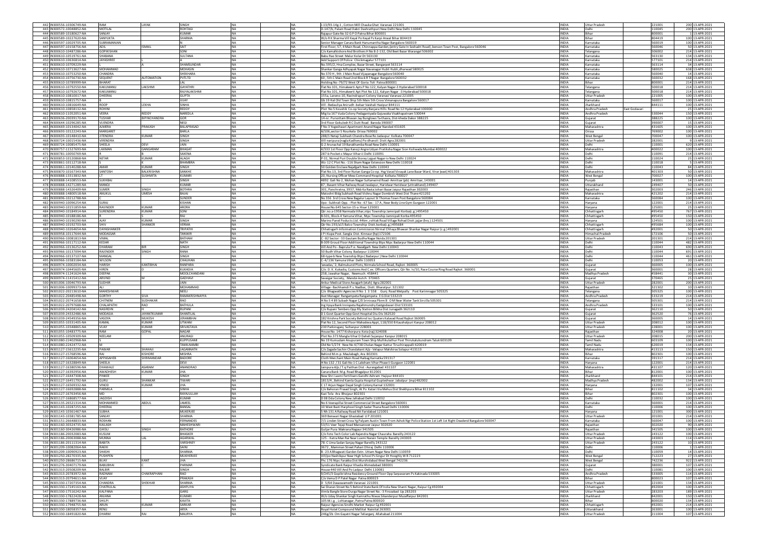| 442 | IN300556-10306749-NA | RAM | LAYAK | SINGH | NA | NA | J-13/93-14g-1 , Cotton Mill Chauka Ghat Varanasi 221001 | INDIA | Uttar Pradesh | | 221001 | 200 | 13-APR-2021 |
|---|---|---|---|---|---|---|---|---|---|---|---|---|---|
| 443 | IN300572-10048652-NA | MOTILAL | | ROHTAGI | NA | NA | D-147/b, Palam Road Dabri Dashrathpuri New Delhi New Delhi 110045 | INDIA | Delhi | | 110045 | 200 | 13-APR-2021 |
| 444 | IN300589-10180627-NA | SANJAY | | KUMAR | NA | NA | Rajapur Gate No 32 G P O Patna Bihar 800001 | INDIA | Bihar | | 800001 | 1 | 13-APR-2021 |
| 445 | IN300589-10227620-NA | SANYUKTA | | SHARMA | NA | NA | W/o R K Sharma Vill Keyal Po Keyal Ps Karpi Arwal Bihar 804419 | INDIA | Bihar | | 804419 | 100 | 13-APR-2021 |
| 446 | IN300597-10029705-NA | SUBRAMANIAN | | N | NA | NA | Senior Manager Canara Bank Hanumantha Nagar Bangalore 560019 | INDIA | Karnataka | | 560019 | 100 | 13-APR-2021 |
| 447 | IN300597-10158756-NA | ADIL | ISMAIL | SAIT | NA | NA | First Floor, 57, 4 Main Road, Chinnappa Garden,(entry Gate In Seshadri Road), benson Town Post, Bangalore 560046 | INDIA | Karnataka | | 560046 | 50 | 13-APR-2021 |
| 448 | IN300610-10487286-NA | GOPIKISHAN | | SONI | NA | NA | C/o Kamalkishore And Brothers H No 8-2-132, Old Beet Bazar Warangal 506002 | INDIA | Telangana | | 506002 | 214 | 13-APR-2021 |
| 449 | IN300610-10519761-NA | SHABANA | | SULTANA | NA | NA | Babu Rao Street Malur Kolar Dt 563130 | INDIA | Karnataka | | 563130 | 134 | 13-APR-2021 |
| 450 | IN300610-10636814-NA | JAYASHREE | | L | NA | NA | Add Support Of Police Chickmagalur 577101 | INDIA | Karnataka | | 577101 | 214 | 13-APR-2021 |
| 451 | IN300610-10709229-NA | L | A | SHAMSUNDAR | NA | NA | No.595/2, Hna Complex, Bazar Street, Bangarpet 563114 | INDIA | Karnataka | | 563114 | 34 | 13-APR-2021 |
| 452 | IN300610-10713627-NA | MOHAMMAD | | MOHASIN | NA | NA | Shankar Ganga Adhyapak Nagar Navanagar Hubli Hubli,dharwad 580025 | INDIA | Karnataka | | 580025 | 638 | 13-APR-2021 |
| 453 | IN300610-10753250-NA | CHANDRA | | SHEKHARA | NA | NA | No 370 H , 9th J Main Road Vijayanagar Bangalore 560040 | INDIA | Karnataka | | 560040 | 14 | 13-APR-2021 |
| 454 | IN300610-10756730-NA | SEQUENT | AUTOMATION | PVTLTD | NA | NA | 60 , 5th C Main Road 2nd Block R T Nagar Bangalore 560032 | INDIA | Karnataka | | 560032 | 168 | 13-APR-2021 |
| 455 | IN300610-10789999-NA | BHARAT | | LAL | NA | NA | Holding No -79/72 West Of Goria Toli Patna 800001 | INDIA | Bihar | | 800001 | 214 | 13-APR-2021 |
| 456 | IN300610-10792550-NA | KAKUMANU | LAKSHMI | GAYATHRI | NA | NA | Flat No 101, Himakeerti Apts P No 122, Kalyan Nagar-3 Hyderabad 500018 | INDIA | Telangana | | 500018 | 214 | 13-APR-2021 |
| 457 | IN300610-10792672-NA | KAKUMANU | | RAJYALAKSHMI | NA | NA | Flat No 101, Himakeerti Apt Plot No 122, Kalyan Nagar -3 Hyderabad 500018 | INDIA | Telangana | | 500018 | 214 | 13-APR-2021 |
| 458 | IN300610-10810017-NA | DHEERAJ | | GUPTA | NA | NA | 155a, Lanexo-10, Ravindrapuri Colony Varanasi Varanasi 221005 | INDIA | Uttar Pradesh | | 221005 | 100 | 13-APR-2021 |
| 459 | IN300610-10815757-NA | B | | VIJAY | NA | NA | Gb 19 Hal Old Town Ship 5th Main 5th Cross Vimanapura Bangalore 560017 | INDIA | Karnataka | | 560017 | 100 | 13-APR-2021 |
| 460 | IN300610-10816649-NA | ROOP | LEKHA | SINHA | NA | NA | Vill -Bedauliya Anirudh -belsar Vaishali Hazipur 844111 | INDIA | Jharkhand | | 844111 | 100 | 13-APR-2021 |
| 461 | IN300610-10858132-NA | ROHINI | | REDDY | NA | NA | Plot No 5 Koushik Co-op Society Banjara Hills Road No 12 Hyderabad 100000 | INDIA | Andhra Pradesh | East Godavari | | 25 | 13-APR-2021 |
| 462 | IN300610-11052051-NA | VEERA | REDDY | NAREDLA | NA | NA | Mig Iia 167 Vuda Colony Pedagantyada Gajuwaka Visakhapatnam 530044 | INDIA | Andhra Pradesh | | 530044 | 150 | 13-APR-2021 |
| 463 | IN300636-20039170-NA | TUSHAR | BIPINCHANDRA | GOR | NA | NA | 14-nr. Pursottam Bhavan Jay Bunglows Ta-thasra, Dist-kheda Dakor 388225 | INDIA | Gujarat | | 388225 | 100 | 13-APR-2021 |
| 464 | IN300644-10296285-NA | VIJENDRA | | NEGI | NA | NA | 3rd Floor Gokulesh R C Dutt Road Baroda 390007 | INDIA | Gujarat | | 390007 | 15 | 13-APR-2021 |
| 465 | IN300669-10134042-NA | AJMERA | PRAKASH | BALAPRASAD | NA | NA | F No 3 Yogeshwari Apartment Anand Nagar Nanded 431605 | INDIA | Maharashtra | | 431605 | 100 | 13-APR-2021 |
| 466 | IN300693-10122243-NA | MARGARET | | BARLA | NA | NA | A/106,sector 5 Rourkela Orissa 769002 | INDIA | Orissa | | 769002 | 100 | 13-APR-2021 |
| 467 | IN300693-10148410-NA | JITENDRA | KUMAR | SINGH | NA | NA | 288/1 Netaji Subhash Chandra Bose Ro Jadavpur Kolkata 700047 | INDIA | West Bengal | | 700047 | 100 | 13-APR-2021 |
| 468 | IN300724-10015436-NA | VIRENDRA | | SINGH | NA | NA | Vill-naripura(nagla Kadheru) Po-dhanoli Distt Agra 282001 | INDIA | Uttar Pradesh | | 282001 | 9 | 13-APR-2021 |
| 469 | IN300724-10085475-NA | SHEELA | DEVI | JAIN | NA | NA | G-2 Arunachal 19 Barakhamba Road New Delhi 110001 | INDIA | Delhi | | 110001 | 620 | 13-APR-2021 |
| 470 | IN300757-11527693-NA | LAXMAN | GANGARAM | BHAGAT | NA | NA | A/333 1st Floor Opp Kanoji Angre Udyan Pratiksha Nagar Sion Koliwada Mumbai 400022 | INDIA | Maharashtra | | 400022 | 100 | 13-APR-2021 |
| 471 | IN300781-10050769-NA | R | B | SAXENA | NA | NA | 287-b Pocket-c Mayur Vihar-ii Delhi 110091 | INDIA | Delhi | | 110091 | 214 | 13-APR-2021 |
| 472 | IN300853-10120868-NA | NETAR | KUMAR | ALAGH | NA | NA | P-31, Nirmal Puri Double Storey Lajpat Nagar-iv New Delhi 110024 | INDIA | Delhi | | 110024 | 25 | 13-APR-2021 |
| 473 | IN300861-10112718-NA | S | S | BHAMBRA | NA | NA | Wz-12 C Plot No.-116 Sham Nagar Extension New Delhi 110018 | INDIA | Delhi | | 110018 | 5 | 13-APR-2021 |
| 474 | IN300861-10140288-NA | AMAR | KUMAR | SINGH | NA | NA | 50 Golden Enclave Najafgarh New Delhi 110043 | INDIA | Delhi | | 110043 | 84 | 13-APR-2021 |
| 475 | IN300870-10167343-NA | SANTOSH | BALKRISHNA | SANKHE | NA | NA | Flat No.13, 3rd Floor Nutan Ganga Co-op. Hsg Varad Vinayak Lane Bazar Ward, Virar (east) 401303 | INDIA | Maharashtra | | 401303 | 50 | 13-APR-2021 |
| 476 | IN300888-13319832-NA | LT | SUSHMITA | KUMARI | NA | NA | 20, Nursing Officer Mess Command Hospital Kolkata 700027 | INDIA | West Bengal | | 700027 | 100 | 13-APR-2021 |
| 477 | IN300888-14108553-NA | SUKHBAJ | | SINGH | NA | NA | 4892 Gali No 2, Mohan Nagar Sultanwind Road- Amritsar (pb) Amritsar, 143001 | INDIA | Punjab | | 143001 | 14 | 13-APR-2021 |
| 478 | IN300888-14271289-NA | MANOJ | | KUMAR | NA | NA | 87 , Basant Vihar Railway Road Jwalapur, Haridwar Haridwar (uttrakhand) 249407 | INDIA | Uttarakhand | | 249407 | 50 | 13-APR-2021 |
| 479 | IN300888-14326409-NA | SUMER | SINGH | BOTHRA | NA | NA | 301, Panchratna, 3937, Msb Ka Rasta Johari Bazar Jaipur Rajasthan 302003 | INDIA | Rajasthan | | 302003 | 246 | 13-APR-2021 |
| 480 | IN300888-14800518-NA | ANUKUL | UMESH | BAJAJ | NA | NA | Matoshri Bldg Subhash Road Vishnu Nagar Dombivli West Dist Thane 421202 | INDIA | Maharashtra | | 421202 | 214 | 13-APR-2021 |
| 481 | IN300896-10212788-NA | C | | SUNDER | NA | NA | No 356 3rd Cross New Bagalur Layout St Thomas Town Post Bangalore 560084 | INDIA | Karnataka | | 560084 | 100 | 13-APR-2021 |
| 482 | IN300940-10096254-NA | SURAJ | | KISHAN | NA | NA | Vpo -Sukhrali Opp. - Plot No -67 Sec - 17 A , Near Body Line Gym Gurgaon 122001 | INDIA | Haryana | | 122001 | 214 | 13-APR-2021 |
| 483 | IN300940-10151859-NA | RAVINDER | KUMAR | ARORA | NA | NA | House No.645 Sector-15-a Hisar 125001 | INDIA | Haryana | | 125001 | 25 | 13-APR-2021 |
| 484 | IN300940-10184914-NA | SURENDRA | KUMAR | SONI | NA | NA | Qtr.no.a-1958 Narmada Vihar,ntpc Township Jamnipali Korba(c.g.) 495450 | INDIA | Chhattisgarh | | 495450 | 767 | 13-APR-2021 |
| 485 | IN300940-10188186-NA | R | S | RAJ | NA | NA | B-501, Block-4 Yamuna Vihar, Ntpc Township Jamnipali Korba 495450 | INDIA | Chhattisgarh | | 495450 | 150 | 13-APR-2021 |
| 486 | IN300940-10190290-NA | AJAY | KUMAR | SINGH | NA | NA | Marino Panel Poducts Ltd. 44km ,rohtak Road Village Rohad Distt.jajjar (hry.) 124501 | INDIA | Haryana | | 124501 | 100 | 13-APR-2021 |
| 487 | IN300940-10192703-NA | SHIV | SHANKER | VERMA | NA | NA | Qtr No.193/a15 Balco Township Distt.korba(c.g.) 495684 | INDIA | Chhattisgarh | | 495684 | 100 | 13-APR-2021 |
| 488 | IN300940-10264654-NA | DAYASHANKER | | TRIPATHI | NA | NA | Chhatisgarh Information Commission Nirmal Chhaya Bhawan Shankar Nagar Raipur (c.g.) 492001 | INDIA | Chhattisgarh | | 492001 | 50 | 13-APR-2021 |
| 489 | IN300958-10117644-NA | MODASSAR | | TANWIR | NA | NA | J P I Kupa Post. Sangla Dist. Kinnaur (hp) 172106 | INDIA | Himachal Pradesh | | 172106 | 50 | 13-APR-2021 |
| 490 | IN300966-10081813-NA | VIMAL | | BATHAM | NA | NA | C.-82 Sector - 33 Gautam Budha Nagar Noida 201301 | INDIA | Uttar Pradesh | | 201301 | 214 | 13-APR-2021 |
| 491 | IN300966-10117112-NA | KEDAR | D | NATH | NA | NA | B-309 Groud Floor Additional Township Btps Ntpc Badarpur New Delhi 110044 | INDIA | Delhi | | 110044 | 482 | 13-APR-2021 |
| 492 | IN300966-10136252-NA | DHARAM | BIR | SINGH | NA | NA | Vill And Po - Bapraula P.o. Nazafgarh New Delhi 110043 | INDIA | Delhi | | 110043 | 690 | 13-APR-2021 |
| 493 | IN300966-10137094-NA | RAJENDER | SINGH | RANA | NA | NA | 50 Budh Vihar Colony Badarpur 110044 | INDIA | Delhi | | 110044 | 691 | 13-APR-2021 |
| 494 | IN300966-10137107-NA | MANGAL | | SINGH | NA | NA | 68-type-b New Township Btps ( Badarpur ) New Delhi 110044 | INDIA | Delhi | | 110044 | 461 | 13-APR-2021 |
| 495 | IN300966-10383184-NA | WILSON | | CHAUHAN | NA | NA | C-4/136 Yamuna Vihar Delhi 110053 | INDIA | Delhi | | 110053 | 20 | 13-APR-2021 |
| 496 | IN300974-10002034-NA | HARISH | KANTIBHAI | RANPARA | NA | NA | 'sevadas,' 2, Balmukund Plots, Nirmala School Road, Rajkot. 360005 | INDIA | Gujarat | | 360005 | 100 | 13-APR-2021 |
| 497 | IN300974-10445605-NA | HIREN | D | KUKADIA | NA | NA | C/o. D. K. Kukadia, Customs And C.ex. Officers Quarters, Qtr No. iv/10, Race Course Ring Road Rajkot. 360001 | INDIA | Gujarat | | 360001 | 28 | 13-APR-2021 |
| 498 | IN300974-11241624-NA | DEEPAK | | MOOLCHANDANI | NA | NA | 258, Jawahar Nagar, Neemuch. 458441 | INDIA | Madhya Pradesh | | 458441 | 30 | 13-APR-2021 |
| 499 | IN300974-11415412-NA | ARVIND | M | GADHAVI | NA | NA | Savasgar Society, Mandvi-kutch. 370465 | INDIA | Gujarat | | 370465 | 25 | 13-APR-2021 |
| 500 | IN301006-10046793-NA | SUDHIR | | JAIN | NA | NA | Ankur Medical Store Awagarh (etah) Agra 282001 | INDIA | Uttar Pradesh | | 282001 | 200 | 13-APR-2021 |
| 501 | IN301006-10099373-NA | ALI | | MOHAMMAD | NA | NA | Village - Bachhamdi P.s. Nadbai, Distt. Bharatpur. 321302 | INDIA | Rajasthan | | 321302 | 10 | 13-APR-2021 |
| 502 | IN301022-20213610-NA | MAHESHWAR | | NEELI | NA | NA | C/o Bhagwathi Agencies H No 1 3 558 Gunj Road Metpally Post Karimnagar 505325 | INDIA | Telangana | | 505325 | 100 | 13-APR-2021 |
| 503 | IN301022-20485498-NA | GORTHY | SIVA | RAMAKRISHNAYYA | NA | NA | Asst Manager Rangampeta Rangampeta E G Dist 533219 | INDIA | Andhra Pradesh | | 533219 | 214 | 13-APR-2021 |
| 504 | IN301022-20741658-NA | CHITNENI | SUDHAKAR | RAO | NA | NA | H No 5 4 89 Subash Nagar C/0 Srinivasa Pbrm B O M Near Water Tank Sircilla 505301 | INDIA | Telangana | | 505301 | 214 | 13-APR-2021 |
| 505 | IN301022-20797688-NA | CHALAPATHI | RAO | BATHULA | NA | NA | Ing Vysya Bank Innispeta Rajahmundry Eastgodavari Dist 533101 | INDIA | Andhra Pradesh | | 533101 | 100 | 13-APR-2021 |
| 506 | IN301039-24204142-NA | NASIRDIN | H | RUPANI | NA | NA | C/o Rupani Tembers Opp Rly Station Bilikha Dist Junagadh 362110 | INDIA | Gujarat | | 362110 | 50 | 13-APR-2021 |
| 507 | IN301039-24332486-NA | MODASIA | JAYANTKUMAR | SHANTILAL | NA | NA | D 1 Govt Quarter Opp Govt Hospital Diu Diu 362520 | INDIA | Gujarat | | 362520 | 76 | 13-APR-2021 |
| 508 | IN301039-24549356-NA | VASOYA | MUKESH | JERAMBHAI | NA | NA | 182 Krishna Park Society Behind Ioc Quaters Kalawad Road Rajkot 360005 | INDIA | Gujarat | | 360005 | 14 | 13-APR-2021 |
| 509 | IN301055-10331405-NA | KAMAL | KUMAR | UTWANI | NA | NA | Flat No 12, Second Floor Mahadeva Appt, 118/350 B Kaushalpuri Kanpur 208012 | INDIA | Uttar Pradesh | | 208012 | 100 | 13-APR-2021 |
| 510 | IN301055-10348865-NA | VIJAY | KUMAR | SRIVASTAVA | NA | NA | 230 Parkinsganj Sultanpur 228001 | INDIA | Uttar Pradesh | | 228001 | 100 | 13-APR-2021 |
| 511 | IN301055-10483775-NA | RAM | GOPAL | NAGAR | NA | NA | House No. 1477 Kishorpura Kota (raj) 324008 | INDIA | Rajasthan | | 324008 | 20 | 13-APR-2021 |
| 512 | IN301055-10509309-NA | NEELAM | | ANURAGI | NA | NA | Plot No.373 Mangla Vihar D Daheli Sujanpur Kanpur 208015 | INDIA | Uttar Pradesh | | 208015 | 200 | 13-APR-2021 |
| 513 | IN301080-22402968-NA | S | | KUPPUSAMI | NA | NA | No 19 Kumudam Anupuram Town Ship Mullikulathur Post Thirukalukundram Taluk 603109 | INDIA | Tamil Nadu | | 603109 | 100 | 13-APR-2021 |
| 514 | IN301080-22424772-NA | M | | TAMILNAMBI | NA | NA | Old No 5/274 New No 4/738 Cholan Nagar Kattur Tiruchirappalli 620019 | INDIA | Tamil Nadu | | 620019 | 134 | 13-APR-2021 |
| 515 | IN301127-15612235-NA | PAWAR | SHAHAJI | JAGANNATH | NA | NA | C/o Zagade Sachin Chandakant A/p - Velapur Malshiras Solapur 413113 | INDIA | Maharashtra | | 413113 | 150 | 13-APR-2021 |
| 516 | IN301127-15768596-NA | RAJ | KISHORE | MISHRA | NA | NA | Behind M.m.p. Maulabagh, Ara 802301 | INDIA | Bihar | | 802301 | 100 | 13-APR-2021 |
| 517 | IN301127-16064654-NA | APPASAHEB | SHRIMANDAR | BADORE | NA | NA | Cloth Merchant Main Road Raibag Karnatka 591317 | INDIA | Karnataka | | 591317 | 214 | 13-APR-2021 |
| 518 | IN301127-16328849-NA | SHEELA | | DEVI | NA | NA | H No 132 / 31 Gali No 1 C Laksham Vihar Phase Ii Gurgaon 122001 | INDIA | Haryana | | 122001 | 214 | 13-APR-2021 |
| 519 | IN301127-16380596-NA | DHAWALE | ASARAM | ANANDRAO | NA | NA | Jainpura A/p / T.q Paithan Dist - Aurangabad 431107 | INDIA | Maharashtra | | 431107 | 120 | 13-APR-2021 |
| 520 | IN301127-16392956-NA | AWADHESH | KUMAR | JHA | NA | NA | Canara Bank M.g. Road Bhagalpur 812001 | INDIA | Bihar | | 812001 | 100 | 13-APR-2021 |
| 521 | IN301127-16447308-NA | PINKEE | | SINGH | NA | NA | New Shri Laxmi Fertilisers Gandhi Ashram Hajipur 844101 | INDIA | Jharkhand | | 844101 | 214 | 13-APR-2021 |
| 522 | IN301127-16451792-NA | GURU | SHANKAR | TIWARI | NA | NA | 1813/4, Behind Kamla Gupta Hospital Gupteshwar Jabalpur (mp) 482002 | INDIA | Madhya Pradesh | | 482002 | 134 | 13-APR-2021 |
| 523 | IN301127-16569332-NA | VINOD | KUMAR | JHA | NA | NA | C 17 Arjun Nagar Dayal Singh Colony Karnal 132001 | INDIA | Haryana | | 132001 | 107 | 13-APR-2021 |
| 524 | IN301127-16692868-NA | PARMILA | | SINHA | NA | NA | C/o Baheoran Prasad Singh, At Po Katari Via Mehus Dist Shekhpura Bihar 811102 | INDIA | Bihar | | 811102 | 34 | 13-APR-2021 |
| 525 | IN301127-16763456-NA | MD | | RAYAJULLAH | NA | NA | Kazi Tola Ara Bhojpur 802301 | INDIA | Bihar | | 802301 | 100 | 13-APR-2021 |
| 526 | IN301127-16868577-NA | JAGDISH | | KUMAR | NA | NA | D 08 Dda Colony New Jafrabad Delhi 110032 | INDIA | Delhi | | 110032 | 100 | 13-APR-2021 |
| 527 | IN301135-26521314-NA | MOHAMMED | ABDUL | JAMEEL | NA | NA | No 6 Veerapillai Street Commercial Street Bangalore 560001 | INDIA | Karnataka | | 560001 | 214 | 13-APR-2021 |
| 528 | IN301143-10287255-NA | DHEERAJ | | BANSAL | NA | NA | 10 West Basti Harphool Singh Sadar Thana Road Delhi 110006 | INDIA | Delhi | | 110006 | 100 | 13-APR-2021 |
| 529 | IN301143-10361467-NA | SUBHA | | MUKERJEE | NA | NA | 5 Nh 131 A Railway Road Nit Faridabad 121001 | INDIA | Haryana | | 121001 | 300 | 13-APR-2021 |
| 530 | IN301143-10381785-NA | SANJAY | | SHARMA | NA | NA | 369 Benwari Nagar Ghaziabad U P 201001 | INDIA | Uttar Pradesh | | 201001 | 214 | 13-APR-2021 |
| 531 | IN301151-26648833-NA | ROSHAN | | FERNANDES | NA | NA | 7/1 Linden Street Cross Yg Palyam Austin Town From Ashok Ngr Police Station 1st Left 1st Right Deadend Bangalore 560047 | INDIA | Karnataka | | 560047 | 100 | 13-APR-2021 |
| 532 | IN301160-30324735-NA | KAILASH | | MAHESHWARI | NA | NA | 53/51 Veer Tejaji Road Mansarover Jaipur 302020 | INDIA | Rajasthan | | 302020 | 90 | 13-APR-2021 |
| 533 | IN301160-30426988-NA | GHISU | SINGH | RATHORE | NA | NA | Guljar Pura Makrana Nagaur 341505 | INDIA | Rajasthan | | 341505 | 100 | 13-APR-2021 |
| 534 | IN301186-20032083-NA | KUSUM | | BHASKER | NA | NA | C/o Foto Tech Color Lab Rajendra Nagar Chauraha Bareilly 243122 | INDIA | Uttar Pradesh | | 243122 | 100 | 13-APR-2021 |
| 535 | IN301186-20063088-NA | MUNNA | LAL | AGARWAL | NA | NA | 125 - Katra Man Rai Near Laxmi Narain Temple Bareilly 243003 | INDIA | Uttar Pradesh | | 243003 | 114 | 13-APR-2021 |
| 536 | IN301186-20111314-NA | BABITA | | VAIKSHNEY | NA | NA | 78-C Uma Sadan Sanjay Nagar Bareilly 243122 | INDIA | Uttar Pradesh | | 243122 | 10 | 13-APR-2021 |
| 537 | IN301209-10082064-NA | RAKHI | | SAINI | NA | NA | 3672 , Mamman Street Pahari Dhiraj Delhi 110006 | INDIA | Delhi | | 110006 | 1 | 13-APR-2021 |
| 538 | IN301209-10090923-NA | SHASHI | | SHARMA | NA | NA | B - 23 A Bhagwati Garden Extn. Uttam Nagar New Delhi 110059 | INDIA | Delhi | | 110059 | 14 | 13-APR-2021 |
| 539 | IN301250-28270335-NA | PUSHPEN | | MUKHERJEE | NA | NA | Vill/po Nashipur Near High School Ps Singur Dt Hooghly W B 712223 | INDIA | West Bengal | | 712223 | 37 | 13-APR-2021 |
| 540 | IN301250-28686715-NA | BIJAY | KANT | JHA | NA | NA | Fhc 176 Ntpc Farakka Dist Murshidabad West Bengal 742236 | INDIA | West Bengal | | 742236 | 922 | 13-APR-2021 |
| 541 | IN301276-30407179-NA | BABUBHAI | C | PARMAR | NA | NA | Syndicate Bank Raipur Khadia Ahmedabad 380001 | INDIA | Gujarat | | 380001 | 107 | 13-APR-2021 |
| 542 | IN301313-20508209-NA | BALBIR | | SINGH | NA | NA | House 440 Vill And Po Ladpur Delhi 110081 | INDIA | Delhi | | 110081 | 100 | 13-APR-2021 |
| 543 | IN301313-20783972-NA | RADNAM | CHAKRAPHANI | RAO | NA | NA | 9/245/3 Gopikrishna Residency Ground Floor Opp Sarpavaram Ps Kakinada 533005 | INDIA | Andhra Pradesh | | 533005 | 114 | 13-APR-2021 |
| 544 | IN301313-20794611-NA | VIJAY | | PRAKASH | NA | NA | C/o Verma D P Patel Nagar Patna 800023 | INDIA | Bihar | | 800023 | 107 | 13-APR-2021 |
| 545 | IN301330-17207354-NA | CHANDRA | SHEKHAR | SHARMA | NA | NA | D 5/64 Dasaswamedh Varanasi 221001 | INDIA | Uttar Pradesh | | 221001 | 134 | 13-APR-2021 |
| 546 | IN301330-17245163-NA | CHATRULAL | | ASHPLIYA | NA | NA | Sai Sharan Street No 5 Behind State Bank Of India New Shanti Nagar, Raipur Cg 492004 | INDIA | Chhattisgarh | | 492004 | 100 | 13-APR-2021 |
| 547 | IN301330-17516242-NA | KALPANA | | GARG | NA | NA | Vimla Bangle Store Durga Nagar Street No - 3 Firozabad Up 283203 | INDIA | Uttar Pradesh | | 283203 | 189 | 13-APR-2021 |
| 548 | IN301330-17822428-NA | ANJANA | | KUMARI | NA | NA | W/o Uday Shankar Singh Kamrathu Niwas Sikanderpur Muzaffarpur 842001 | INDIA | Jharkhand | | 842001 | 150 | 13-APR-2021 |
| 549 | IN301330-17889736-NA | SHILPI | | KAVITA | NA | NA | 105 M.i.g. , Lohianagar, Patna Patna 800020 | INDIA | Bihar | | 800020 | 134 | 13-APR-2021 |
| 550 | IN301330-17948755-NA | ARUN | KUMAR | SARKAR | NA | NA | Raipur Agencies Sindhi Market Raipur Cg 492001 | INDIA | Chhattisgarh | | 492001 | 214 | 13-APR-2021 |
| 551 | IN301330-18058357-NA | RENU | | ARYA | NA | NA | Royal Hotel Compound Mallital Nainital 263001 | INDIA | Uttarakhand | | 263001 | 100 | 13-APR-2021 |
| 552 | IN301330-18491820-NA | DHARM | RAJ | MAURYA | NA | NA | 246g/2b Om Gayatri Nagar Teliarganj Allahabad 211004 | INDIA | Uttar Pradesh | | 211004 | 107 | 13-APR-2021 |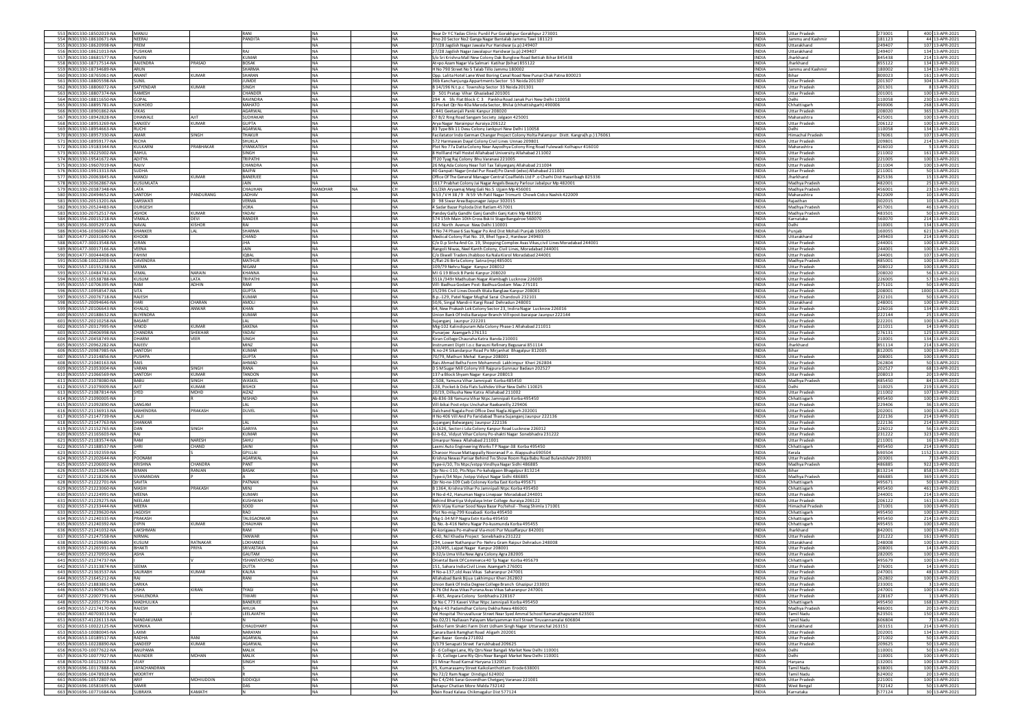| 553 | IN301330-18502019-NA | MANJU | | RANI | NA | | NA | Near Dr Y C Yadav Clinic Purdil Pur Gorakhpur Gorakhpur 273001 | INDIA | Uttar Pradesh | 273001 | 400 | 13-APR-2021 |
|---|---|---|---|---|---|---|---|---|---|---|---|---|---|
| 554 | IN301330-18610671-NA | NEERAJ | | PANDITA | NA | | NA | Hno 20 Sector No2 Ganga Nagar Bantalab Jammu Tawi 181123 | INDIA | Jammu and Kashmir | 181123 | 44 | 13-APR-2021 |
| 555 | IN301330-18620998-NA | PREM | | | NA | | NA | 27/28 Jagdish Nagar Jawala Pur Haridwar (u.p) 249407 | INDIA | Uttarakhand | 249407 | 107 | 13-APR-2021 |
| 556 | IN301330-18621013-NA | PUSHKAR | | RAJ | NA | | NA | 27/28 Jagdish Nagar Jawalapur Haridwar (u.p) 249407 | INDIA | Uttarakhand | 249407 | 134 | 13-APR-2021 |
| 557 | IN301330-18681577-NA | NAVIN | | KUMAR | NA | | NA | S/o Sri Krishna Mall New Colony Dak Bunglow Road Bettiah Bihar 845438 | INDIA | Jharkhand | 845438 | 214 | 13-APR-2021 |
| 558 | IN301330-18717514-NA | RAJENDRA | PRASAD | BOSAK | NA | | NA | At-po Azam Nagar Via Salmari Katihar (bihar) 855122 | INDIA | Jharkhand | 855122 | 134 | 13-APR-2021 |
| 559 | IN301330-18734689-NA | ARUN | | SHARMA | NA | | NA | H No 790 Street No 5 Talab Tillo Jammu 180002 | INDIA | Jammu and Kashmir | 180002 | 134 | 13-APR-2021 |
| 560 | IN301330-18765061-NA | ANANT | KUMAR | SHARAN | NA | | NA | Opp. Lalita Hotel Lane West Boring Canal Road New Punai Chak Patna 800023 | INDIA | Bihar | 800023 | 161 | 13-APR-2021 |
| 561 | IN301330-18805598-NA | SUNIL | | JUMDE | NA | | NA | 36b Kanchanjunga Appartments Sector 53 Noida 201307 | INDIA | Uttar Pradesh | 201307 | 304 | 13-APR-2021 |
| 562 | IN301330-18806072-NA | SATYENDAR | KUMAR | SINGH | NA | | NA | B 14/196 N.t.p.c Township Sector 33 Noida 201301 | INDIA | Uttar Pradesh | 201301 | 8 | 13-APR-2021 |
| 563 | IN301330-18807374-NA | RAMESH | | CHANDER | NA | | NA | D 501 Pratap Vihar Ghaziabad 201001 | INDIA | Uttar Pradesh | 201001 | 100 | 13-APR-2021 |
| 564 | IN301330-18811650-NA | GOPAL | | RAVINDRA | NA | | NA | 294 A Sfs Flat Block C 3 Pankha Road Janak Puri New Delhi 110058 | INDIA | Delhi | 110058 | 230 | 13-APR-2021 |
| 565 | IN301330-18895781-NA | SUKHDEO | | MAHATO | NA | | NA | G Pocket Qtr No 40a Maroda Sector, Bhilai (chhattishgarh) 490006 | INDIA | Chhattisgarh | 490006 | 268 | 13-APR-2021 |
| 566 | IN301330-18901862-NA | VIKAS | | AGARWAL | NA | | NA | C 441 Geetanjali Panki Kanpur 208020 | INDIA | Uttar Pradesh | 208020 | 365 | 13-APR-2021 |
| 567 | IN301330-18942828-NA | DHAWALE | AJIT | SUDHAKAR | NA | | NA | 07 B/2 Ring Road Sangam Society Jalgaon 425001 | INDIA | Maharashtra | 425001 | 100 | 13-APR-2021 |
| 568 | IN301330-18953269-NA | SANJEEV | KUMAR | GUPTA | NA | | NA | Arya Nagar Narainpur Auraiya 206122 | INDIA | Uttar Pradesh | 206122 | 100 | 13-APR-2021 |
| 569 | IN301330-18954663-NA | RUCHI | | AGARWAL | NA | | NA | 83 Type Blk 11 Desu Colony Janakpuri New Delhi 110058 | INDIA | Delhi | 110058 | 134 | 13-APR-2021 |
| 570 | IN301330-18957330-NA | AMAR | SINGH | THAKUR | NA | | NA | Facilatator Indo German Chunger Project Colony Holta Palampur Distt. Kangra(h.p.) 176061 | INDIA | Himachal Pradesh | 176061 | 107 | 13-APR-2021 |
| 571 | IN301330-18959177-NA | RICHA | | SHUKLA | NA | | NA | 572 Harmawan Dayal Colony Civil Lines Unnao 209801 | INDIA | Uttar Pradesh | 209801 | 214 | 13-APR-2021 |
| 572 | IN301330-19183344-NA | KULKARNI | PRABHAKAR | VYANKATESH | NA | | NA | Plot No 77a Datta Colony Near Aayodhya Colony Ring Road Fulewadi Kolhapur 416010 | INDIA | Maharashtra | 416010 | 5 | 13-APR-2021 |
| 573 | IN301330-19225002-NA | RAHUL | | SINGH | NA | | NA | 8 Holland Hall Hostel Allahabad University Allahabad 211002 | INDIA | Uttar Pradesh | 211002 | 161 | 13-APR-2021 |
| 574 | IN301330-19541672-NA | ADITYA | | TRIPATHI | NA | | NA | Tf 20 Tyag Raj Colony Bhu Varanasi 221005 | INDIA | Uttar Pradesh | 221005 | 100 | 13-APR-2021 |
| 575 | IN301330-19607019-NA | RAJIV | | CHANDRA | NA | | NA | 26 Mig Ada Colony Near Toll Tax Taliyerganj Allahabad 211004 | INDIA | Uttar Pradesh | 211004 | 100 | 13-APR-2021 |
| 576 | IN301330-19913313-NA | SUDHA | | BAJPAI | NA | | NA | 40 Ganpati Nagar (indal Pur Road) Po Dandi (edso) Allahabad 211001 | INDIA | Uttar Pradesh | 211001 | 50 | 13-APR-2021 |
| 577 | IN301330-20063845-NA | MANOJ | KUMAR | BANERJEE | NA | | NA | Office Of The General Manager Central Coalfields Ltd P .o Charhi Dist Hazaribagh 825336 | INDIA | Jharkhand | 825336 | 15 | 13-APR-2021 |
| 578 | IN301330-20362867-NA | KUSUMLATA | | JAIN | NA | | NA | 1617 Prabhat Colony Jai Nagar Angels Beauty Parlour Jabalpur Mp 482001 | INDIA | Madhya Pradesh | 482001 | 25 | 13-APR-2021 |
| 579 | IN301330-20387348-NA | LATA | | CHAUHAN | MANOHAR | NA | CH | 11/2kh Aryasmaj Marg Gali No.5 Ujjain Mp 456001 | INDIA | Madhya Pradesh | 456001 | 23 | 13-APR-2021 |
| 580 | IN301330-20494652-NA | SANTOSH | PANDURANG | JADHAV | NA | | NA | N 53 / V H 38 / 9 N 59 Vh Patil Nagar Trimurti Chowk Cidco Nashik 422009 | INDIA | Maharashtra | 422009 | 10 | 13-APR-2021 |
| 581 | IN301330-20511201-NA | SARSWATI | | VERMA | NA | | NA | D 98 Siwar Area Bapunagar Jaipur 302015 | INDIA | Rajasthan | 302015 | 10 | 13-APR-2021 |
| 582 | IN301330-20524483-NA | DURGESH | | VORA | NA | | NA | 4 Sadar Bazar Piploda Dist Ratlam 457001 | INDIA | Madhya Pradesh | 457001 | 46 | 13-APR-2021 |
| 583 | IN301330-20752517-NA | ASHOK | KUMAR | YADAV | NA | | NA | Pandey Gally Gandhi Ganj Gandhi Ganj Katni Mp 483501 | INDIA | Madhya Pradesh | 483501 | 50 | 13-APR-2021 |
| 584 | IN301356-20015218-NA | VIMALA | DEVI | RANDER | NA | | NA | 574 15th Main 10th Cross Bsk Iii Stage Bangalore 560070 | INDIA | Karnataka | 560070 | 214 | 13-APR-2021 |
| 585 | IN301356-30052972-NA | NAVAL | KISHOR | RAI | NA | | NA | 162 North Avenue New Delhi 110001 | INDIA | Delhi | 110001 | 134 | 13-APR-2021 |
| 586 | IN301436-10360847-NA | SHANKER | LAL | SHARMA | NA | | NA | H No 74 Phase 6 Sas Nagar Po And Dist Mohali Punjab 160055 | INDIA | Punjab | 160055 | 621 | 13-APR-2021 |
| 587 | IN301477-20031690-NA | KHODB | | CHAND | NA | | NA | Medical Colony Flat No. 19, Bhel Type-2, Hardwar 249403 | INDIA | Uttarakhand | 249403 | 214 | 13-APR-2021 |
| 588 | IN301477-30013548-NA | KIRAN | | JHA | NA | | NA | C/o D.p Sinha And Co. 19, Shopping Complex Avas Vikas,civil Lines Moradabad 244001 | INDIA | Uttar Pradesh | 244001 | 100 | 13-APR-2021 |
| 589 | IN301477-30017166-NA | VEENA | | JAIN | NA | | NA | Rangoli Niwas, Neel Kanth Colony, Civil Lines, Moradabad 244001 | INDIA | Uttar Pradesh | 244001 | 100 | 13-APR-2021 |
| 590 | IN301477-30044408-NA | FAHIM | | IQBAL | NA | | NA | C/o Ekwell Traders Jhabboo Ka Nala Kisrol Moradabad 244001 | INDIA | Uttar Pradesh | 244001 | 107 | 13-APR-2021 |
| 591 | IN301508-10022093-NA | DAVENDRA | | MATHUR | NA | | NA | C/flat-26 Birla Colony Satna(mp) 485001 | INDIA | Madhya Pradesh | 485001 | 100 | 13-APR-2021 |
| 592 | IN301557-10155238-NA | SEEMA | | NIGAM | NA | | NA | 109/79 Nehru Nagar Kanpur 208012 | INDIA | Uttar Pradesh | 208012 | 100 | 13-APR-2021 |
| 593 | IN301557-10484741-NA | VIMAL | NARAIN | KHANNA | NA | | NA | M I G 19 Block B Panki Kanpur 208020 | INDIA | Uttar Pradesh | 208020 | 56 | 13-APR-2021 |
| 594 | IN301557-10538788-NA | KUSUM | LATA | TRIPATHI | NA | | NA | 551k /349r Madhuban Nagar Alambagh Lucknow 226005 | INDIA | Uttar Pradesh | 226005 | 57 | 13-APR-2021 |
| 595 | IN301557-10706395-NA | RAM | ADHIN | RAM | NA | | NA | Vill- Badhua Godam Post- Badhua Godam Mau 275101 | INDIA | Uttar Pradesh | 275101 | 50 | 13-APR-2021 |
| 596 | IN301557-10958547-NA | SITA | | GUPTA | NA | | NA | 15/296 Civil Lines Doodh Wala Banglaw Kanpur 208001 | INDIA | Uttar Pradesh | 208001 | 1000 | 13-APR-2021 |
| 597 | IN301557-20076718-NA | RAJESH | | KUMAR | NA | | NA | B.p.-129, Patel Nagar Mughal Sarai Chandouli 232101 | INDIA | Uttar Pradesh | 232101 | 50 | 13-APR-2021 |
| 598 | IN301557-20094646-NA | HARI | CHARAN | AMOLI | NA | | NA | 50/6, Singal Mandi-ii Kargi Road Dehradun 248001 | INDIA | Uttarakhand | 248001 | 100 | 13-APR-2021 |
| 599 | IN301557-20106643-NA | KHALIQ | ANWAR | KHAN | NA | | NA | 64, New Prakash Lok Colony Sector 23, Indira Nagar Lucknow 226016 | INDIA | Uttar Pradesh | 226016 | 134 | 13-APR-2021 |
| 600 | IN301557-20188632-NA | BIJYENDRA | | KUMAR | NA | | NA | Union Bank Of India Baraipar Branch Vill+post-baraipar Jaunpur 222144 | INDIA | Uttar Pradesh | 222144 | 25 | 13-APR-2021 |
| 601 | IN301557-20210258-NA | BASANT | | LAL | NA | | NA | Sujanganj Jaunpur 222201 | INDIA | Uttar Pradesh | 222201 | 100 | 13-APR-2021 |
| 602 | IN301557-20317995-NA | VINOD | KUMAR | SAXENA | NA | | NA | Mig-102 Kalindipuram Ada Colony Phase-1 Allahabad 211011 | INDIA | Uttar Pradesh | 211011 | 14 | 13-APR-2021 |
| 603 | IN301557-20406998-NA | CHANDRA | SHEKHAR | YADAV | NA | | NA | Punarjee Azamgarh 276131 | INDIA | Uttar Pradesh | 276131 | 125 | 13-APR-2021 |
| 604 | IN301557-20458749-NA | DHARM | VEER | SINGH | NA | | NA | Kiran College Chauraha Katra Banda 210001 | INDIA | Uttar Pradesh | 210001 | 134 | 13-APR-2021 |
| 605 | IN301557-20962282-NA | RAJEEV | | MINZ | NA | | NA | Instrument Diptt I.o.c Barauni Refinery Begusarai 851114 | INDIA | Jharkhand | 851114 | 214 | 13-APR-2021 |
| 606 | IN301557-20987985-NA | SANTOSH | | KUMAR | NA | | NA | N.no-24 Sikandarpur Road Po Mirjanhat Bhagalpur 812005 | INDIA | Bihar | 812005 | 100 | 13-APR-2021 |
| 607 | IN301557-21014856-NA | PUSHPA | | GUPTA | NA | | NA | 70/79, Mathuri Mohal Kanpur 208001 | INDIA | Uttar Pradesh | 208001 | 100 | 13-APR-2021 |
| 608 | IN301557-21040163-NA | RAIS | | AHMAD | NA | | NA | Rais Ahmad Belha Form Mohammdi Lakhimpur Kheri 262804 | INDIA | Uttar Pradesh | 262804 | 50 | 13-APR-2021 |
| 609 | IN301557-21053004-NA | VARAN | SINGH | RANA | NA | | NA | D S MSugar Mill Colony Vill Rajpura Gunnaur Badaun 202527 | INDIA | Uttar Pradesh | 202527 | 68 | 13-APR-2021 |
| 610 | IN301557-21066569-NA | SANTOSH | KUMAR | TANDON | NA | | NA | 137-a Block Shyam Nagar Kanpur 208013 | INDIA | Uttar Pradesh | 208013 | 20 | 13-APR-2021 |
| 611 | IN301557-21078080-NA | BABU | SINGH | WASKEL | NA | | NA | C-508, Yamuna Vihar Jamnipali Korba 485450 | INDIA | Madhya Pradesh | 485450 | 84 | 13-APR-2021 |
| 612 | IN301557-21079009-NA | AJIT | KUMAR | BISHOI | NA | | NA | 128, Pocket-b Dda Flats Sukhdev Vihar New Delhi 110025 | INDIA | Delhi | 110025 | 219 | 13-APR-2021 |
| 613 | IN301557-21087814-NA | SYED | MOHD | AIZAZ | NA | | NA | 20/19, Dilkusha New Katra Allahabad 211002 | INDIA | Uttar Pradesh | 211002 | 107 | 13-APR-2021 |
| 614 | IN301557-21090005-NA | J | R | NISHAD | NA | | NA | Ab-836-38 Yamuna Vihar Ntpc Jamnipali Korba 495450 | INDIA | Chhattisgarh | 495450 | 100 | 13-APR-2021 |
| 615 | IN301557-21092890-NA | SANGAM | | LAL | NA | | NA | Vill-bikai Post-ntpc Unchahar Raebareilly 229406 | INDIA | Uttar Pradesh | 229406 | 36 | 13-APR-2021 |
| 616 | IN301557-21136913-NA | MAHENDRA | PRAKASH | DUVEL | NA | | NA | Dalchand Nagala Post Office Devi Nagla Aligarh 202001 | INDIA | Uttar Pradesh | 202001 | 100 | 13-APR-2021 |
| 617 | IN301557-21147739-NA | LALJI | | | NA | | NA | H No 406 Vill And Po Faridabad Thana Sujanganj Jaunpur 222136 | INDIA | Uttar Pradesh | 222136 | 214 | 13-APR-2021 |
| 618 | IN301557-21147763-NA | SHANKAR | | LAL | NA | | NA | Sujanganj Balwarganj Jaunpur 222136 | INDIA | Uttar Pradesh | 222136 | 214 | 13-APR-2021 |
| 619 | IN301557-21152765-NA | DAN | SINGH | GARIYA | NA | | NA | A-1626, Sector-i Lda Colony Kanpur Road Lucknow 226012 | INDIA | Uttar Pradesh | 226012 | 56 | 13-APR-2021 |
| 620 | IN301557-21165603-NA | RAJ | | KUMAR | NA | | NA | Iii-b-62, Vidyut Vihar Colony Po-shakti Nagar Sonebhadra 231222 | INDIA | Uttar Pradesh | 231222 | 323 | 13-APR-2021 |
| 621 | IN301557-21183574-NA | RAM | NARESH | SAHU | NA | | NA | Umarpur Niwaa Allahabad 211001 | INDIA | Uttar Pradesh | 211001 | 16 | 13-APR-2021 |
| 622 | IN301557-21188537-NA | SHRI | CHAND | SAINI | NA | | NA | Laxmi Auto Engineering Works T P Nagar-38 Korba 495450 | INDIA | Chhattisgarh | 495450 | 214 | 13-APR-2021 |
| 623 | IN301557-21192359-NA | C | S | GPILLAI | NA | | NA | Charoor House Mattappally Nooranad P.o. Alappuzha 690504 | INDIA | Kerala | 690504 | 1152 | 13-APR-2021 |
| 624 | IN301557-21202644-NA | POONAM | | AGARWAL | NA | | NA | Krishna Niwas Parisar Behind Tvs Show Room Raja Babu Road Bulandshahr 203001 | INDIA | Uttar Pradesh | 203001 | 7 | 13-APR-2021 |
| 625 | IN301557-21206002-NA | KRISHNA | CHANDRA | PANT | NA | | NA | Type-ii/10, Tts Ntpc/vstpp Vindhya Nagar Sidhi 486885 | INDIA | Madhya Pradesh | 486885 | 922 | 13-APR-2021 |
| 626 | IN301557-21213604-NA | BIMAN | RANJAN | BASAK | NA | | NA | Qtr No-c-110, Pts Ntpc Po-kahalgaon Bhagalpur 813214 | INDIA | Bihar | 813214 | 858 | 13-APR-2021 |
| 627 | IN301557-21218206-NA | SIVANANDAN | | P | NA | | NA | Type-ii/54 Ntpc /vstpp Vidyut Nagar Sidhi 486885 | INDIA | Madhya Pradesh | 486885 | 369 | 13-APR-2021 |
| 628 | IN301557-21222701-NA | SAVITA | | PATNAIK | NA | | NA | Qtr No-ne-109 Cseb Coloney Korba East Korba 495671 | INDIA | Chhattisgarh | 495671 | 50 | 13-APR-2021 |
| 629 | IN301557-21223060-NA | MASIH | PRAKASH | MINJ | NA | | NA | B 1364, Krishna Vihar Po Jamnipali Ntpc Korba 495450 | INDIA | Chhattisgarh | 495450 | 461 | 13-APR-2021 |
| 630 | IN301557-21224991-NA | MEENA | | KUMARI | NA | | NA | H No-d-42, Hanuman Nagra Linepaar Moradabad 244001 | INDIA | Uttar Pradesh | 244001 | 214 | 13-APR-2021 |
| 631 | IN301557-21229275-NA | NEELAM | | KUSHWAH | NA | | NA | Behind Bhartiya Vidyalaya Inter College Auraiya 206122 | INDIA | Uttar Pradesh | 206122 | 161 | 13-APR-2021 |
| 632 | IN301557-21233444-NA | MEERA | | SOOD | NA | | NA | W/o Vijay Kumar Sood Naya Bazar Po/tehsil - Theog Shimla 171001 | INDIA | Himachal Pradesh | 171001 | 100 | 13-APR-2021 |
| 633 | IN301557-21239620-NA | JAGDISH | | RAO | NA | | NA | Plot No-mig-799 Kosabadi Korba 495450 | INDIA | Chhattisgarh | 495450 | 100 | 13-APR-2021 |
| 634 | IN301557-21240335-NA | PRAKASH | | TALEGAONKAR | NA | | NA | Mig-1-34 M P Nagra Extn Korba 495450 | INDIA | Chhattisgarh | 495450 | 214 | 13-APR-2021 |
| 635 | IN301557-21240392-NA | DIPIN | KUMAR | CHAUHAN | NA | | NA | Q.No.-b-416 Nehru Nagar Po-kusmunda Korba 495455 | INDIA | Chhattisgarh | 495455 | 100 | 13-APR-2021 |
| 636 | IN301557-21241032-NA | LAKSHMAN | | RAM | NA | | NA | At-korigawa Po-mahwal Via-moti Pur Muzaffarpur 842001 | INDIA | Jharkhand | 842001 | 100 | 13-APR-2021 |
| 637 | IN301557-21247558-NA | NIRMAL | | TANWAR | NA | | NA | C-60, Ncl Khadia Project Sonebhadra 231222 | INDIA | Uttar Pradesh | 231222 | 161 | 13-APR-2021 |
| 638 | IN301557-21259680-NA | KUSUM | RATNAKAR | LOKHANDE | NA | | NA | 294, Lower Nathanpur Po- Nehru Gram Raipur Dehradun 248008 | INDIA | Uttarakhand | 248008 | 100 | 13-APR-2021 |
| 639 | IN301557-21265931-NA | BHAKTI | PRIYA | SRIVASTAVA | NA | | NA | 120/495, Lajpat Nagar Kanpur 208001 | INDIA | Uttar Pradesh | 208001 | 14 | 13-APR-2021 |
| 640 | IN301557-21270950-NA | ASHA | | GAUTAM | NA | | NA | B-32/a Uma Villa New Agra Colony Agra 282005 | INDIA | Uttar Pradesh | 282005 | 100 | 13-APR-2021 |
| 641 | IN301557-21274737-NA | I | V | YSHANTATOPNO | NA | | NA | Oriental Bank Of Commerce 40 Tp Nagar Korba 495679 | INDIA | Chhattisgarh | 495679 | 100 | 13-APR-2021 |
| 642 | IN301557-21313874-NA | SEEMA | | DUTTA | NA | | NA | 151, Sahara India Civil Lines Azamgarh 276001 | INDIA | Uttar Pradesh | 276001 | 14 | 13-APR-2021 |
| 643 | IN301557-21363537-NA | SAURABH | KUMAR | KALRA | NA | | NA | H No-a-137,old Avas Vikas Saharanpur 247001 | INDIA | Uttar Pradesh | 247001 | 48 | 13-APR-2021 |
| 644 | IN301557-21645212-NA | RAJ | | RANI | NA | | NA | Allahabad Bank Bijua Lakhimpur Kheri 262802 | INDIA | Uttar Pradesh | 262802 | 100 | 13-APR-2021 |
| 645 | IN301557-21883861-NA | SARIKA | | | NA | | NA | Union Bank Of India Degree College Branch Ghazipur 233001 | INDIA | Uttar Pradesh | 233001 | 3 | 13-APR-2021 |
| 646 | IN301557-21905675-NA | USHA | KIRAN | TYAGI | NA | | NA | A-76 Old Avas Vikas Purana Avas Vikas Saharanpur 247001 | INDIA | Uttar Pradesh | 247001 | 100 | 13-APR-2021 |
| 647 | IN301557-22007791-NA | SHAILENDRA | | TIWARI | NA | | NA | Ii-465, Anpara Colony Sonbhadra 228167 | INDIA | Uttar Pradesh | 228167 | 1 | 13-APR-2021 |
| 648 | IN301557-22051779-NA | MADHULIKA | | BANERJEE | NA | | NA | Qr No C 773 Kaveri Vihar Ntpc Jamnipali Korba 495450 | INDIA | Chhattisgarh | 495450 | 168 | 13-APR-2021 |
| 649 | IN301557-22174170-NA | RAJESH | | AHUJA | NA | | NA | Migiii 43 Padamdhar Colony Dekha Rewa 486001 | INDIA | Madhya Pradesh | 486001 | 20 | 13-APR-2021 |
| 650 | IN301637-40703013-NA | V | | LEELAVATHI | NA | | NA | Vel Hospital Thiruvalluvar Street Near Syed Ammal School Ramanathapuram 623501 | INDIA | Tamil Nadu | 623501 | 150 | 13-APR-2021 |
| 651 | IN301637-41226113-NA | NANDAKUMAR | | N | NA | | NA | No.02/21 Nallavan Palayam Mariyamman Koil Street Tiruvannamalai 606804 | INDIA | Tamil Nadu | 606804 | 7 | 13-APR-2021 |
| 652 | IN301653-10022125-NA | MONIKA | | CHAUDHARY | NA | | NA | Sekho Farm Shakti Farm Distt Udham Singh Nagar Uttaranchal 263151 | INDIA | Uttarakhand | 263151 | 214 | 13-APR-2021 |
| 653 | IN301653-10080045-NA | LAXMI | | NARAYAN | NA | | NA | Canara Bank Ramghat Road Aligarh 202001 | INDIA | Uttar Pradesh | 202001 | 134 | 13-APR-2021 |
| 654 | IN301653-10189517-NA | RADHA | RANI | AGARWAL | NA | | NA | Rani Bazar Gonda 271002 | INDIA | Uttar Pradesh | 271002 | 50 | 13-APR-2021 |
| 655 | IN301653-10228890-NA | SANDEEP | KUMAR | AGARWAL | NA | | NA | 3/179 Senapati Street Farrukhabad 209625 | INDIA | Uttar Pradesh | 209625 | 50 | 13-APR-2021 |
| 656 | IN301670-10077622-NA | ANUPAMA | | MALIK | NA | | NA | D - 6 College Lane, Rly Qtrs Near Bangali Market New Delhi 110001 | INDIA | Delhi | 110001 | 50 | 13-APR-2021 |
| 657 | IN301670-10077927-NA | RAJINDER | MOHAN | MALIK | NA | | NA | 6 - D, College Lane Rly Qtrs Near Bangali Market New Delhi 110001 | INDIA | Delhi | 110001 | 100 | 13-APR-2021 |
| 658 | IN301670-10121517-NA | VIJAY | | SINGH | NA | | NA | 21 Minar Road Karnal Haryana 132001 | INDIA | Haryana | 132001 | 100 | 13-APR-2021 |
| 659 | IN301696-10117888-NA | JAYACHANDRAN | | | NA | | NA | 35, Kumarasamy Street Kaikolanthottam Erode 638001 | INDIA | Tamil Nadu | 638001 | 100 | 13-APR-2021 |
| 660 | IN301696-10478928-NA | MOORTHY | | | NA | | NA | No.72/2 Ram Nagar Dindigul 624002 | INDIA | Tamil Nadu | 624002 | 20 | 13-APR-2021 |
| 661 | IN301696-10572807-NA | ARIF | MOHIUDDIN | SIDDIQUI | NA | | NA | No C 4/246 Sarai Goverdhan Chetganj Varanasi 221001 | INDIA | Uttar Pradesh | 221001 | 100 | 13-APR-2021 |
| 662 | IN301696-10581695-NA | SAMIR | | DAS | NA | | NA | Sahapur Chatian More Malda 732142 | INDIA | West Bengal | 732142 | 50 | 13-APR-2021 |
| 663 | IN301696-10771684-NA | SUBRAYA | KAMATH | N | NA | | NA | Main Road Kalasa Chikmagalur Dist 577124 | INDIA | Karnataka | 577124 | 30 | 13-APR-2021 |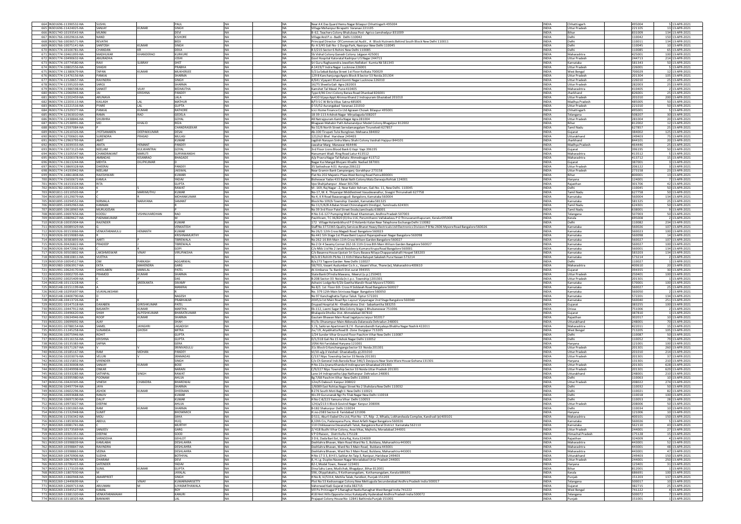| 664 | IN301696-11390532-NA | SUSHIL | | PAUL | NA | | NA | Near A K Das Quard Hemu Nagar Bilaspur Chhattisgarh 495004 | INDIA | Chhattisgarh | 495004 | 5 | 13-APR-2021 |
|---|---|---|---|---|---|---|---|---|---|---|---|---|---|
| 665 | IN301696-11424025-NA | SANJAY | KUMAR | SINGH | NA | | NA | Village Mohanpur Birapatti Varanasi 221105 | INDIA | Uttar Pradesh | 221105 | 13 | 13-APR-2021 |
| 666 | IN301740-10193543-NA | MUNNI | | DEVI | NA | | NA | B-62, Teachers Colony Bhalubasa Post- Agrico Jamshedpur 831009 | INDIA | Bihar | 831009 | 134 | 13-APR-2021 |
| 667 | IN301766-10029616-NA | NAND | | KISHORE | NA | | NA | Village And P.o.- Badli Delhi 110042 | INDIA | Delhi | 110042 | 150 | 13-APR-2021 |
| 668 | IN301766-10036571-NA | REVATHI | | BEDI | NA | | NA | Principal Director Of Commercial Audit , A - Block Hutments Behind South Block New Delhi 110011 | INDIA | Delhi | 110011 | 134 | 13-APR-2021 |
| 669 | IN301766-10075141-NA | SANTOSH | KUMAR | SINGH | NA | | NA | Rz-A-3/45 Gali No-1 Durga Park, Nasirpur New Delhi 110045 | INDIA | Delhi | 110045 | 10 | 13-APR-2021 |
| 670 | IN301774-10100781-NA | CHANDAN | KR | DEKA | NA | | NA | B 3/215 Sector 6 Rohini New Delhi 110085 | INDIA | Delhi | 110085 | 65 | 13-APR-2021 |
| 671 | IN301774-10461093-NA | MADHUKAR | KHANDERAO | KURKURE | NA | | NA | Sb Vishal Colony Ganesh Colony Jalgaon 425001 | INDIA | Maharashtra | 425001 | 100 | 13-APR-2021 |
| 672 | IN301774-10490632-NA | ANURADHA | | JOSHI | NA | | NA | Govt Hospital Katoratal Kashipur U S Nagar 244713 | INDIA | Uttar Pradesh | 244713 | 214 | 13-APR-2021 |
| 673 | IN301774-10774580-NA | RAVI | SUBRAY | SHET | NA | | NA | Sri Guru Raghavendra Jewellers Nelleker Kumta Nk 581343 | INDIA | Karnataka | 581343 | 50 | 13-APR-2021 |
| 674 | IN301774-10802556-NA | SHASHI | | PRABHA | NA | | NA | A 1419/7 Indra Nagar Lucknow 226001 | INDIA | Uttar Pradesh | 226001 | 5 | 13-APR-2021 |
| 675 | IN301774-11380679-NA | TAPAN | KUMAR | MUKHERJEE | NA | | NA | 5/21a Sebak Baidya Street 1st Floor Kolkata 700029 | INDIA | West Bengal | 700029 | 12 | 13-APR-2021 |
| 676 | IN301774-11476156-NA | PANKAJ | | SHARMA | NA | | NA | 129 B Kanchanjunga Appts Block B Sector 53 Noida 201304 | INDIA | Uttar Pradesh | 201304 | 105 | 13-APR-2021 |
| 677 | IN301774-11528657-NA | RAVINDRA | | SINGH | NA | | NA | 4/641 Vijayant Khand Gomti Nagar Lucknow 226010 | INDIA | Uttar Pradesh | 226010 | 25 | 13-APR-2021 |
| 678 | IN301774-11595203-NA | SAROJ | | SHARMA | NA | | NA | 16/75 Sheetla Gali Agra 282003 | INDIA | Uttar Pradesh | 282003 | 25 | 13-APR-2021 |
| 679 | IN301774-11986598-NA | SANKET | VIJAY | BEDMUTHA | NA | | NA | Kamshet Tal Maval Pune 410405 | INDIA | Maharashtra | 410405 | 2 | 13-APR-2021 |
| 680 | IN301774-12060943-NA | JAI | KRISHNA | PANDEY | NA | | NA | Type 4/46 Cmri Colony Barwa Road Dhanbad 826001 | INDIA | Jharkhand | 826001 | 25 | 13-APR-2021 |
| 681 | IN301774-12202459-NA | ARUNAVA | | LALA | NA | | NA | A-410 Vijaya Appt Ahimsa Khand 2 Indirapuram Ghaziabad 201010 | INDIA | Uttar Pradesh | 201010 | 200 | 13-APR-2021 |
| 682 | IN301774-12203113-NA | KAILASH | LAL | MATHUR | NA | | NA | B/73 S C W Birla Vikas Satna 485005 | INDIA | Madhya Pradesh | 485005 | 50 | 13-APR-2021 |
| 683 | IN301774-12221516-NA | PYARE | LAL | GUPTA | NA | | NA | D 55/52 Aurangabad Varanasi 221010 | INDIA | Uttar Pradesh | 221010 | 50 | 13-APR-2021 |
| 684 | IN301774-12329377-NA | PANKAJ | KUMAR | RATHORE | NA | | NA | Icici Home Finance Co Ltd Agrasen Chowk Bilaspur 495001 | INDIA | Chhattisgarh | 495001 | 5 | 13-APR-2021 |
| 685 | IN301774-12363010-NA | RAMA | RAO | GEDELA | NA | | NA | 18-39-113 A Ashok Nagar Miryalaguda 508207 | INDIA | Telangana | 508207 | 30 | 13-APR-2021 |
| 686 | IN301774-12438846-NA | SHUBHRA | | GOYAL | NA | | NA | 48 Natrajpuram Kamla Nagar Agra 281004 | INDIA | Uttar Pradesh | 281004 | 20 | 13-APR-2021 |
| 687 | IN301774-12538991-NA | MD | KHALID | REZA | NA | | NA | Bhagwan Mahabir Path Ashanandpur Model Colony Bhagalpur 812002 | INDIA | Bihar | 812002 | 12 | 13-APR-2021 |
| 688 | IN301774-12597084-NA | P | | CHANDRASEKAR | NA | | NA | No 32/6 North Street Serndamangalam Tirunelveli 627857 | INDIA | Tamil Nadu | 627857 | 25 | 13-APR-2021 |
| 689 | IN301774-12610326-NA | JYOTSANABEN | DEEPAKKUMAR | DESAI | NA | | NA | Ab-100 Tirupati Tulsi Bunglows Mehsana 384002 | INDIA | Gujarat | 384002 | 125 | 13-APR-2021 |
| 690 | IN301774-12700601-NA | SURENDRA | PRASAD | MULASI | NA | | NA | 121/iii/i Bhel Haridwar 249403 | INDIA | Uttarakhand | 249403 | 75 | 13-APR-2021 |
| 691 | IN301774-12963793-NA | AMIT | | KUMAR | NA | | NA | Jagdish Narayan Sinha Manu Shahi Colony Vaishali Hajipur 844101 | INDIA | Jharkhand | 844101 | 20 | 13-APR-2021 |
| 692 | IN301774-13039333-NA | ANITA | HEMANT | PANDEY | NA | | NA | Jawahar Marg Manawar 464446 | INDIA | Madhya Pradesh | 464446 | 25 | 13-APR-2021 |
| 693 | IN301774-13073125-NA | NEELAM | KULWANTRAI | GOYAL | NA | | NA | 3rd Floor Lions Blood Bank G Vapi Vapi 396195 | INDIA | Gujarat | 396195 | 50 | 13-APR-2021 |
| 694 | IN301774-13105547-NA | CHANDRAKANT | MARUTI | SURYAWANSHI | NA | | NA | Hanumant Wadi Ring Road Latur 413512 | INDIA | Maharashtra | 413512 | 5 | 13-APR-2021 |
| 695 | IN301774-13200378-NA | AMBADAS | KISANRAO | BHAGADE | NA | | NA | A/p Pravra Nagar Tal Rahata Ahmednagar 413712 | INDIA | Maharashtra | 413712 | 15 | 13-APR-2021 |
| 696 | IN301774-13613244-NA | MEHTA | DILIPKUMAR | D | NA | | NA | Nagar Kui Mangal Bhojani Khadki Nadiad 387001 | INDIA | Gujarat | 387001 | 3 | 13-APR-2021 |
| 697 | IN301774-13869328-NA | DHEERAJ | | PANDEY | NA | | NA | 35 Satteshvar A 01 Auraiya 206122 | INDIA | Uttar Pradesh | 206122 | 3 | 13-APR-2021 |
| 698 | IN301774-14193942-NA | NEELAM | | JAISWAL | NA | | NA | Near Gramin Bank Campierganj Gorakhpur 273158 | INDIA | Uttar Pradesh | 273158 | 23 | 13-APR-2021 |
| 699 | IN301774-14861808-NA | RAJESHWARI | | KUMARI | NA | | NA | Flat No 202 Majestic Plaza West Boring Road Patna 800001 | INDIA | Bihar | 800001 | 13 | 13-APR-2021 |
| 700 | IN301774-15850672-NA | KAMLA | | YADAV | NA | | NA | Bisheswar Yadav 433 Balak Nath Colony Mata Darwaja Rohtak 124001 | INDIA | Haryana | 124001 | 7 | 13-APR-2021 |
| 701 | IN301774-16153324-NA | RITA | | GUPTA | NA | | NA | Vpo Shahjahanpur Alwar 301706 | INDIA | Rajasthan | 301706 | 42 | 13-APR-2021 |
| 702 | IN301782-10053102-NA | K | | RAWAT | NA | | NA | M - 169, Raj Nagar - 2, Near Kabir Ashram, Gali No. 11, New Delhi. 110045 | INDIA | Delhi | 110045 | 50 | 13-APR-2021 |
| 703 | IN301811-10110503-NA | P | MARIMUTHU | KUMAR | NA | | NA | No-17, M. K. Thiyarajar Middlestreet Vasudevanallur, Sivagiri Thirunelveli 627758 | INDIA | Tamil Nadu | 627758 | 50 | 13-APR-2021 |
| 704 | IN301895-10129079-NA | C | R | MOHANKUMAR | NA | | NA | No 4, K R Road Basavanagudi Bangalore, Karnataka 560004 | INDIA | Karnataka | 560004 | 134 | 13-APR-2021 |
| 705 | IN301895-10294552-NA | NIRMALA | NARAYANA | SAMANT | NA | | NA | Block No 109/b Township Dandeli, Karnataka 581325 | INDIA | Karnataka | 581325 | 25 | 13-APR-2021 |
| 706 | IN301895-10492963-NA | KANNAN | | R | NA | | NA | No 11/1/6/8 A Balan Street Chinnalapatti Dindigul, Tamilnadu 624301 | INDIA | Tamil Nadu | 624301 | 50 | 13-APR-2021 |
| 707 | IN301895-10618965-NA | MURUGESAN | | R | NA | | NA | No 39 3rd Floor Patel Street Erode,tamilnadu 638001 | INDIA | Tamil Nadu | 638001 | 9 | 13-APR-2021 |
| 708 | IN301895-10697656-NA | KOOSU | VISHNUVARDHAN | RAO | NA | | NA | H No 3-6-127 Pumping Well Road Khammam, Andhra Pradesh 507003 | INDIA | Telangana | 507003 | 50 | 13-APR-2021 |
| 709 | IN301895-10809627-NA | PADMAKUMAR | | M | NA | | NA | Pavithram, T C 36/820 (3) Era 116, Perumthanni Vallakadavu P O Thiruvananthapuram, Kerala 695008 | INDIA | Kerala | 695008 | 2 | 13-APR-2021 |
| 710 | IN301918-10035904-NA | RAJENDER | | KUMAR | NA | | NA | 172 Village Holambikhurd P O Holambi Kalan Near Telephone Exchange Delhi 110082 | INDIA | Delhi | 110082 | 234 | 13-APR-2021 |
| 711 | IN301926-30089329-NA | G | | VENKATESH | NA | | NA | Staff No 3772365 Quality Services Bharat Heavy Electricals Ltd Electronics Division P B No 2606 Mysore Road Bangalore 560026 | INDIA | Karnataka | 560026 | 107 | 13-APR-2021 |
| 712 | IN301926-30153066-NA | VENKATARAMULU | HEMANTH | KUMAR | NA | | NA | No 26/1 12th Cross Magadi Road Bangalore 560023 | INDIA | Karnataka | 560023 | 100 | 13-APR-2021 |
| 713 | IN301926-30159083-NA | R | | KRISHNAMURTHY | NA | | NA | No 441 5th Stage 1st Phase Beml Layout Rajarajeshwari Nagar Bangalore 560098 | INDIA | Karnataka | 560098 | 14 | 13-APR-2021 |
| 714 | IN301926-30383893-NA | AARTI | | TIBREWALA | NA | | NA | No 262-16 8th Main 11th Cross Wilson Garden Bangalore 560027 | INDIA | Karnataka | 560027 | 107 | 13-APR-2021 |
| 715 | IN301926-30426822-NA | PRADEEP | J | TIBREWALA | NA | | NA | No 2 Or 4 Swamy Corner 262-16 11th Cross 8th Main Wilson Garden Bangalore 560027 | INDIA | Karnataka | 560027 | 100 | 13-APR-2021 |
| 716 | IN301926-30472062-NA | C | R | GOPI | NA | | NA | C/o Nfdc Ltd No 2 Janak Residency Kumara Krupa Road Bangalore 560001 | INDIA | Karnataka | 560001 | 134 | 13-APR-2021 |
| 717 | IN301926-30503802-NA | LAKSHMISWAR | VINAY | VIRUPAKSHA | NA | | NA | C/o Basanna House Upstair Sri Guru Basava Nilaya Chapparadahalli Hospet 583203 | INDIA | Karnataka | 583203 | 134 | 13-APR-2021 |
| 718 | IN301926-30810811-NA | VIJETHA | | | NA | | NA | W/o B S Rohith Pb No 11 Kithil Mane Balupet Sakalesh Pura Hassan 573214 | INDIA | Karnataka | 573214 | 2 | 13-APR-2021 |
| 719 | IN301959-10054517-NA | OM | PARKASH | AGGARWAL | NA | | NA | B/a 273 Tagore Garden New Delhi 110027 | INDIA | Delhi | 110027 | 1 | 13-APR-2021 |
| 720 | IN301983-10063917-NA | EKTA | MAHENDRA | GARG | NA | | NA | 58/703, Vasant Audumber Co.h.s., Vasant Vihar, Thane (w), Maharashtra 400610 | INDIA | Maharashtra | 400610 | 20 | 13-APR-2021 |
| 721 | IN301991-10624170-NA | SHEELABEN | MANILAL | PATEL | NA | | NA | At.timbarva Ta. Bardoli Dist.surat 394355 | INDIA | Gujarat | 394355 | 30 | 13-APR-2021 |
| 722 | IN302050-10002705-NA | PRAMOD | KUMAR | SHARMA | NA | | NA | State Bank Of India Mawana, Meerut (u.p.) 250401 | INDIA | Uttar Pradesh | 250401 | 100 | 13-APR-2021 |
| 723 | IN302092-10025409-NA | K | P | DAS | NA | | NA | B-208 Sector-33 Noida (n.t.p.c. Township ) 201301 | INDIA | Uttar Pradesh | 201301 | 1 | 13-APR-2021 |
| 724 | IN302148-10113228-NA | C | SREEKANTA | SWAMY | NA | | NA | Ashwini Lodge No 9/26 Geetha Mandir Road Mysore 570001 | INDIA | Karnataka | 570001 | 100 | 13-APR-2021 |
| 725 | IN302148-10151199-NA | A | | MANIRAJ | NA | | NA | No 8/1 1st Floor 6th Cross H Siddaiah Road Bangalore 560027 | INDIA | Karnataka | 560027 | 25 | 13-APR-2021 |
| 726 | IN302148-10295697-NA | VIJAYALAKSHMI | | R | NA | | NA | No. 379 12th Main Srinivasa Nagar Bangalore 560050 | INDIA | Karnataka | 560050 | 2 | 13-APR-2021 |
| 727 | IN302148-10400790-NA | D | | NAGESH | NA | | NA | No 97 Kanchaghatta Tiptur Taluk Tiptur 572201 | INDIA | Karnataka | 572201 | 134 | 13-APR-2021 |
| 728 | IN302148-10413726-NA | B | | PRABHAKAR | NA | | NA | 2045/a 1st Main Road Rpc Layout Vijayanagar 2nd Stage Bangalore 560040 | INDIA | Karnataka | 560040 | 251 | 13-APR-2021 |
| 729 | IN302201-10147518-NA | DAXABEN | GIRISHKUMAR | PATEL | NA | | NA | Drupad Hospital At - Khedbrahma Dist - Sabarkantha 383255 | INDIA | Gujarat | 383255 | 100 | 13-APR-2021 |
| 730 | IN302201-10447912-NA | BASANTH | KUMAR | MARTHA | NA | | NA | Eb-112, Laxmi Sagar Bda Colony Stage-1 Bhubaneswar 751006 | INDIA | Orissa | 751006 | 2 | 13-APR-2021 |
| 731 | IN302201-10496620-NA | SHAH | ALPESHKUMAR | BHARATKUMAR | NA | | NA | Bhalapole Dholka Dist- Ahmedabad 387810 | INDIA | Gujarat | 387810 | 1 | 13-APR-2021 |
| 732 | IN302201-10634946-NA | ROOP | KUMAR | SHARMA | NA | | NA | Gautam Bhawan Main Road Jagatpura Jaipur 302017 | INDIA | Rajasthan | 302017 | 10 | 13-APR-2021 |
| 733 | IN302201-10699092-NA | AJAY | | SHAH | NA | | NA | 91/3c Dharampur Main Abbevala Dalanwala Dehradun 248001 | INDIA | Uttarakhand | 248001 | 70 | 13-APR-2021 |
| 734 | IN302201-10788154-NA | SAMEL | JAYASHRI | JAGADISH | NA | | NA | S / 6, Saikiran Apartment B / H - Runanubandh Karyalaya Bhabha Nagar Nashik 422011 | INDIA | Maharashtra | 422011 | 15 | 13-APR-2021 |
| 735 | IN302201-11245258-NA | SUNANDA | GHOSH | MITRA | NA | | NA | 2a / 19, Aryabhatta Road B - Zone Durgapur 713205 | INDIA | West Bengal | 713205 | 100 | 13-APR-2021 |
| 736 | IN302236-10075946-NA | ROHIT | | GUPTA | NA | | NA | 1/24 Sunder Vihar Ground Floor Paschim Vihar New Delhi 110087 | INDIA | Delhi | 110087 | 50 | 13-APR-2021 |
| 737 | IN302236-10116156-NA | KRISHNA | | GUPTA | NA | | NA | D/1/318 Gali No 15 Ashok Nagar Delhi 110052 | INDIA | Delhi | 110052 | 79 | 13-APR-2021 |
| 738 | IN302236-10135383-NA | SAPNA | | GERA | NA | | NA | 3f/66 Nit Faridabad Haryana 121001 | INDIA | Haryana | 121001 | 100 | 13-APR-2021 |
| 739 | IN302236-10171267-NA | V | V | SRINIVASULU | NA | | NA | 31c Block G Kanchanganga Sector 53 Noida 201301 | INDIA | Uttar Pradesh | 201301 | 260 | 13-APR-2021 |
| 740 | IN302236-10185167-NA | RAM | MOHAN | PANDEY | NA | | NA | Vi/10-a/g-3 Vaishali Ghaziabad(u.p) 201010 | INDIA | Uttar Pradesh | 201010 | 214 | 13-APR-2021 |
| 741 | IN302236-10203076-NA | VELURI | V | SRAMADAS | NA | | NA | C/137 Ntpc Township Sector 33 Noida 201301 | INDIA | Uttar Pradesh | 201301 | 37 | 13-APR-2021 |
| 742 | IN302236-10215832-NA | VIRENDER | | SINGH | NA | | NA | C/o Ch General Inds Baroda Roar 346/1 Devipura Near State Ware House Gohana 131301 | INDIA | Haryana | 131301 | 210 | 13-APR-2021 |
| 743 | IN302236-10230008-NA | SANJAY | KUMAR | BOSE | NA | | NA | H No 22a Jynana Khanda 4 Indirapuram Ghaziabad 201301 | INDIA | Uttar Pradesh | 201301 | 628 | 13-APR-2021 |
| 744 | IN302236-10249998-NA | ONKAR | | NARAIN | NA | | NA | C/9/227 Ntpc Township Sector 33 Noida Uttar Pradesh 201301 | INDIA | Uttar Pradesh | 201301 | 629 | 13-APR-2021 |
| 745 | IN302236-10333285-NA | SATYAPAL | SINGH | RAWAT | NA | | NA | Lane 14 Indraprastha Upp Nathanpur Dehradun 248001 | INDIA | Uttarakhand | 248001 | 210 | 13-APR-2021 |
| 746 | IN302236-10395980-NA | POONAM | | AHUJA | NA | | NA | Bg 7/68 Paschim Vihar New Delhi 110063 | INDIA | Delhi | 110063 | 10 | 13-APR-2021 |
| 747 | IN302236-10420305-NA | VINESH | CHANDRA | BHARDWAJ | NA | | NA | 12m/5 Daboull Kanpur 208022 | INDIA | Uttar Pradesh | 208022 | 274 | 13-APR-2021 |
| 748 | IN302236-10497794-NA | JAYA | | SHARMA | NA | | NA | 1/6089 East Rohtas Nagar Street No 2 Shahdara New Delhi 110032 | INDIA | Delhi | 110032 | 50 | 13-APR-2021 |
| 749 | IN302236-10602296-NA | ASHOK | KUMAR | DHEEMAN | NA | | NA | B 276 South Moti Bagh Ii New Delhi 110021 | INDIA | Delhi | 110021 | 82 | 13-APR-2021 |
| 750 | IN302236-10693688-NA | RANJIV | | KUMAR | NA | | NA | Wz-39 Gurunanak Ngr Po Tilak Nagar New Delhi 110018 | INDIA | Delhi | 110018 | 100 | 13-APR-2021 |
| 751 | IN302236-10697190-NA | DALIP | | KUMAR | NA | | NA | H No C-8/223 Yamuna Vihar Delhi 110053 | INDIA | Delhi | 110053 | 28 | 13-APR-2021 |
| 752 | IN302236-10973027-NA | DEEPAK | | AHUJA | NA | | NA | 124/a/213 Ii Block Govind Nagar Kanpur 208006 | INDIA | Uttar Pradesh | 208006 | 50 | 13-APR-2021 |
| 753 | IN302236-11001065-NA | RAM | KUMAR | SHARMA | NA | | NA | B-182 Shakurpur Delhi 110034 | INDIA | Delhi | 110034 | 10 | 13-APR-2021 |
| 754 | IN302236-11532948-NA | SUMIT | | BHOWMICK | NA | | NA | H.no-2383 Sector-8 Faridabad 121006 | INDIA | Haryana | 121006 | 10 | 13-APR-2021 |
| 755 | IN302236-11556342-NA | MOU | | SAHA | NA | | NA | D 511, Akurli Essbel Chs Ltd, Plot No - 17, Rdp - 2, Mhada, Lokhandwala Complex, Kandivali (e) 400101 | INDIA | Maharashtra | 400101 | 150 | 13-APR-2021 |
| 756 | IN302236-11853036-NA | ABDUL | | HUQ | NA | | NA | 8,10th Crs, Padarayana Pura, West Arfath Nagar Bangalore 560026 | INDIA | Karnataka | 560026 | 5 | 13-APR-2021 |
| 757 | IN302269-10081741-NA | C | | MURTHY | NA | | NA | 110 Chikkasanne Devanahalli Taluk, Bangalore Rural District Karnataka 562110 | INDIA | Karnataka | 562110 | 43 | 13-APR-2021 |
| 758 | IN302269-10173569-NA | SANJEEV | | GARG | NA | | NA | 2/418 Budhi Vihar Colony, Avas Vikas, Majhola, Moradabad 244001 | INDIA | Uttar Pradesh | 244001 | 27 | 13-APR-2021 |
| 759 | IN302269-10301351-NA | DEEPAK | | SOOD | NA | | NA | V P O Raison, Distt Kullu 175128 | INDIA | Himachal Pradesh | 175128 | 15 | 13-APR-2021 |
| 760 | IN302269-10360369-NA | SHRADDHA | | GEHLOT | NA | | NA | 3 D 6, Dada Bari Ext, Kota Raj, Kota 324009 | INDIA | Rajasthan | 324009 | 4 | 13-APR-2021 |
| 761 | IN302269-10398839-NA | KAMLABAI | | DESHLAHRA | NA | | NA | Deshlahra Bhavan, Main Road Ward No 3, Buldana, Maharashtra 443001 | INDIA | Maharashtra | 443001 | 52 | 13-APR-2021 |
| 762 | IN302269-10398847-NA | RAVINDRA | | DESHLAHRA | NA | | NA | Deshlahra Bhavan, Ward No 3 Main Road, Buldana 443001 | INDIA | Maharashtra | 443001 | 48 | 13-APR-2021 |
| 763 | IN302269-10398863-NA | VEENA | | DESHLAHRA | NA | | NA | Deshlahra Bhavan, Ward No 3 Main Road, Buldana, Maharashtra 443001 | INDIA | Maharashtra | 443001 | 47 | 13-APR-2021 |
| 764 | IN302269-10470906-NA | SUDHA | | BOTHIYAL | NA | | NA | H No 17 3 3, B H E L Saktar An Taip 3, Ranipur, Haridwar 249403 | INDIA | Uttarakhand | 249403 | 150 | 13-APR-2021 |
| 765 | IN302269-10679785-NA | DHARAM | | DEVI | NA | | NA | 8, H.i.g. Duplex Naveen Nagar Moradabad Uttar Pradesh 244001 | INDIA | Uttar Pradesh | 244001 | 250 | 13-APR-2021 |
| 766 | IN302269-10786415-NA | SATENDER | | YADAV | NA | | NA | 82-l, Model Town, Rewari 123401 | INDIA | Haryana | 123401 | 31 | 13-APR-2021 |
| 767 | IN302269-11173103-NA | SUNIL | KUMAR | GUPTA | NA | | NA | Dina Sahu Lane, Mudichak, Bhagalpur, Bihar 812001 | INDIA | Bihar | 812001 | 1 | 13-APR-2021 |
| 768 | IN302269-11807030-NA | M | | JAYALAL | NA | | NA | 596, Olippilakattu, 9 Kothamangalam, Kothamangalam, Kerala 686691 | INDIA | Kerala | 686691 | 100 | 13-APR-2021 |
| 769 | IN302269-11860948-NA | AMARPREET | | SINGH | NA | | NA | H No 8, Vi/5314, Mohila Talab, Faridkot, Punjab 151203 | INDIA | Punjab | 151203 | 137 | 13-APR-2021 |
| 770 | IN302269-12449699-NA | V | VINAY | KUMARMARISETTY | NA | | NA | Plot No 53 Keshavnagar Colony New Mettuguda Secunderabad Andhra Pradesh India 500017 | INDIA | Telangana | 500017 | 10 | 13-APR-2021 |
| 771 | IN302269-12669713-NA | ARJUMAN | M | ILIYASMITHAWALA | NA | | NA | Vahorwad Kadi Gujarat India 382715 | INDIA | Gujarat | 382715 | 25 | 13-APR-2021 |
| 772 | IN302269-13345527-NA | KAMAL | | ROY | NA | | NA | Vill Po Pritinagar P S Ranaghat Nadia Ranaghat West Bengal India 741222 | INDIA | West Bengal | 741222 | 4 | 13-APR-2021 |
| 773 | IN302269-13381320-NA | VENKATARAMAIAH | | KANURI | NA | | NA | 418 Hmt Hills Opposite Jntuc Kukatpally Hyderabad Andhra Pradesh India 500072 | INDIA | Telangana | 500072 | 7 | 13-APR-2021 |
| 774 | IN302316-10118325-NA | BANWARI | | LAL | NA | | NA | Prajapat Colony House No- 12841 Bathinda Punjab 151001 | INDIA | Punjab | 151001 | 1 | 13-APR-2021 |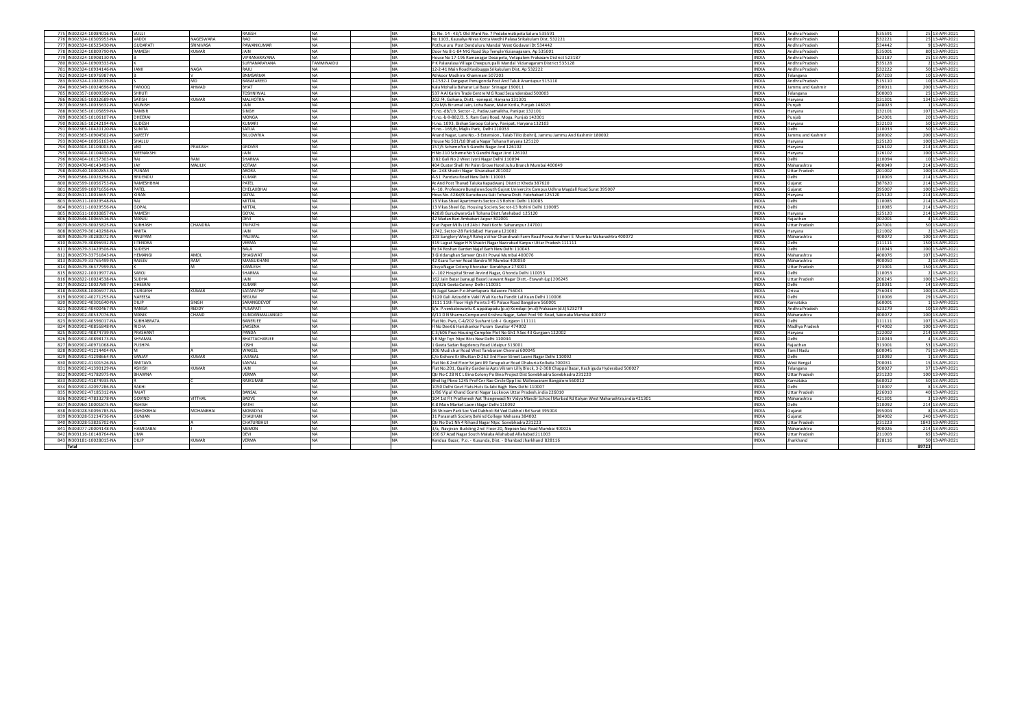| | | | | | | | | | | | | |
|---|---|---|---|---|---|---|---|---|---|---|---|---|
| 775 | IN302324-10084016-NA | VULLI | | RAJESH | NA | | NA | D. No. 14 -43/1 Old Ward No. 7 Pedakomatipeta Saluru 535591 | INDIA | Andhra Pradesh | 535591 | 25 | 13-APR-2021 |
| 776 | IN302324-10305953-NA | VADDI | NAGESWARA | RAO | NA | | NA | No 1103, Kausalya Nivas Kotta Veedhi Palasa Srikakulam Dist. 532221 | INDIA | Andhra Pradesh | 532221 | 25 | 13-APR-2021 |
| 777 | IN302324-10525430-NA | GUDAPATI | SRINIVASA | PAWANKUMAR | NA | | NA | Pothunuru Post Denduluru Mandal West Godavari Dt 534442 | INDIA | Andhra Pradesh | 534442 | 9 | 13-APR-2021 |
| 778 | IN302324-10809790-NA | RAMESH | KUMAR | JAIN | NA | | NA | Door No 8-1-84 M G Road Skp Temple Vizianagaram, Ap 535001 | INDIA | Andhra Pradesh | 535001 | 80 | 13-APR-2021 |
| 779 | IN302324-10908130-NA | B | | VIPRANARAYANA | NA | | NA | House No 17-196 Ramanagar Desaipeta, Vetapalem Prakasam District 523187 | INDIA | Andhra Pradesh | 523187 | 25 | 13-APR-2021 |
| 780 | IN302324-10909333-NA | K | | SURYANARAYANA | TAMMINAIDU | | NA | P K Palavalasa Village Cheepurupalli Mandal Vizianagaram District 535128 | INDIA | Andhra Pradesh | 535128 | 2 | 13-APR-2021 |
| 781 | IN302324-10934146-NA | JAMI | NAGA | RAJU | NA | | NA | 12-2-41 Main Road Kasibugga Srikakulam Dist, Ap 532222 | INDIA | Andhra Pradesh | 532222 | 50 | 13-APR-2021 |
| 782 | IN302324-10976987-NA | B | V | BNMSARMA | NA | | NA | Athkoor Madhira Khammam 507203 | INDIA | Telangana | 507203 | 10 | 13-APR-2021 |
| 783 | IN302324-11020019-NA | S | MD | BABAFAREED | NA | | NA | 1-1532-1 Dargapet Penugonda Post And Taluk Anantapur 515110 | INDIA | Andhra Pradesh | 515110 | 10 | 13-APR-2021 |
| 784 | IN302349-10024696-NA | FAROOQ | AHMAD | BHAT | NA | | NA | Kala Mohalla Baharar Lal Bazar Srinagar 190011 | INDIA | Jammu and Kashmir | 190011 | 200 | 13-APR-2021 |
| 785 | IN302357-10009350-NA | SHRUTI | | TOSHNIWAL | NA | | NA | 537 A Al Karim Trade Centre M G Road Secunderabad 500003 | INDIA | Telangana | 500003 | 25 | 13-APR-2021 |
| 786 | IN302365-10032689-NA | SATISH | KUMAR | MALHOTRA | NA | | NA | 202,/4, Gohana, Distt. -sonepat, Haryana 131301 | INDIA | Haryana | 131301 | 134 | 13-APR-2021 |
| 787 | IN302365-10035632-NA | MUNISH | | JAIN | NA | | NA | C/o M/s Birumal Jain, Loha Bazar, Maler Kotla, Punjab 148023 | INDIA | Punjab | 148023 | 1 | 13-APR-2021 |
| 788 | IN302365-10105859-NA | RANBIR | | SINGH | NA | | NA | H.no.-db/19, Sector -2, Padav,samalkha, Panipat 132101 | INDIA | Haryana | 132101 | 107 | 13-APR-2021 |
| 789 | IN302365-10106107-NA | DHEERAJ | | MONGA | NA | | NA | H.no.-b-9-882/3, 5, Ram Ganj Road, Moga, Punjab 142001 | INDIA | Punjab | 142001 | 20 | 13-APR-2021 |
| 790 | IN302365-10242194-NA | SUDESH | | KUMARI | NA | | NA | H.no.1093, Bishan Saroop Colony, Panipat, Haryana 132103 | INDIA | Haryana | 132103 | 50 | 13-APR-2021 |
| 791 | IN302365-10420120-NA | SUNITA | | SATIJA | NA | | NA | H.no.-169/b, Majlis Park, Delhi 110033 | INDIA | Delhi | 110033 | 50 | 13-APR-2021 |
| 792 | IN302365-10904502-NA | SWEETY | | BILLOWRIA | NA | | NA | Anand Nagar, Lane No.-3 Extension , Talab Tillo (bohri), Jammu Jammu And Kashmir 180002 | INDIA | Jammu and Kashmir | 180002 | 200 | 13-APR-2021 |
| 793 | IN302404-10056163-NA | SHALLU | | | NA | | NA | House No 501/18 Bhatia Nagar Tohana Haryana 125120 | INDIA | Haryana | 125120 | 100 | 13-APR-2021 |
| 794 | IN302404-10104003-NA | VED | PRAKASH | GROVER | NA | | NA | 157/5 Scheme No 5 Gandhi Nagar Jind 126102 | INDIA | Haryana | 126102 | 214 | 13-APR-2021 |
| 795 | IN302404-10104430-NA | MEENAKSHI | | JAIN | NA | | NA | H No 210 Scheme No 5 Gandhi Nagar Jind 126102 | INDIA | Haryana | 126102 | 100 | 13-APR-2021 |
| 796 | IN302404-10157303-NA | RAJ | RANI | SHARMA | NA | | NA | D 82 Gali No 2 West Jyoti Nagar Delhi 110094 | INDIA | Delhi | 110094 | 10 | 13-APR-2021 |
| 797 | IN302470-40143493-NA | JAY | MAULIK | KOTAM | NA | | NA | 404 Ouster Shell Nr Palm Grove Hotel Juhu Branch Mumbai 400049 | INDIA | Maharashtra | 400049 | 214 | 13-APR-2021 |
| 798 | IN302540-10002853-NA | PUNAM | | ARORA | NA | | NA | Se - 248 Shastri Nagar Ghaziabad 201002 | INDIA | Uttar Pradesh | 201002 | 100 | 13-APR-2021 |
| 799 | IN302566-10026296-NA | BRIJENDU | | KUMAR | NA | | NA | A-51 Pandara Road New Delhi 110003 | INDIA | Delhi | 110003 | 214 | 13-APR-2021 |
| 800 | IN302599-10056753-NA | RAMESHBHAI | | PATEL | NA | | NA | At And Post Thavad Taluka Kapadwanj District Kheda 387620 | INDIA | Gujarat | 387620 | 214 | 13-APR-2021 |
| 801 | IN302599-10071656-NA | PATEL | | CHELAJIBHAI | NA | | NA | A - 10, Professore Bunglows South Gujrat Univercity Campus Udhna Magdall Road Surat 395007 | INDIA | Gujarat | 395007 | 100 | 13-APR-2021 |
| 802 | IN302611-10016657-NA | KIRAN | | GOYAL | NA | | NA | Hous No. 428d/8 Gurudwara Gali Tohana Distt. Fatehabad 125120 | INDIA | Haryana | 125120 | 214 | 13-APR-2021 |
| 803 | IN302611-10029548-NA | RAJ | | MITTAL | NA | | NA | 13 Vikas Sheel Apartments Sector-13 Rohini Delhi 110085 | INDIA | Delhi | 110085 | 214 | 13-APR-2021 |
| 804 | IN302611-10029556-NA | GOPAL | | MITTAL | NA | | NA | 13 Vikas Sheel Gp. Housing Society Secrot-13 Rohini Delhi 110085 | INDIA | Delhi | 110085 | 214 | 13-APR-2021 |
| 805 | IN302611-10030857-NA | RAMESH | | GOYAL | NA | | NA | 428/8 Gurudwara Gali Tohana Distt.fatehabad 125120 | INDIA | Haryana | 125120 | 214 | 13-APR-2021 |
| 806 | IN302646-10065516-NA | MANJU | | DEVI | NA | | NA | 42 Madan Bari Ambabari Jaipur 302001 | INDIA | Rajasthan | 302001 | 4 | 13-APR-2021 |
| 807 | IN302679-30025825-NA | SUBHASH | CHANDRA | TRIPATHI | NA | | NA | Star Paper Mills Ltd 24b I Peeli Kothi Saharanpur 247001 | INDIA | Uttar Pradesh | 247001 | 50 | 13-APR-2021 |
| 808 | IN302679-30140298-NA | AMITA | | JAIN | NA | | NA | 1742, Sector-28 Faridabad Haryana 121002 | INDIA | Haryana | 121002 | 2 | 13-APR-2021 |
| 809 | IN302679-30280072-NA | ANUPAM | | PALIWAL | NA | | NA | 103 Sunglory Wing A Raheja Vihar Chandiwali Farm Road Powai Andheri E Mumbai Maharashtra 400072 | INDIA | Maharashtra | 400072 | 100 | 13-APR-2021 |
| 810 | IN302679-30896932-NA | JITENDRA | | VERMA | NA | | NA | 319 Lajpat Nagar H N Shastri Nagar Nazirabad Kanpur Uttar Pradesh 111111 | INDIA | Delhi | 111111 | 150 | 13-APR-2021 |
| 811 | IN302679-31429506-NA | SUDESH | | BALA | NA | | NA | Rz 34 Roshan Garden Najaf Garh New Delhi 110043 | INDIA | Delhi | 110043 | 100 | 13-APR-2021 |
| 812 | IN302679-33751843-NA | HEMANGI | AMOL | BHAGWAT | NA | | NA | 3 Giridarsighan Sameer Qts lit Powai Mumbai 400076 | INDIA | Maharashtra | 400076 | 107 | 13-APR-2021 |
| 813 | IN302679-33765499-NA | RAJEEV | RAM | MANSUKHANI | NA | | NA | 42 Ksara Turner Road Bandra W Mumbai 400050 | INDIA | Maharashtra | 400050 | 2 | 13-APR-2021 |
| 814 | IN302679-36377999-NA | K | M | KAMLESH | NA | | NA | Divya Nagar Colony Khorabar Gorakhpur 273001 | INDIA | Uttar Pradesh | 273001 | 150 | 13-APR-2021 |
| 815 | IN302822-10019977-NA | SAROJ | | SHARMA | NA | | NA | V - 102 Hospital Street Arvind Nagar, Ghonda Delhi 110053 | INDIA | Delhi | 110053 | 2 | 13-APR-2021 |
| 816 | IN302822-10024538-NA | SUDHA | | JAIN | NA | | NA | 162 Jain Bazar Jiarauji Bazar) Jaswant Nagar Distt.- Etawah (up) 206245 | INDIA | Uttar Pradesh | 206245 | 100 | 13-APR-2021 |
| 817 | IN302822-10027897-NA | DHEERAJ | | KUMAR | NA | | NA | 13/326 Geeta Colony Delhi 110031 | INDIA | Delhi | 110031 | 14 | 13-APR-2021 |
| 818 | IN302898-10006977-NA | DURGESH | KUMAR | SATAPATHY | NA | | NA | At Jugal Sasan P.o.khantapara Balasore 756043 | INDIA | Orissa | 756043 | 100 | 13-APR-2021 |
| 819 | IN302902-40271255-NA | NAFEESA | | BEGUM | NA | | NA | 3120 Gali Azizuddin Vakil Wali Kucha Pandit Lal Kuan Delhi 110006 | INDIA | Delhi | 110006 | 29 | 13-APR-2021 |
| 820 | IN302902-40301640-NA | DILIP | SINGH | SARANGDEVOT | NA | | NA | 3111 11th Floor High Points 3 45 Palace Road Bangalore 560001 | INDIA | Karnataka | 560001 | 1 | 13-APR-2021 |
| 821 | IN302902-40400467-NA | RANGA | REDDY | PUSAPATI | NA | | NA | S/o. P.venkateswarlu K.uppalapadu (p.o) Kondapi (m.d) Prakasam (d.t) 523279 | INDIA | Andhra Pradesh | 523279 | 10 | 13-APR-2021 |
| 822 | IN302902-40537076-NA | MANIK | CHAND | KUNDANMALJANGID | NA | | NA | A/11 D N Sharma Compound Krishna Nagar, Safed Pool 90 Road, Sakinaka Mumbai 400072 | INDIA | Maharashtra | 400072 | 100 | 13-APR-2021 |
| 823 | IN302902-40596017-NA | SUBHABRATA | | BANERJEE | NA | | NA | Flat No. Pwo, C-4/202 Sushant Lok-I Gurgaon 111111 | INDIA | Delhi | 111111 | 107 | 13-APR-2021 |
| 824 | IN302902-40856848-NA | RICHA | | SAKSENA | NA | | NA | H No Dee66 Harishankar Puram Gwalior 474002 | INDIA | Madhya Pradesh | 474002 | 100 | 13-APR-2021 |
| 825 | IN302902-40874739-NA | PRASHANT | | PANDA | NA | | NA | C 3/606 Pwo Housing Complex Plot No Gh1 A Sec 43 Gurgaon 122002 | INDIA | Haryana | 122002 | 214 | 13-APR-2021 |
| 826 | IN302902-40898173-NA | SHYAMAL | | BHATTACHARJEE | NA | | NA | S R Mgr Tqn Ntpc Btcs New Delhi 110044 | INDIA | Delhi | 110044 | 4 | 13-APR-2021 |
| 827 | IN302902-40971068-NA | PUSHPA | | JOSHI | NA | | NA | 1 Geeta Sadan Regidency Road Udaipur 313001 | INDIA | Rajasthan | 313001 | 53 | 13-APR-2021 |
| 828 | IN302902-41214404-NA | M | A | WAKEEL | NA | | NA | 306 Mudichur Road West Tambaram Chennai 600045 | INDIA | Tamil Nadu | 600045 | 75 | 13-APR-2021 |
| 829 | IN302902-41298664-NA | SANJAY | KUMAR | JAISWAL | NA | | NA | C/o Kishore Kr Bhuttan D-262 3rd Floor Street Laxmi Nagar Delhi 110092 | INDIA | Delhi | 110092 | 1 | 13-APR-2021 |
| 830 | IN302902-41301526-NA | AMITAVA | | SANYAL | NA | | NA | Flat No 8 2nd Floor Srijani 89 Tanupukur Road Dhakuria Kolkata 700031 | INDIA | West Bengal | 700031 | 15 | 13-APR-2021 |
| 831 | IN302902-41390129-NA | ASHISH | KUMAR | JAIN | NA | | NA | Flat No.201, Quality Gardenia Apts Vikram Lilly Block, 3-2-308 Chappal Bazar, Kachiguda Hyderabad 500027 | INDIA | Telangana | 500027 | 37 | 13-APR-2021 |
| 832 | IN302902-41782975-NA | BHAWNA | | VERMA | NA | | NA | Qtr No C 28 N C L Bina Colony Po Bina Project Dist Sonebhadra Sonebhadra 231220 | INDIA | Uttar Pradesh | 231220 | 100 | 13-APR-2021 |
| 833 | IN302902-41874935-NA | R | C | RAJKUMAR | NA | | NA | Bhel Isg Pbno 1245 Prof Cnr Rao Circle Opp Iisc Malleswaram Bangalore 560012 | INDIA | Karnataka | 560012 | 50 | 13-APR-2021 |
| 834 | IN302902-42097286-NA | RAKHI | | | NA | | NA | 1050 Delhi Govt Flats Huts Gulabi Bagh New Delhi 110007 | INDIA | Delhi | 110007 | 8 | 13-APR-2021 |
| 835 | IN302902-47185312-NA | RAJAT | | BANSAL | NA | | NA | 1/86 Vipul Khand Gomti Nagar Lucknow Uttar Pradesh,india 226010 | INDIA | Uttar Pradesh | 226010 | 40 | 13-APR-2021 |
| 836 | IN302902-47833278-NA | GOVIND | VITTHAL | BADVE | NA | | NA | 104 1st Flt Prathmesh Apt Thangewadi Nr Vidya Mandir School Murbad Rd Kalyan West Maharashtra,india 421301 | INDIA | Maharashtra | 421301 | 3 | 13-APR-2021 |
| 837 | IN302960-10001875-NA | ASHISH | | RATHI | NA | | NA | K-8 Main Market Laxmi Nagar Delhi 110092 | INDIA | Delhi | 110092 | 214 | 13-APR-2021 |
| 838 | IN303028-50096785-NA | ASHOKBHAI | MOHANBHAI | MORADIYA | NA | | NA | 06 Shivam Park Soc Ved Dabholi Rd Ved Dabholi Rd Surat 395004 | INDIA | Gujarat | 395004 | 8 | 13-APR-2021 |
| 839 | IN303028-53234736-NA | GUNJAN | | CHAUHAN | NA | | NA | 31 Parasnath Society Behind College Mehsana 384002 | INDIA | Gujarat | 384002 | 240 | 13-APR-2021 |
| 840 | IN303028-53826702-NA | C | A | CHATURBHUJ | NA | | NA | Qtr No Ds1 Nh 4 Rihand Nagar Ntpc Sonebhadra 231223 | INDIA | Uttar Pradesh | 231223 | 1843 | 13-APR-2021 |
| 841 | IN303077-20004146-NA | HAMIDABAI | I | MEMON | NA | | NA | 3/a, Navjivan Building 2nd Floor 20, Nepean Sea Road Mumbai 400026 | INDIA | Maharashtra | 400026 | 214 | 13-APR-2021 |
| 842 | IN303116-10148764-NA | UMA | | DEVI | NA | | NA | 166 67 Azad Nagar South Malaka Allahabad Allahabad 211003 | INDIA | Uttar Pradesh | 211003 | 65 | 13-APR-2021 |
| 843 | IN303181-10028015-NA | DILIP | KUMAR | VERMA | NA | | NA | Kendua Bazar, P.o. - Kusunda, Dist. - Dhanbad Jharkhand 828116 | INDIA | Jharkhand | 828116 | 50 | 13-APR-2021 |
| | Total | | | | | | | | | | | 89723 | |